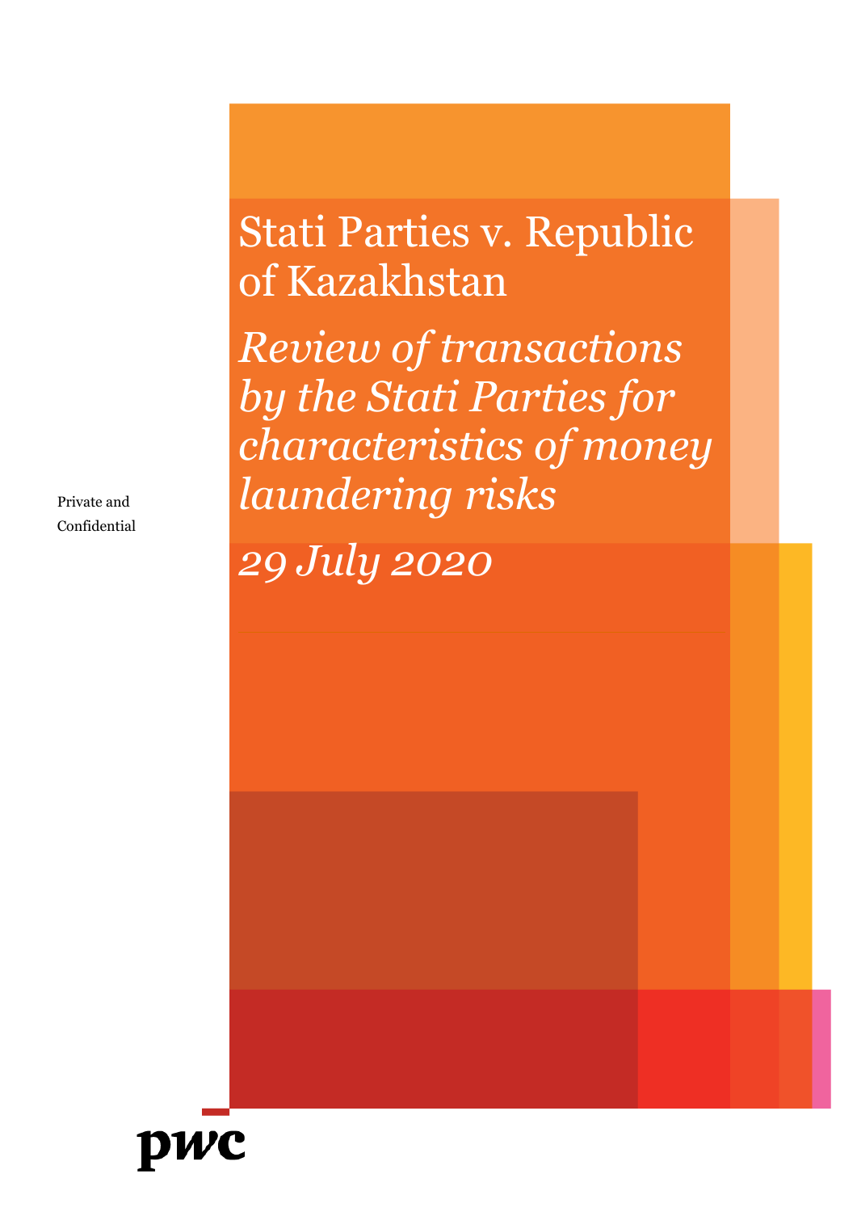# Stati Parties v. Republic of Kazakhstan

*Review of transactions by the Stati Parties for characteristics of money laundering risks*

*29 July 2020*

Private and Confidential

pwc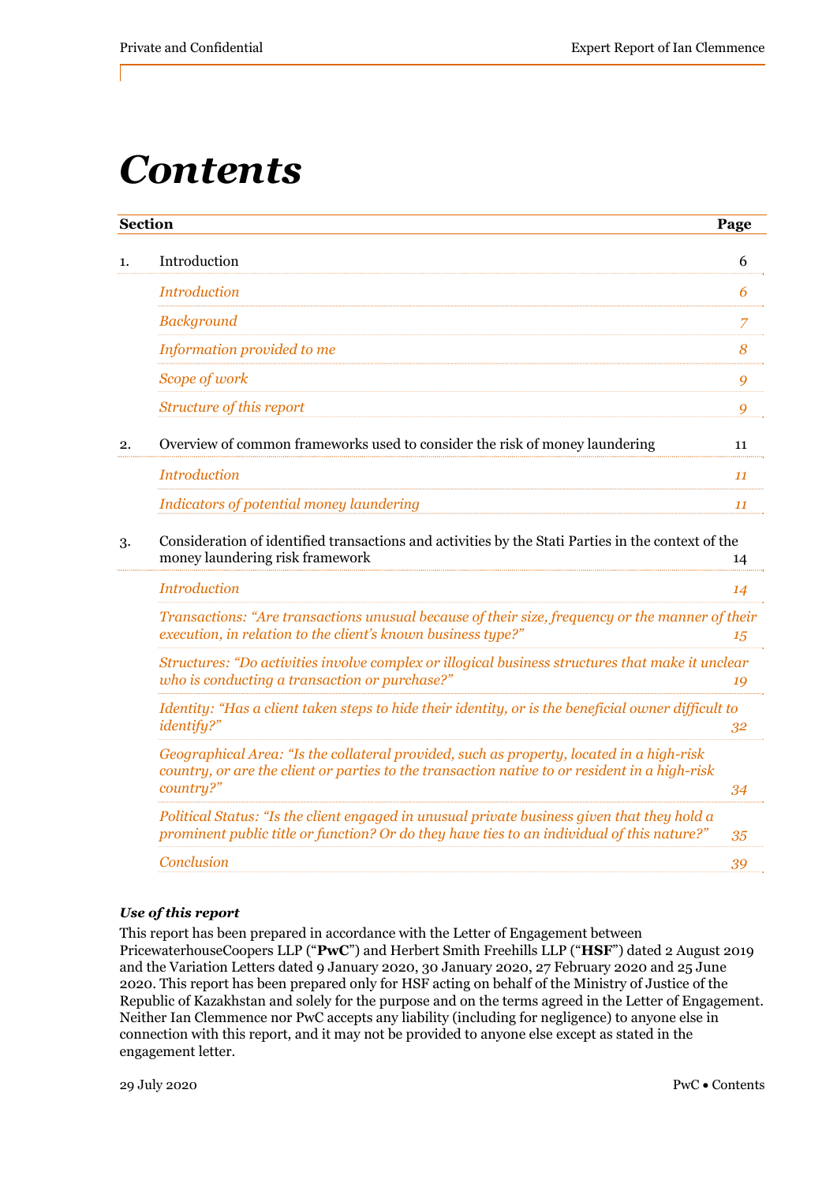# Contents

| Section | | Page |
|---|---|---|
| 1. | Introduction | 6 |
| | *Introduction* | *6* |
| | *Background* | *7* |
| | *Information provided to me* | *8* |
| | *Scope of work* | *9* |
| | *Structure of this report* | *9* |
| 2. | Overview of common frameworks used to consider the risk of money laundering | 11 |
| | *Introduction* | *11* |
| | *Indicators of potential money laundering* | *11* |
| 3. | Consideration of identified transactions and activities by the Stati Parties in the context of the money laundering risk framework | 14 |
| | *Introduction* | *14* |
| | *Transactions: "Are transactions unusual because of their size, frequency or the manner of their execution, in relation to the client's known business type?"* | *15* |
| | *Structures: "Do activities involve complex or illogical business structures that make it unclear who is conducting a transaction or purchase?"* | *19* |
| | *Identity: "Has a client taken steps to hide their identity, or is the beneficial owner difficult to identify?"* | *32* |
| | *Geographical Area: "Is the collateral provided, such as property, located in a high-risk country, or are the client or parties to the transaction native to or resident in a high-risk country?"* | *34* |
| | *Political Status: "Is the client engaged in unusual private business given that they hold a prominent public title or function? Or do they have ties to an individual of this nature?"* | *35* |
| | *Conclusion* | *39* |

***Use of this report***

This report has been prepared in accordance with the Letter of Engagement between PricewaterhouseCoopers LLP ("**PwC**") and Herbert Smith Freehills LLP ("**HSF**") dated 2 August 2019 and the Variation Letters dated 9 January 2020, 30 January 2020, 27 February 2020 and 25 June 2020. This report has been prepared only for HSF acting on behalf of the Ministry of Justice of the Republic of Kazakhstan and solely for the purpose and on the terms agreed in the Letter of Engagement. Neither Ian Clemmence nor PwC accepts any liability (including for negligence) to anyone else in connection with this report, and it may not be provided to anyone else except as stated in the engagement letter.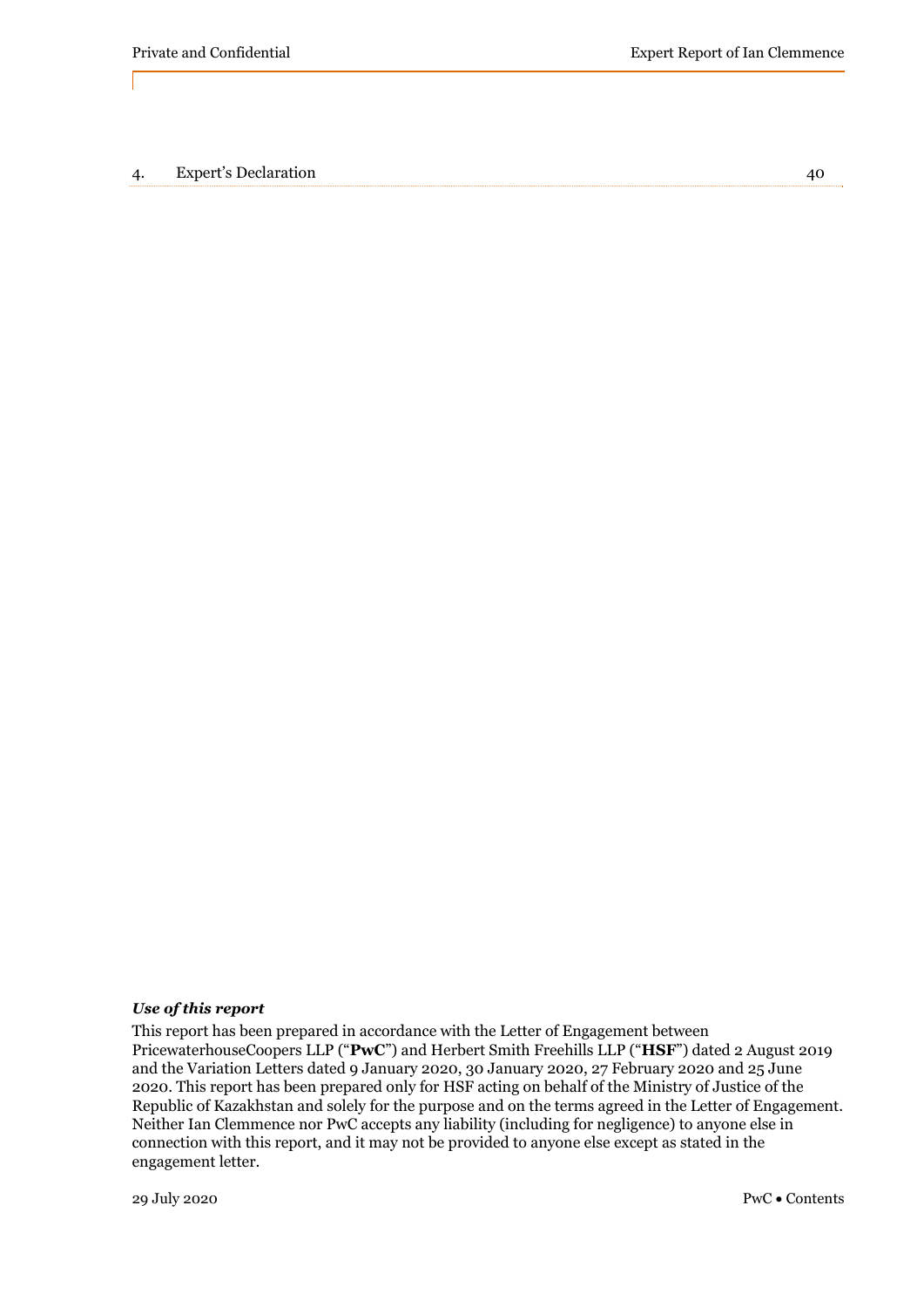| | | |
|---|---|---|
| 4. | Expert's Declaration | 40 |

***Use of this report***

This report has been prepared in accordance with the Letter of Engagement between PricewaterhouseCoopers LLP ("**PwC**") and Herbert Smith Freehills LLP ("**HSF**") dated 2 August 2019 and the Variation Letters dated 9 January 2020, 30 January 2020, 27 February 2020 and 25 June 2020. This report has been prepared only for HSF acting on behalf of the Ministry of Justice of the Republic of Kazakhstan and solely for the purpose and on the terms agreed in the Letter of Engagement. Neither Ian Clemmence nor PwC accepts any liability (including for negligence) to anyone else in connection with this report, and it may not be provided to anyone else except as stated in the engagement letter.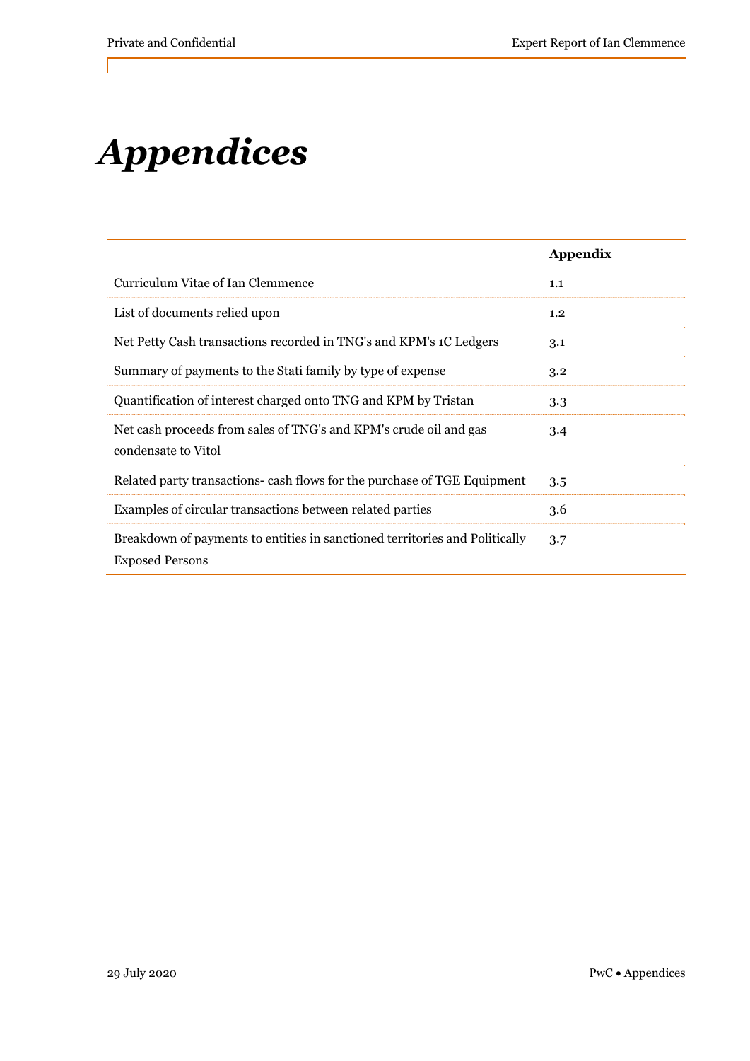# *Appendices*

| | Appendix |
|---|---|
| Curriculum Vitae of Ian Clemmence | 1.1 |
| List of documents relied upon | 1.2 |
| Net Petty Cash transactions recorded in TNG's and KPM's 1C Ledgers | 3.1 |
| Summary of payments to the Stati family by type of expense | 3.2 |
| Quantification of interest charged onto TNG and KPM by Tristan | 3.3 |
| Net cash proceeds from sales of TNG's and KPM's crude oil and gas condensate to Vitol | 3.4 |
| Related party transactions- cash flows for the purchase of TGE Equipment | 3.5 |
| Examples of circular transactions between related parties | 3.6 |
| Breakdown of payments to entities in sanctioned territories and Politically Exposed Persons | 3.7 |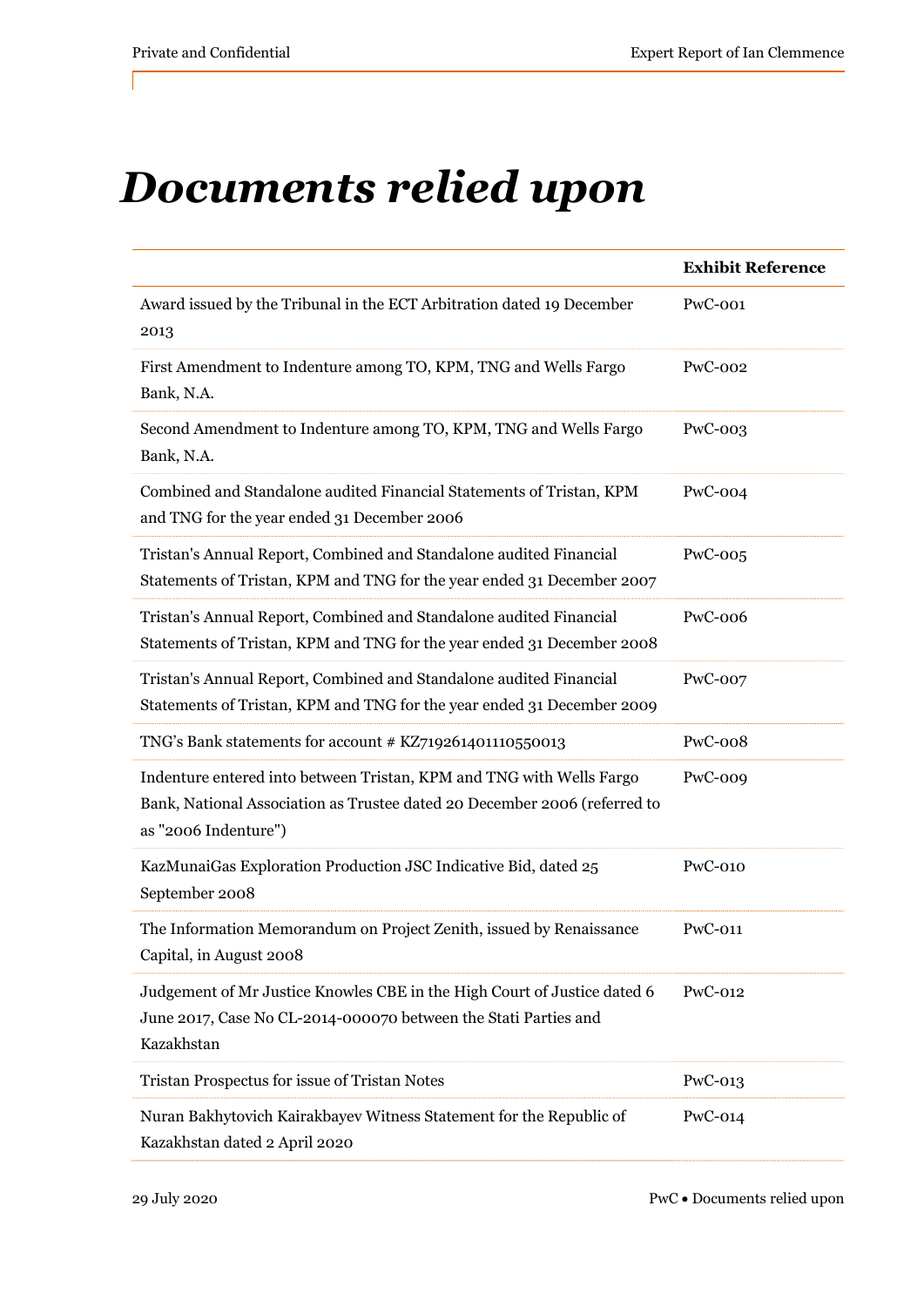# *Documents relied upon*

| | Exhibit Reference |
|---|---|
| Award issued by the Tribunal in the ECT Arbitration dated 19 December 2013 | PwC-001 |
| First Amendment to Indenture among TO, KPM, TNG and Wells Fargo Bank, N.A. | PwC-002 |
| Second Amendment to Indenture among TO, KPM, TNG and Wells Fargo Bank, N.A. | PwC-003 |
| Combined and Standalone audited Financial Statements of Tristan, KPM and TNG for the year ended 31 December 2006 | PwC-004 |
| Tristan's Annual Report, Combined and Standalone audited Financial Statements of Tristan, KPM and TNG for the year ended 31 December 2007 | PwC-005 |
| Tristan's Annual Report, Combined and Standalone audited Financial Statements of Tristan, KPM and TNG for the year ended 31 December 2008 | PwC-006 |
| Tristan's Annual Report, Combined and Standalone audited Financial Statements of Tristan, KPM and TNG for the year ended 31 December 2009 | PwC-007 |
| TNG’s Bank statements for account # KZ719261401110550013 | PwC-008 |
| Indenture entered into between Tristan, KPM and TNG with Wells Fargo Bank, National Association as Trustee dated 20 December 2006 (referred to as "2006 Indenture") | PwC-009 |
| KazMunaiGas Exploration Production JSC Indicative Bid, dated 25 September 2008 | PwC-010 |
| The Information Memorandum on Project Zenith, issued by Renaissance Capital, in August 2008 | PwC-011 |
| Judgement of Mr Justice Knowles CBE in the High Court of Justice dated 6 June 2017, Case No CL-2014-000070 between the Stati Parties and Kazakhstan | PwC-012 |
| Tristan Prospectus for issue of Tristan Notes | PwC-013 |
| Nuran Bakhytovich Kairakbayev Witness Statement for the Republic of Kazakhstan dated 2 April 2020 | PwC-014 |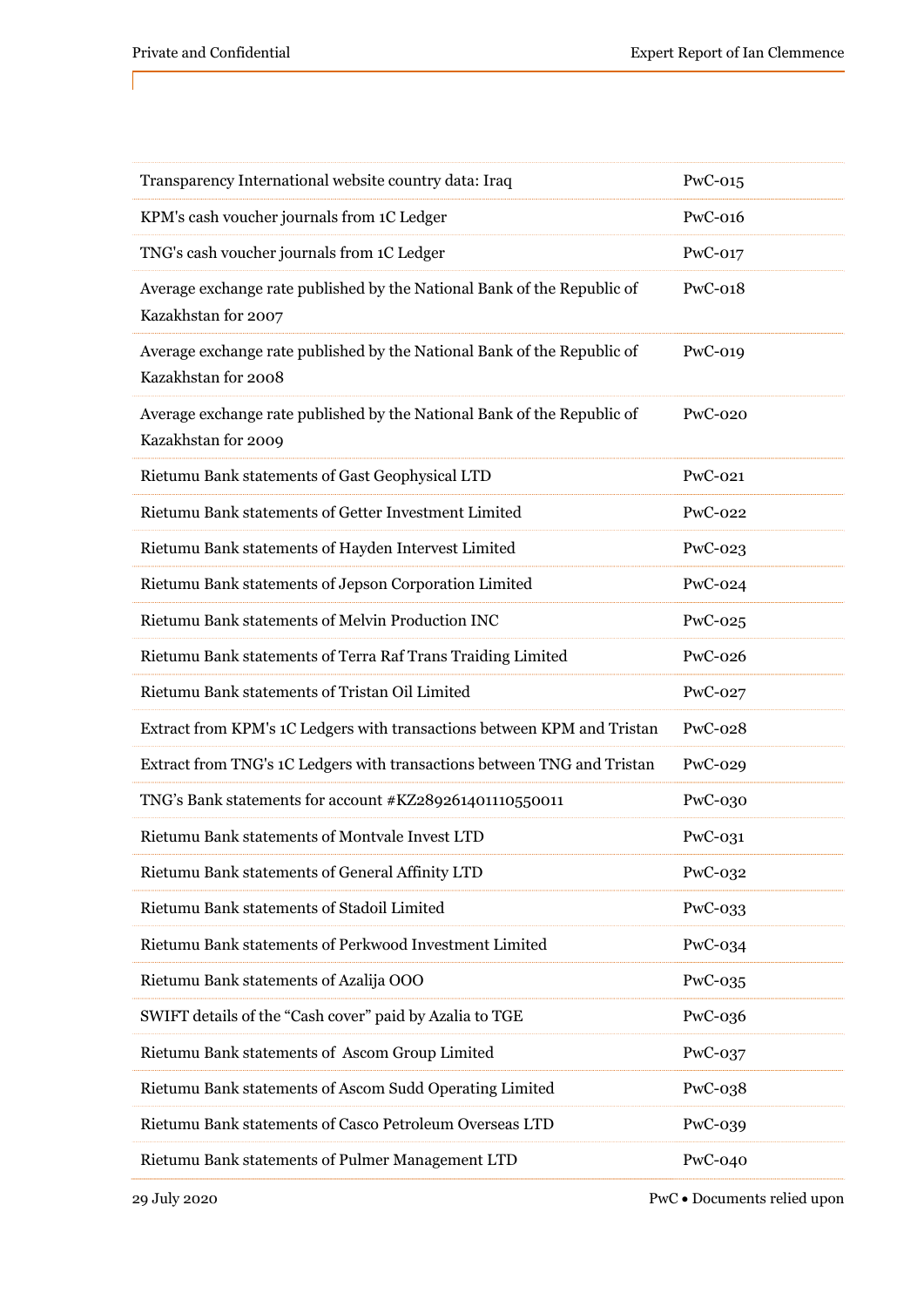| | |
|---|---|
| Transparency International website country data: Iraq | PwC-015 |
| KPM's cash voucher journals from 1C Ledger | PwC-016 |
| TNG's cash voucher journals from 1C Ledger | PwC-017 |
| Average exchange rate published by the National Bank of the Republic of Kazakhstan for 2007 | PwC-018 |
| Average exchange rate published by the National Bank of the Republic of Kazakhstan for 2008 | PwC-019 |
| Average exchange rate published by the National Bank of the Republic of Kazakhstan for 2009 | PwC-020 |
| Rietumu Bank statements of Gast Geophysical LTD | PwC-021 |
| Rietumu Bank statements of Getter Investment Limited | PwC-022 |
| Rietumu Bank statements of Hayden Intervest Limited | PwC-023 |
| Rietumu Bank statements of Jepson Corporation Limited | PwC-024 |
| Rietumu Bank statements of Melvin Production INC | PwC-025 |
| Rietumu Bank statements of Terra Raf Trans Traiding Limited | PwC-026 |
| Rietumu Bank statements of Tristan Oil Limited | PwC-027 |
| Extract from KPM's 1C Ledgers with transactions between KPM and Tristan | PwC-028 |
| Extract from TNG's 1C Ledgers with transactions between TNG and Tristan | PwC-029 |
| TNG's Bank statements for account #KZ289261401110550011 | PwC-030 |
| Rietumu Bank statements of Montvale Invest LTD | PwC-031 |
| Rietumu Bank statements of General Affinity LTD | PwC-032 |
| Rietumu Bank statements of Stadoil Limited | PwC-033 |
| Rietumu Bank statements of Perkwood Investment Limited | PwC-034 |
| Rietumu Bank statements of Azalija OOO | PwC-035 |
| SWIFT details of the "Cash cover" paid by Azalia to TGE | PwC-036 |
| Rietumu Bank statements of Ascom Group Limited | PwC-037 |
| Rietumu Bank statements of Ascom Sudd Operating Limited | PwC-038 |
| Rietumu Bank statements of Casco Petroleum Overseas LTD | PwC-039 |
| Rietumu Bank statements of Pulmer Management LTD | PwC-040 |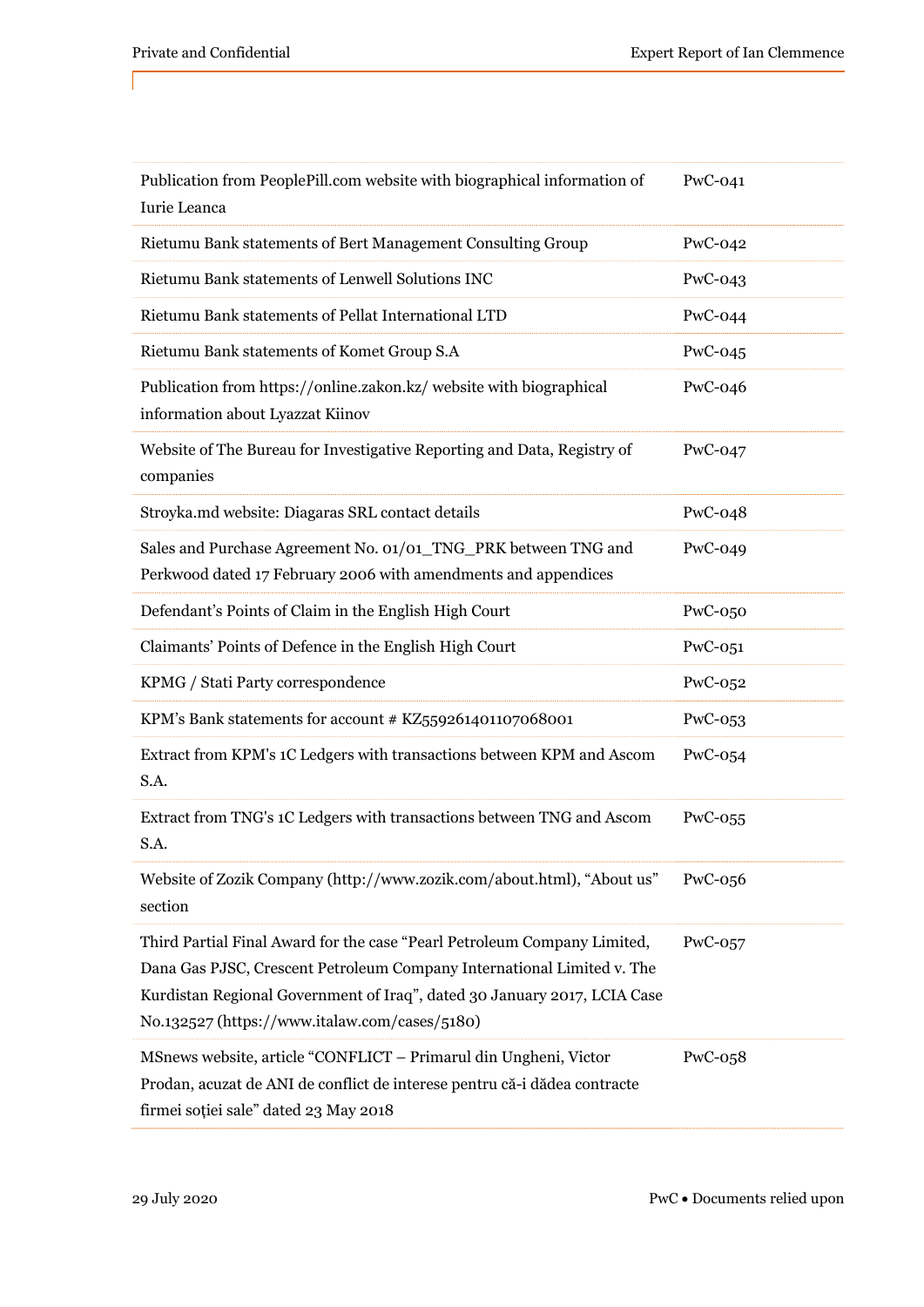| | |
|---|---|
| Publication from PeoplePill.com website with biographical information of Iurie Leanca | PwC-041 |
| Rietumu Bank statements of Bert Management Consulting Group | PwC-042 |
| Rietumu Bank statements of Lenwell Solutions INC | PwC-043 |
| Rietumu Bank statements of Pellat International LTD | PwC-044 |
| Rietumu Bank statements of Komet Group S.A | PwC-045 |
| Publication from https://online.zakon.kz/ website with biographical information about Lyazzat Kiinov | PwC-046 |
| Website of The Bureau for Investigative Reporting and Data, Registry of companies | PwC-047 |
| Stroyka.md website: Diagaras SRL contact details | PwC-048 |
| Sales and Purchase Agreement No. 01/01_TNG_PRK between TNG and Perkwood dated 17 February 2006 with amendments and appendices | PwC-049 |
| Defendant's Points of Claim in the English High Court | PwC-050 |
| Claimants' Points of Defence in the English High Court | PwC-051 |
| KPMG / Stati Party correspondence | PwC-052 |
| KPM's Bank statements for account # KZ559261401107068001 | PwC-053 |
| Extract from KPM's 1C Ledgers with transactions between KPM and Ascom S.A. | PwC-054 |
| Extract from TNG's 1C Ledgers with transactions between TNG and Ascom S.A. | PwC-055 |
| Website of Zozik Company (http://www.zozik.com/about.html), "About us" section | PwC-056 |
| Third Partial Final Award for the case "Pearl Petroleum Company Limited, Dana Gas PJSC, Crescent Petroleum Company International Limited v. The Kurdistan Regional Government of Iraq", dated 30 January 2017, LCIA Case No.132527 (https://www.italaw.com/cases/5180) | PwC-057 |
| MSnews website, article "CONFLICT – Primarul din Ungheni, Victor Prodan, acuzat de ANI de conflict de interese pentru că-i dădea contracte firmei soției sale" dated 23 May 2018 | PwC-058 |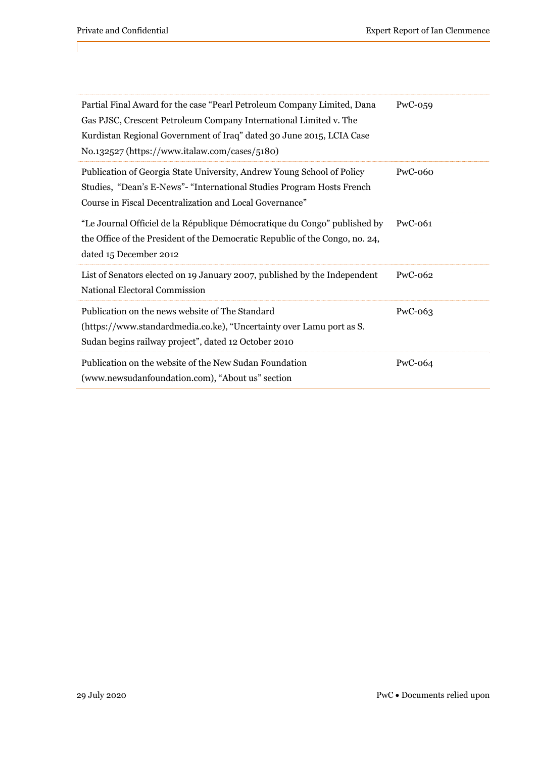| | |
|---|---|
| Partial Final Award for the case “Pearl Petroleum Company Limited, Dana Gas PJSC, Crescent Petroleum Company International Limited v. The Kurdistan Regional Government of Iraq” dated 30 June 2015, LCIA Case No.132527 (https://www.italaw.com/cases/5180) | PwC-059 |
| Publication of Georgia State University, Andrew Young School of Policy Studies, “Dean’s E-News”- “International Studies Program Hosts French Course in Fiscal Decentralization and Local Governance” | PwC-060 |
| “Le Journal Officiel de la République Démocratique du Congo” published by the Office of the President of the Democratic Republic of the Congo, no. 24, dated 15 December 2012 | PwC-061 |
| List of Senators elected on 19 January 2007, published by the Independent National Electoral Commission | PwC-062 |
| Publication on the news website of The Standard (https://www.standardmedia.co.ke), “Uncertainty over Lamu port as S. Sudan begins railway project”, dated 12 October 2010 | PwC-063 |
| Publication on the website of the New Sudan Foundation (www.newsudanfoundation.com), “About us” section | PwC-064 |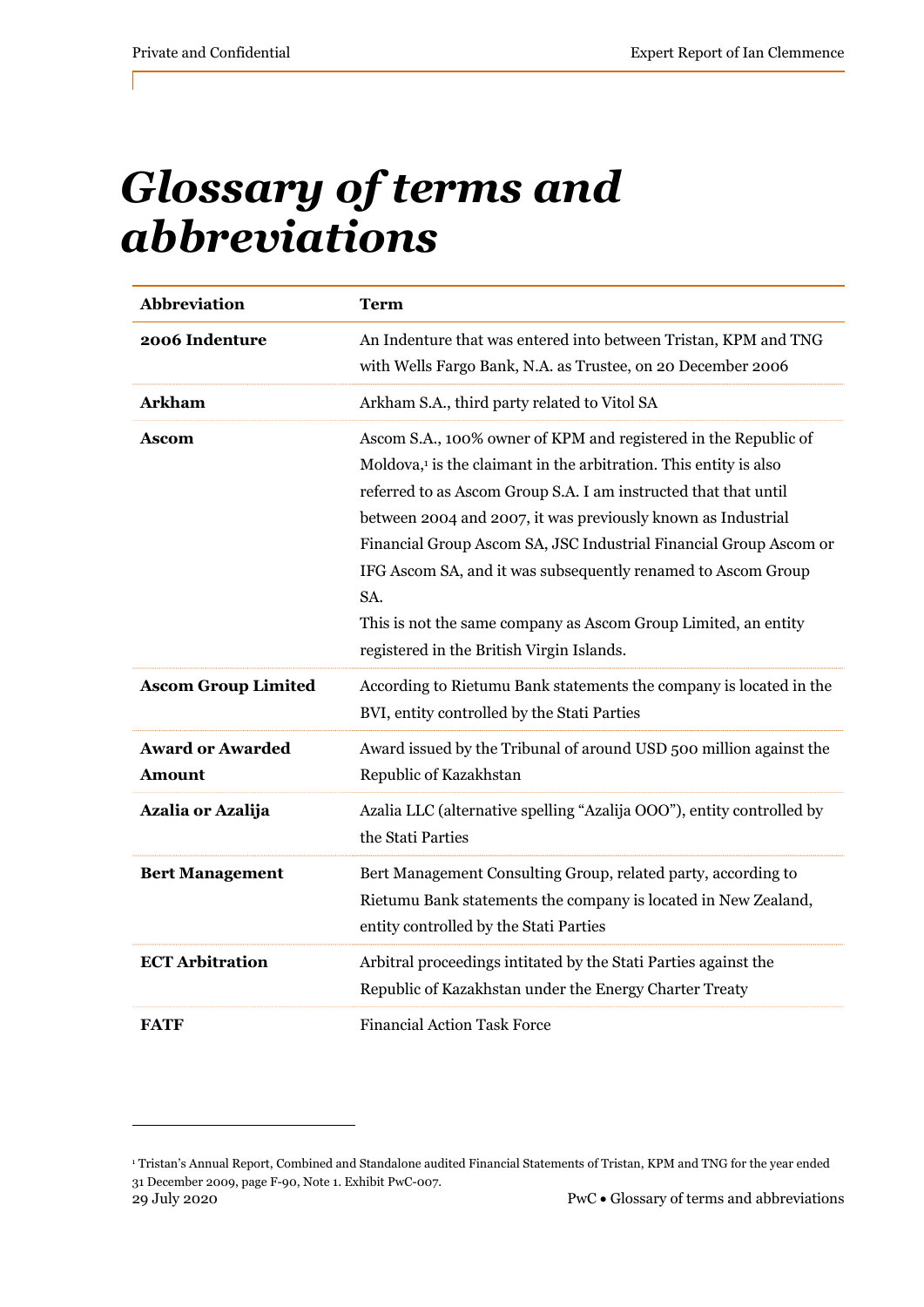# Glossary of terms and abbreviations

| Abbreviation | Term |
|---|---|
| **2006 Indenture** | An Indenture that was entered into between Tristan, KPM and TNG with Wells Fargo Bank, N.A. as Trustee, on 20 December 2006 |
| **Arkham** | Arkham S.A., third party related to Vitol SA |
| **Ascom** | Ascom S.A., 100% owner of KPM and registered in the Republic of Moldova,[1] is the claimant in the arbitration. This entity is also referred to as Ascom Group S.A. I am instructed that that until between 2004 and 2007, it was previously known as Industrial Financial Group Ascom SA, JSC Industrial Financial Group Ascom or IFG Ascom SA, and it was subsequently renamed to Ascom Group SA. This is not the same company as Ascom Group Limited, an entity registered in the British Virgin Islands. |
| **Ascom Group Limited** | According to Rietumu Bank statements the company is located in the BVI, entity controlled by the Stati Parties |
| **Award or Awarded Amount** | Award issued by the Tribunal of around USD 500 million against the Republic of Kazakhstan |
| **Azalia or Azalija** | Azalia LLC (alternative spelling "Azalija OOO"), entity controlled by the Stati Parties |
| **Bert Management** | Bert Management Consulting Group, related party, according to Rietumu Bank statements the company is located in New Zealand, entity controlled by the Stati Parties |
| **ECT Arbitration** | Arbitral proceedings intitated by the Stati Parties against the Republic of Kazakhstan under the Energy Charter Treaty |
| **FATF** | Financial Action Task Force |

[1] Tristan's Annual Report, Combined and Standalone audited Financial Statements of Tristan, KPM and TNG for the year ended 31 December 2009, page F-90, Note 1. Exhibit PwC-007.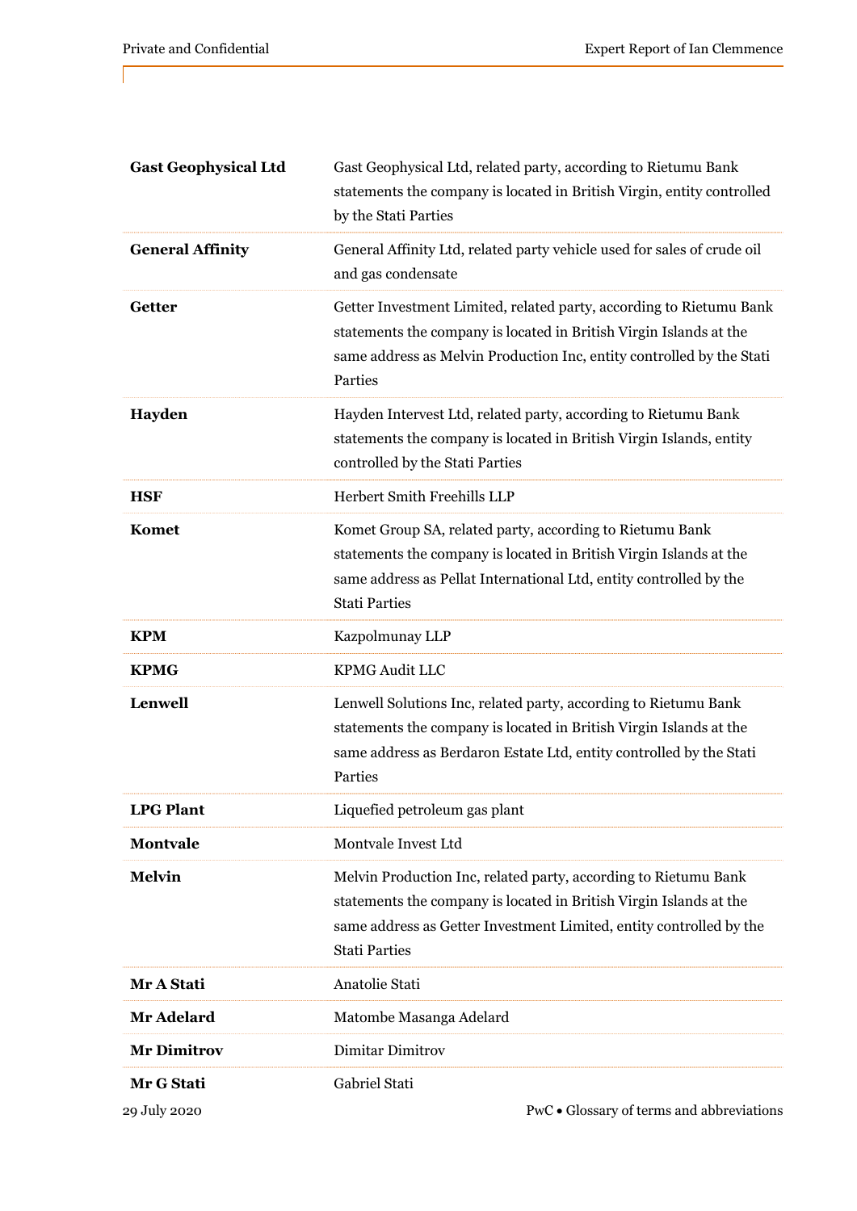| | |
|---|---|
| **Gast Geophysical Ltd** | Gast Geophysical Ltd, related party, according to Rietumu Bank statements the company is located in British Virgin, entity controlled by the Stati Parties |
| **General Affinity** | General Affinity Ltd, related party vehicle used for sales of crude oil and gas condensate |
| **Getter** | Getter Investment Limited, related party, according to Rietumu Bank statements the company is located in British Virgin Islands at the same address as Melvin Production Inc, entity controlled by the Stati Parties |
| **Hayden** | Hayden Intervest Ltd, related party, according to Rietumu Bank statements the company is located in British Virgin Islands, entity controlled by the Stati Parties |
| **HSF** | Herbert Smith Freehills LLP |
| **Komet** | Komet Group SA, related party, according to Rietumu Bank statements the company is located in British Virgin Islands at the same address as Pellat International Ltd, entity controlled by the Stati Parties |
| **KPM** | Kazpolmunay LLP |
| **KPMG** | KPMG Audit LLC |
| **Lenwell** | Lenwell Solutions Inc, related party, according to Rietumu Bank statements the company is located in British Virgin Islands at the same address as Berdaron Estate Ltd, entity controlled by the Stati Parties |
| **LPG Plant** | Liquefied petroleum gas plant |
| **Montvale** | Montvale Invest Ltd |
| **Melvin** | Melvin Production Inc, related party, according to Rietumu Bank statements the company is located in British Virgin Islands at the same address as Getter Investment Limited, entity controlled by the Stati Parties |
| **Mr A Stati** | Anatolie Stati |
| **Mr Adelard** | Matombe Masanga Adelard |
| **Mr Dimitrov** | Dimitar Dimitrov |
| **Mr G Stati** | Gabriel Stati |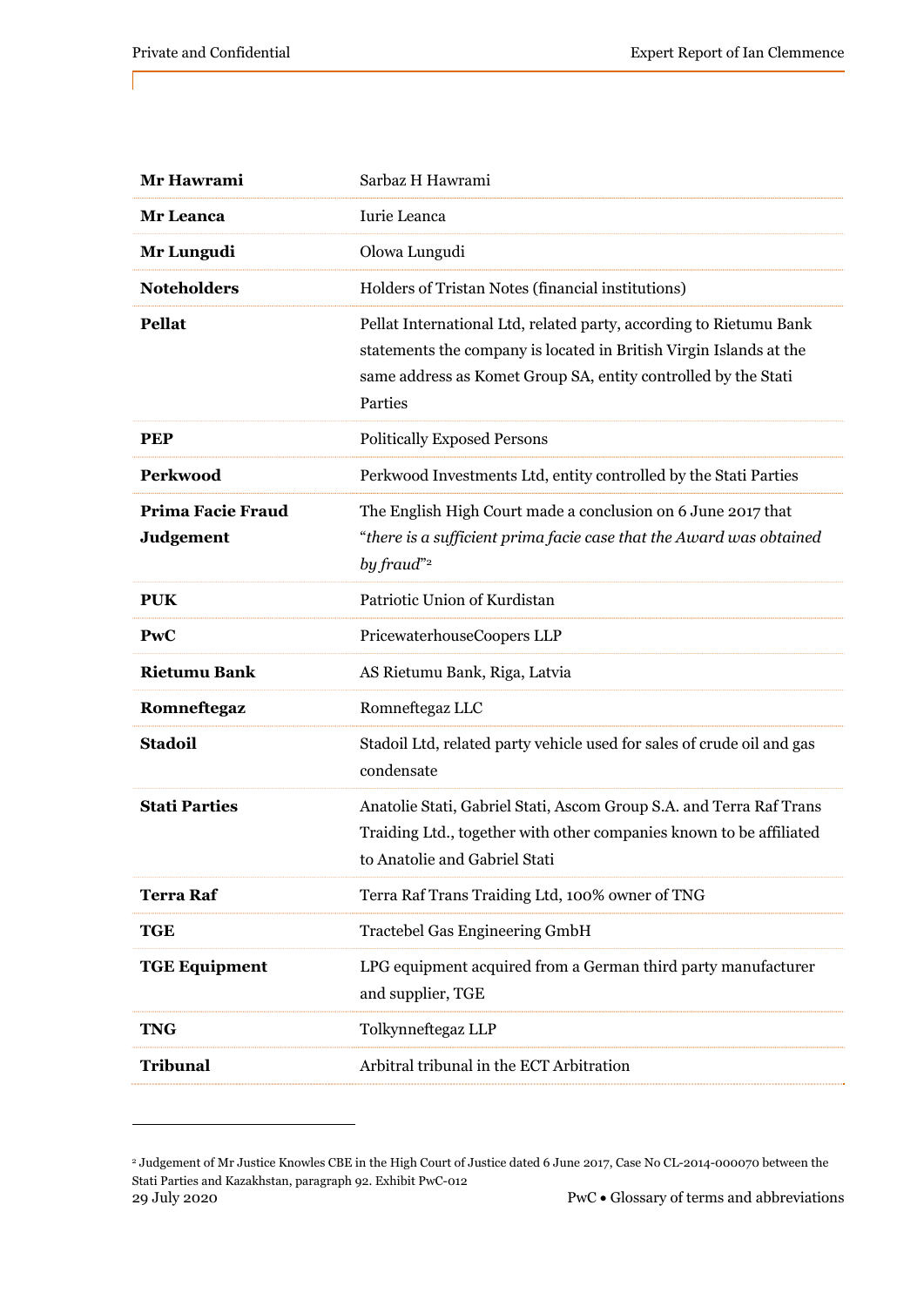| | |
|---|---|
| **Mr Hawrami** | Sarbaz H Hawrami |
| **Mr Leanca** | Iurie Leanca |
| **Mr Lungudi** | Olowa Lungudi |
| **Noteholders** | Holders of Tristan Notes (financial institutions) |
| **Pellat** | Pellat International Ltd, related party, according to Rietumu Bank statements the company is located in British Virgin Islands at the same address as Komet Group SA, entity controlled by the Stati Parties |
| **PEP** | Politically Exposed Persons |
| **Perkwood** | Perkwood Investments Ltd, entity controlled by the Stati Parties |
| **Prima Facie Fraud Judgement** | The English High Court made a conclusion on 6 June 2017 that "*there is a sufficient prima facie case that the Award was obtained by fraud*"[2] |
| **PUK** | Patriotic Union of Kurdistan |
| **PwC** | PricewaterhouseCoopers LLP |
| **Rietumu Bank** | AS Rietumu Bank, Riga, Latvia |
| **Romneftegaz** | Romneftegaz LLC |
| **Stadoil** | Stadoil Ltd, related party vehicle used for sales of crude oil and gas condensate |
| **Stati Parties** | Anatolie Stati, Gabriel Stati, Ascom Group S.A. and Terra Raf Trans Traiding Ltd., together with other companies known to be affiliated to Anatolie and Gabriel Stati |
| **Terra Raf** | Terra Raf Trans Traiding Ltd, 100% owner of TNG |
| **TGE** | Tractebel Gas Engineering GmbH |
| **TGE Equipment** | LPG equipment acquired from a German third party manufacturer and supplier, TGE |
| **TNG** | Tolkynneftegaz LLP |
| **Tribunal** | Arbitral tribunal in the ECT Arbitration |

[2] Judgement of Mr Justice Knowles CBE in the High Court of Justice dated 6 June 2017, Case No CL-2014-000070 between the Stati Parties and Kazakhstan, paragraph 92. Exhibit PwC-012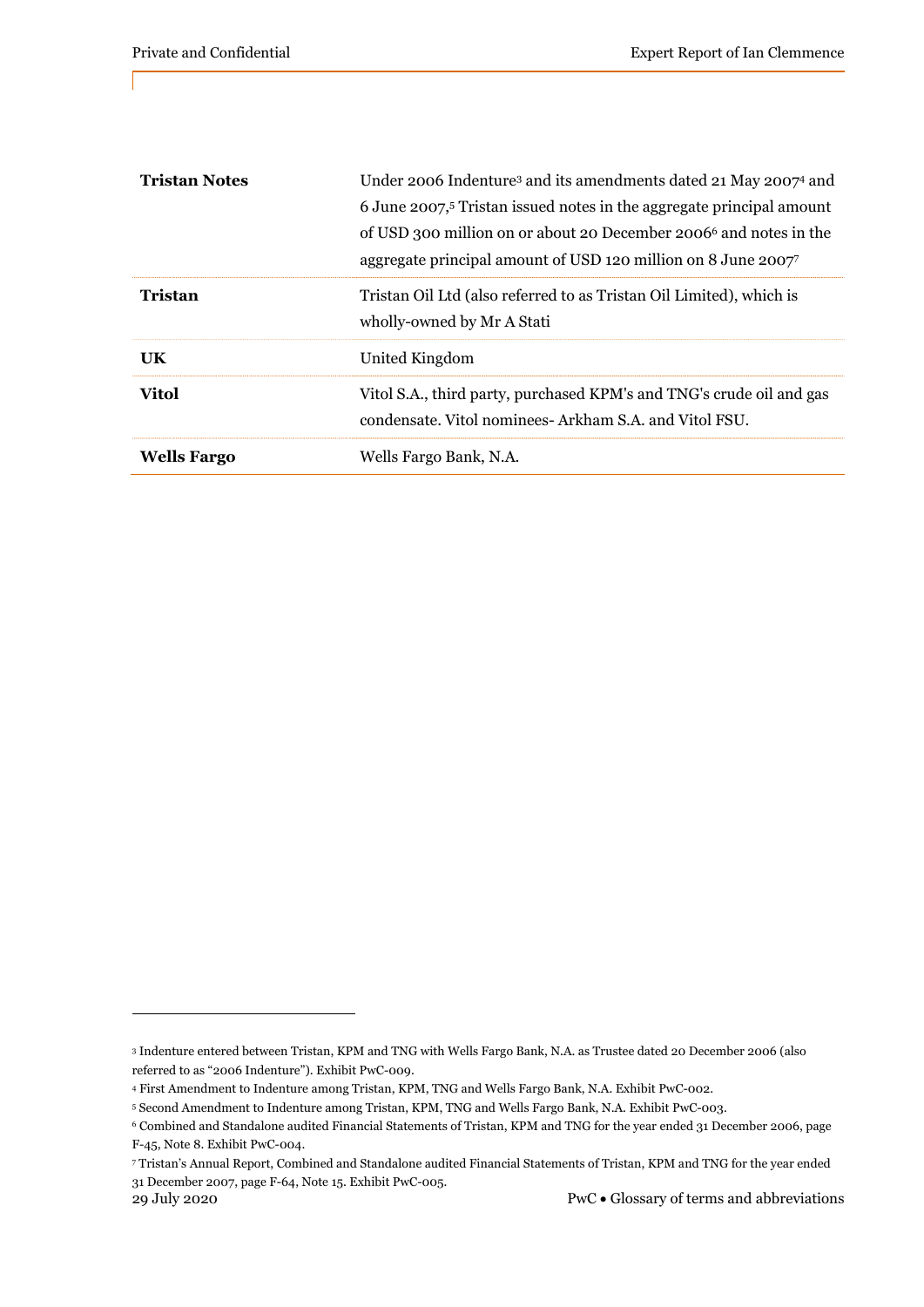| | |
|---|---|
| **Tristan Notes** | Under 2006 Indenture[3] and its amendments dated 21 May 2007[4] and 6 June 2007,[5] Tristan issued notes in the aggregate principal amount of USD 300 million on or about 20 December 2006[6] and notes in the aggregate principal amount of USD 120 million on 8 June 2007[7] |
| **Tristan** | Tristan Oil Ltd (also referred to as Tristan Oil Limited), which is wholly-owned by Mr A Stati |
| **UK** | United Kingdom |
| **Vitol** | Vitol S.A., third party, purchased KPM's and TNG's crude oil and gas condensate. Vitol nominees- Arkham S.A. and Vitol FSU. |
| **Wells Fargo** | Wells Fargo Bank, N.A. |

[3] Indenture entered between Tristan, KPM and TNG with Wells Fargo Bank, N.A. as Trustee dated 20 December 2006 (also referred to as "2006 Indenture"). Exhibit PwC-009.

[4] First Amendment to Indenture among Tristan, KPM, TNG and Wells Fargo Bank, N.A. Exhibit PwC-002.

[5] Second Amendment to Indenture among Tristan, KPM, TNG and Wells Fargo Bank, N.A. Exhibit PwC-003.

[6] Combined and Standalone audited Financial Statements of Tristan, KPM and TNG for the year ended 31 December 2006, page F-45, Note 8. Exhibit PwC-004.

[7] Tristan's Annual Report, Combined and Standalone audited Financial Statements of Tristan, KPM and TNG for the year ended 31 December 2007, page F-64, Note 15. Exhibit PwC-005.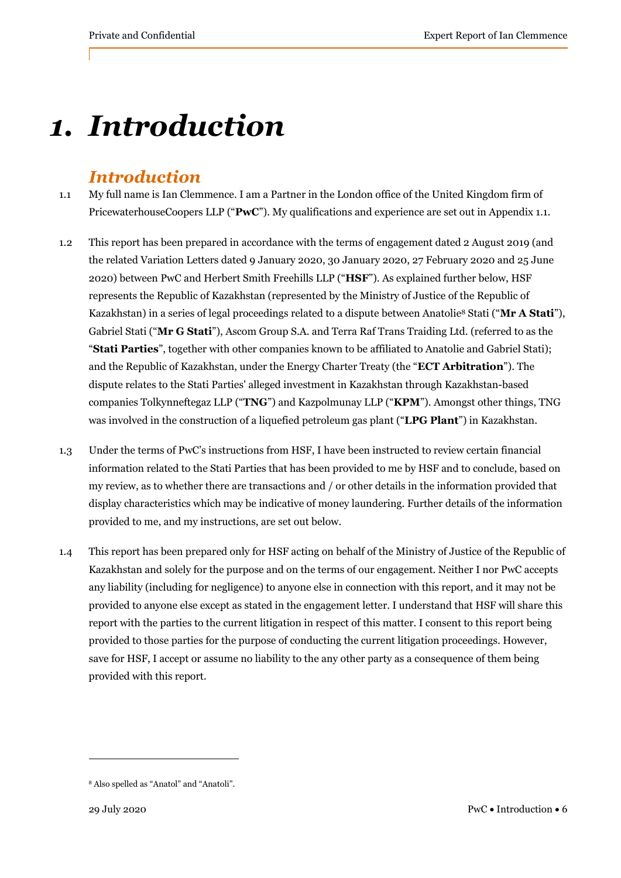# 1. Introduction

## Introduction

1.1 My full name is Ian Clemmence. I am a Partner in the London office of the United Kingdom firm of PricewaterhouseCoopers LLP ("**PwC**"). My qualifications and experience are set out in Appendix 1.1.

1.2 This report has been prepared in accordance with the terms of engagement dated 2 August 2019 (and the related Variation Letters dated 9 January 2020, 30 January 2020, 27 February 2020 and 25 June 2020) between PwC and Herbert Smith Freehills LLP ("**HSF**"). As explained further below, HSF represents the Republic of Kazakhstan (represented by the Ministry of Justice of the Republic of Kazakhstan) in a series of legal proceedings related to a dispute between Anatolie[8] Stati ("**Mr A Stati**"), Gabriel Stati ("**Mr G Stati**"), Ascom Group S.A. and Terra Raf Trans Traiding Ltd. (referred to as the "**Stati Parties**", together with other companies known to be affiliated to Anatolie and Gabriel Stati); and the Republic of Kazakhstan, under the Energy Charter Treaty (the "**ECT Arbitration**"). The dispute relates to the Stati Parties' alleged investment in Kazakhstan through Kazakhstan-based companies Tolkynneftegaz LLP ("**TNG**") and Kazpolmunay LLP ("**KPM**"). Amongst other things, TNG was involved in the construction of a liquefied petroleum gas plant ("**LPG Plant**") in Kazakhstan.

1.3 Under the terms of PwC's instructions from HSF, I have been instructed to review certain financial information related to the Stati Parties that has been provided to me by HSF and to conclude, based on my review, as to whether there are transactions and / or other details in the information provided that display characteristics which may be indicative of money laundering. Further details of the information provided to me, and my instructions, are set out below.

1.4 This report has been prepared only for HSF acting on behalf of the Ministry of Justice of the Republic of Kazakhstan and solely for the purpose and on the terms of our engagement. Neither I nor PwC accepts any liability (including for negligence) to anyone else in connection with this report, and it may not be provided to anyone else except as stated in the engagement letter. I understand that HSF will share this report with the parties to the current litigation in respect of this matter. I consent to this report being provided to those parties for the purpose of conducting the current litigation proceedings. However, save for HSF, I accept or assume no liability to the any other party as a consequence of them being provided with this report.

---

[8] Also spelled as "Anatol" and "Anatoli".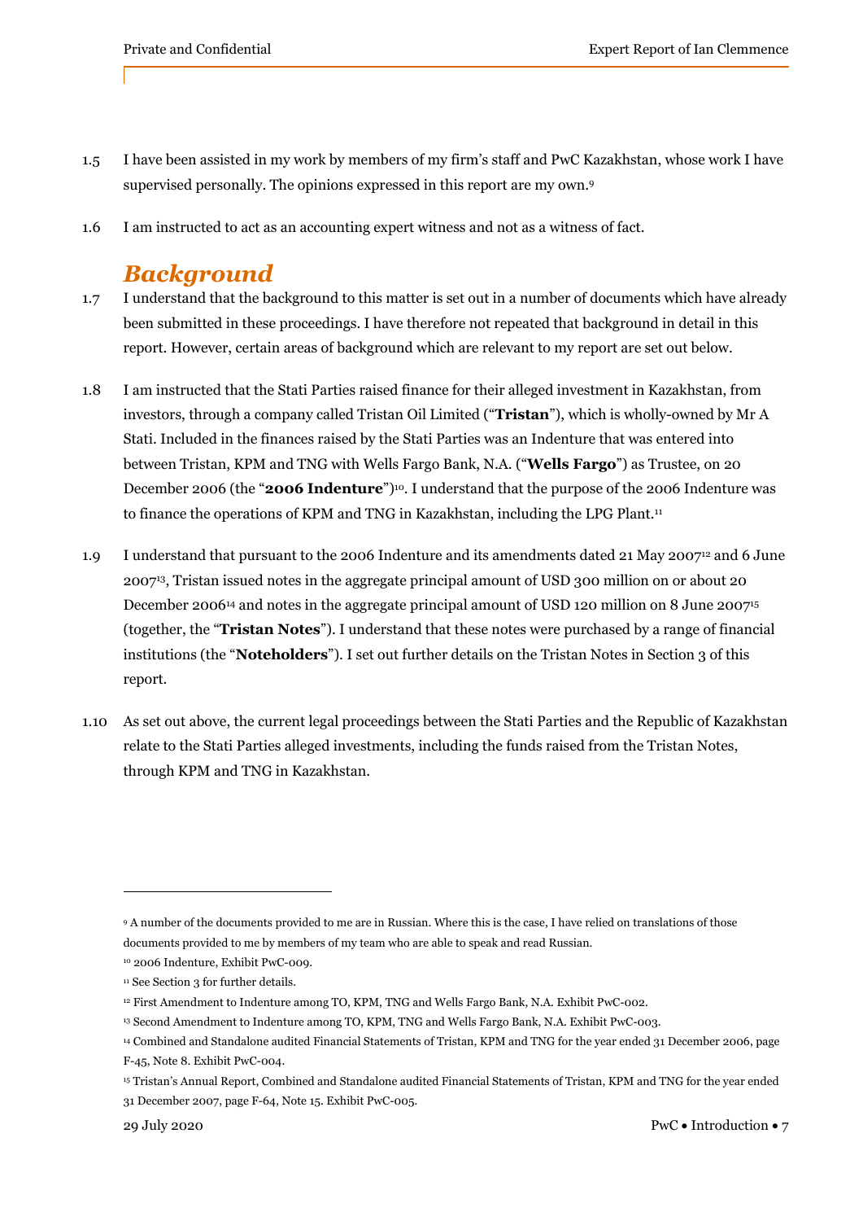1.5 I have been assisted in my work by members of my firm's staff and PwC Kazakhstan, whose work I have supervised personally. The opinions expressed in this report are my own.[9]

1.6 I am instructed to act as an accounting expert witness and not as a witness of fact.

## *Background*

1.7 I understand that the background to this matter is set out in a number of documents which have already been submitted in these proceedings. I have therefore not repeated that background in detail in this report. However, certain areas of background which are relevant to my report are set out below.

1.8 I am instructed that the Stati Parties raised finance for their alleged investment in Kazakhstan, from investors, through a company called Tristan Oil Limited ("**Tristan**"), which is wholly-owned by Mr A Stati. Included in the finances raised by the Stati Parties was an Indenture that was entered into between Tristan, KPM and TNG with Wells Fargo Bank, N.A. ("**Wells Fargo**") as Trustee, on 20 December 2006 (the "**2006 Indenture**")[10]. I understand that the purpose of the 2006 Indenture was to finance the operations of KPM and TNG in Kazakhstan, including the LPG Plant.[11]

1.9 I understand that pursuant to the 2006 Indenture and its amendments dated 21 May 2007[12] and 6 June 2007[13], Tristan issued notes in the aggregate principal amount of USD 300 million on or about 20 December 2006[14] and notes in the aggregate principal amount of USD 120 million on 8 June 2007[15] (together, the "**Tristan Notes**"). I understand that these notes were purchased by a range of financial institutions (the "**Noteholders**"). I set out further details on the Tristan Notes in Section 3 of this report.

1.10 As set out above, the current legal proceedings between the Stati Parties and the Republic of Kazakhstan relate to the Stati Parties alleged investments, including the funds raised from the Tristan Notes, through KPM and TNG in Kazakhstan.

---

[9] A number of the documents provided to me are in Russian. Where this is the case, I have relied on translations of those documents provided to me by members of my team who are able to speak and read Russian.

[10] 2006 Indenture, Exhibit PwC-009.

[11] See Section 3 for further details.

[12] First Amendment to Indenture among TO, KPM, TNG and Wells Fargo Bank, N.A. Exhibit PwC-002.

[13] Second Amendment to Indenture among TO, KPM, TNG and Wells Fargo Bank, N.A. Exhibit PwC-003.

[14] Combined and Standalone audited Financial Statements of Tristan, KPM and TNG for the year ended 31 December 2006, page F-45, Note 8. Exhibit PwC-004.

[15] Tristan's Annual Report, Combined and Standalone audited Financial Statements of Tristan, KPM and TNG for the year ended 31 December 2007, page F-64, Note 15. Exhibit PwC-005.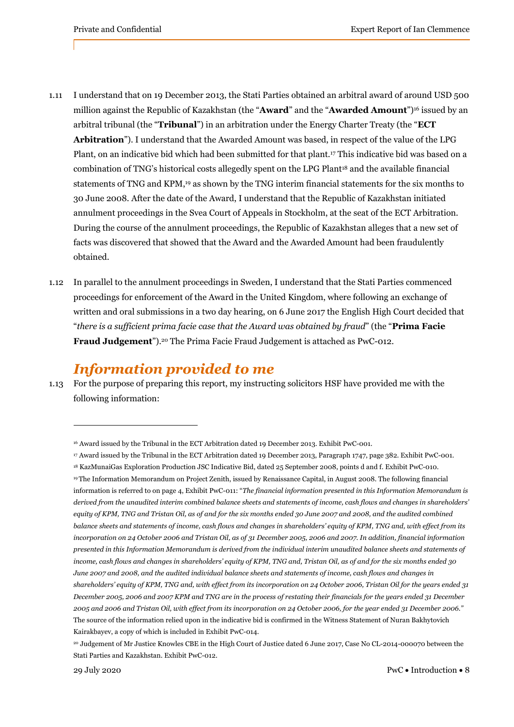1.11 I understand that on 19 December 2013, the Stati Parties obtained an arbitral award of around USD 500 million against the Republic of Kazakhstan (the "**Award**" and the "**Awarded Amount**")[16] issued by an arbitral tribunal (the "**Tribunal**") in an arbitration under the Energy Charter Treaty (the "**ECT Arbitration**"). I understand that the Awarded Amount was based, in respect of the value of the LPG Plant, on an indicative bid which had been submitted for that plant.[17] This indicative bid was based on a combination of TNG's historical costs allegedly spent on the LPG Plant[18] and the available financial statements of TNG and KPM,[19] as shown by the TNG interim financial statements for the six months to 30 June 2008. After the date of the Award, I understand that the Republic of Kazakhstan initiated annulment proceedings in the Svea Court of Appeals in Stockholm, at the seat of the ECT Arbitration. During the course of the annulment proceedings, the Republic of Kazakhstan alleges that a new set of facts was discovered that showed that the Award and the Awarded Amount had been fraudulently obtained.

1.12 In parallel to the annulment proceedings in Sweden, I understand that the Stati Parties commenced proceedings for enforcement of the Award in the United Kingdom, where following an exchange of written and oral submissions in a two day hearing, on 6 June 2017 the English High Court decided that "*there is a sufficient prima facie case that the Award was obtained by fraud*" (the "**Prima Facie Fraud Judgement**").[20] The Prima Facie Fraud Judgement is attached as PwC-012.

## *Information provided to me*

1.13 For the purpose of preparing this report, my instructing solicitors HSF have provided me with the following information:

---

[16] Award issued by the Tribunal in the ECT Arbitration dated 19 December 2013. Exhibit PwC-001.

[17] Award issued by the Tribunal in the ECT Arbitration dated 19 December 2013, Paragraph 1747, page 382. Exhibit PwC-001.

[18] KazMunaiGas Exploration Production JSC Indicative Bid, dated 25 September 2008, points d and f. Exhibit PwC-010.

[19] The Information Memorandum on Project Zenith, issued by Renaissance Capital, in August 2008. The following financial information is referred to on page 4, Exhibit PwC-011: "*The financial information presented in this Information Memorandum is derived from the unaudited interim combined balance sheets and statements of income, cash flows and changes in shareholders' equity of KPM, TNG and Tristan Oil, as of and for the six months ended 30 June 2007 and 2008, and the audited combined balance sheets and statements of income, cash flows and changes in shareholders' equity of KPM, TNG and, with effect from its incorporation on 24 October 2006 and Tristan Oil, as of 31 December 2005, 2006 and 2007. In addition, financial information presented in this Information Memorandum is derived from the individual interim unaudited balance sheets and statements of income, cash flows and changes in shareholders' equity of KPM, TNG and, Tristan Oil, as of and for the six months ended 30 June 2007 and 2008, and the audited individual balance sheets and statements of income, cash flows and changes in shareholders' equity of KPM, TNG and, with effect from its incorporation on 24 October 2006, Tristan Oil for the years ended 31 December 2005, 2006 and 2007 KPM and TNG are in the process of restating their financials for the years ended 31 December 2005 and 2006 and Tristan Oil, with effect from its incorporation on 24 October 2006, for the year ended 31 December 2006.*" The source of the information relied upon in the indicative bid is confirmed in the Witness Statement of Nuran Bakhytovich Kairakbayev, a copy of which is included in Exhibit PwC-014.

[20] Judgement of Mr Justice Knowles CBE in the High Court of Justice dated 6 June 2017, Case No CL-2014-000070 between the Stati Parties and Kazakhstan. Exhibit PwC-012.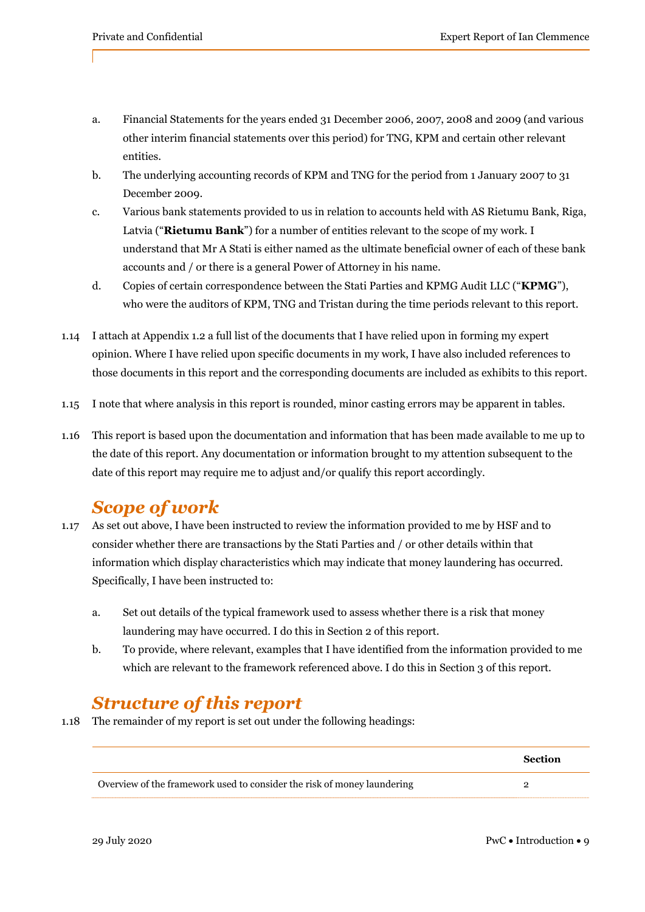a. Financial Statements for the years ended 31 December 2006, 2007, 2008 and 2009 (and various other interim financial statements over this period) for TNG, KPM and certain other relevant entities.

b. The underlying accounting records of KPM and TNG for the period from 1 January 2007 to 31 December 2009.

c. Various bank statements provided to us in relation to accounts held with AS Rietumu Bank, Riga, Latvia ("**Rietumu Bank**") for a number of entities relevant to the scope of my work. I understand that Mr A Stati is either named as the ultimate beneficial owner of each of these bank accounts and / or there is a general Power of Attorney in his name.

d. Copies of certain correspondence between the Stati Parties and KPMG Audit LLC ("**KPMG**"), who were the auditors of KPM, TNG and Tristan during the time periods relevant to this report.

1.14 I attach at Appendix 1.2 a full list of the documents that I have relied upon in forming my expert opinion. Where I have relied upon specific documents in my work, I have also included references to those documents in this report and the corresponding documents are included as exhibits to this report.

1.15 I note that where analysis in this report is rounded, minor casting errors may be apparent in tables.

1.16 This report is based upon the documentation and information that has been made available to me up to the date of this report. Any documentation or information brought to my attention subsequent to the date of this report may require me to adjust and/or qualify this report accordingly.

## *Scope of work*

1.17 As set out above, I have been instructed to review the information provided to me by HSF and to consider whether there are transactions by the Stati Parties and / or other details within that information which display characteristics which may indicate that money laundering has occurred. Specifically, I have been instructed to:

a. Set out details of the typical framework used to assess whether there is a risk that money laundering may have occurred. I do this in Section 2 of this report.

b. To provide, where relevant, examples that I have identified from the information provided to me which are relevant to the framework referenced above. I do this in Section 3 of this report.

## *Structure of this report*

1.18 The remainder of my report is set out under the following headings:

| | **Section** |
|---|---|
| Overview of the framework used to consider the risk of money laundering | 2 |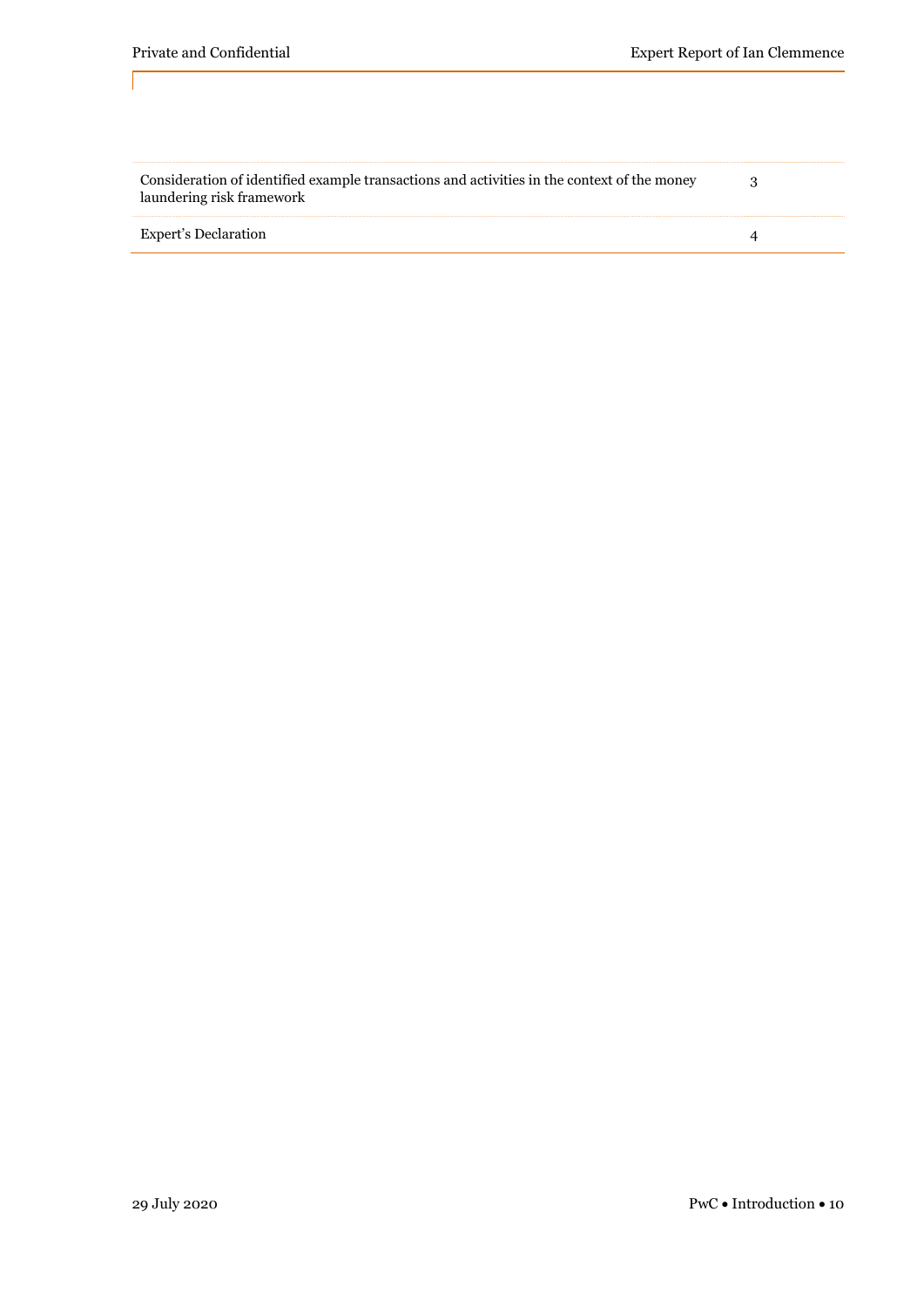| | |
|---|---|
| Consideration of identified example transactions and activities in the context of the money laundering risk framework | 3 |
| Expert's Declaration | 4 |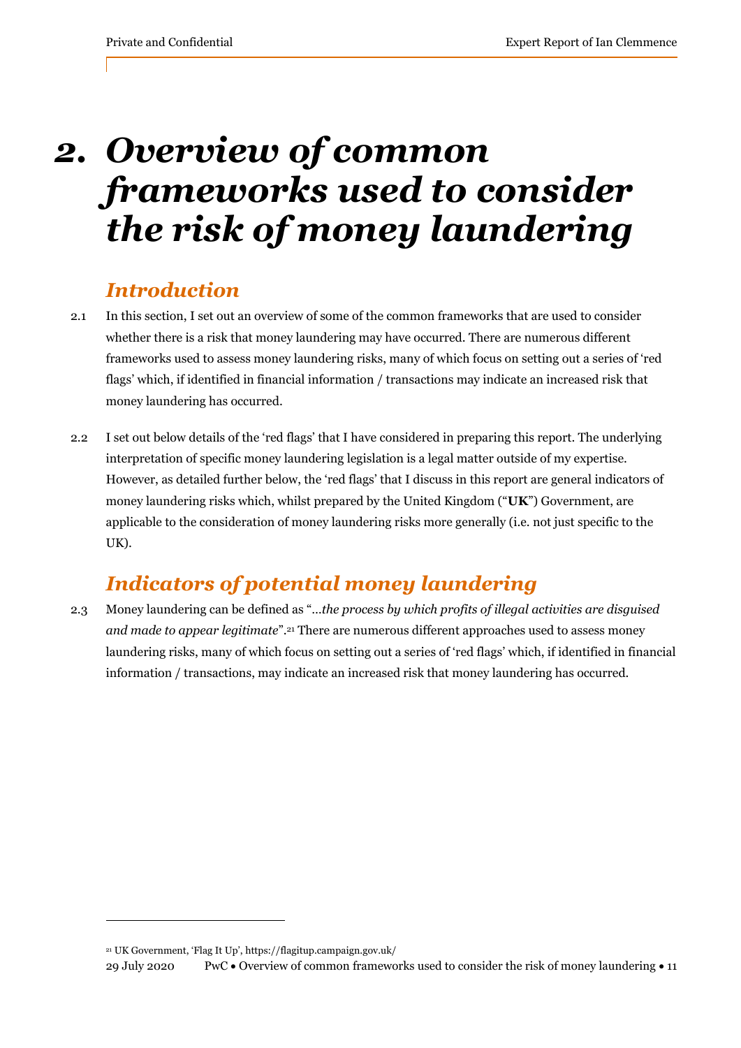# 2. Overview of common frameworks used to consider the risk of money laundering

## Introduction

2.1 In this section, I set out an overview of some of the common frameworks that are used to consider whether there is a risk that money laundering may have occurred. There are numerous different frameworks used to assess money laundering risks, many of which focus on setting out a series of 'red flags' which, if identified in financial information / transactions may indicate an increased risk that money laundering has occurred.

2.2 I set out below details of the 'red flags' that I have considered in preparing this report. The underlying interpretation of specific money laundering legislation is a legal matter outside of my expertise. However, as detailed further below, the 'red flags' that I discuss in this report are general indicators of money laundering risks which, whilst prepared by the United Kingdom ("**UK**") Government, are applicable to the consideration of money laundering risks more generally (i.e. not just specific to the UK).

## Indicators of potential money laundering

2.3 Money laundering can be defined as "*…the process by which profits of illegal activities are disguised and made to appear legitimate*".[21] There are numerous different approaches used to assess money laundering risks, many of which focus on setting out a series of 'red flags' which, if identified in financial information / transactions, may indicate an increased risk that money laundering has occurred.

---

[21] UK Government, 'Flag It Up', https://flagitup.campaign.gov.uk/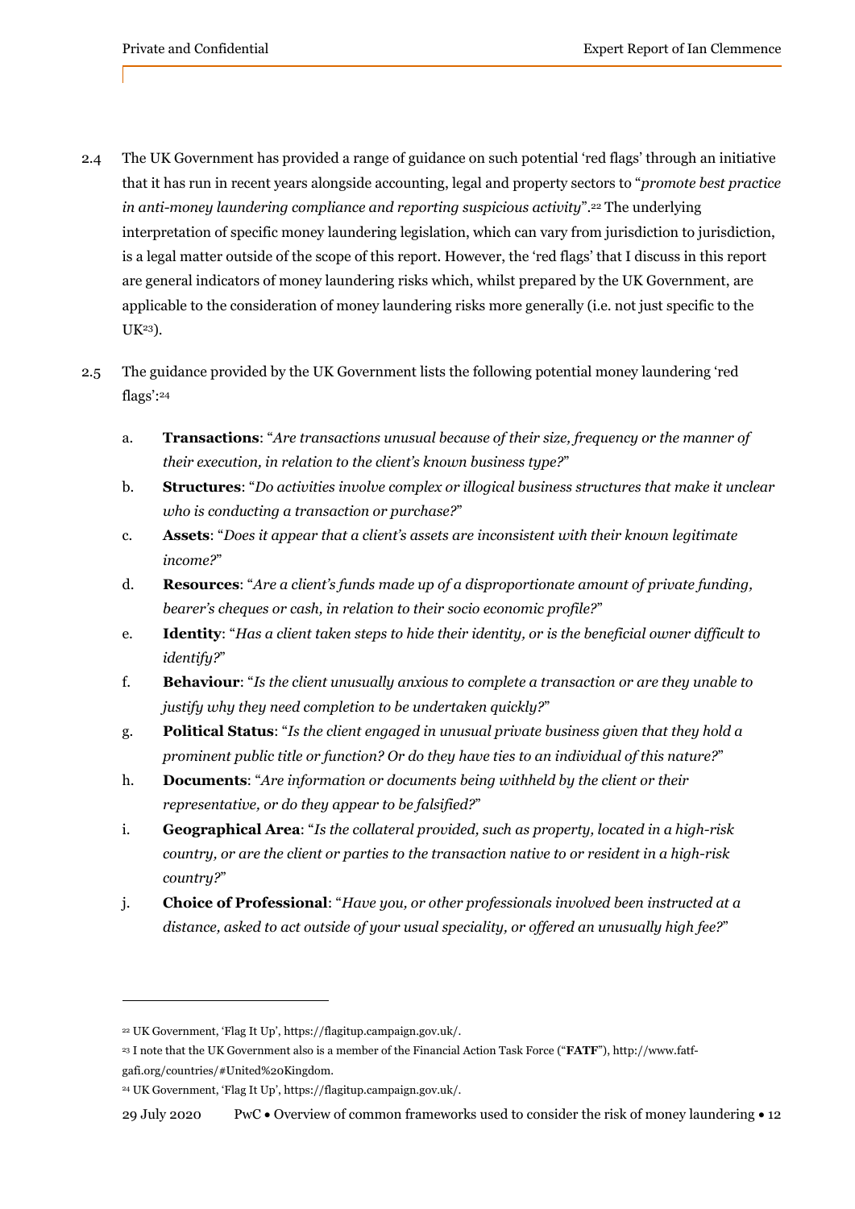2.4 The UK Government has provided a range of guidance on such potential 'red flags' through an initiative that it has run in recent years alongside accounting, legal and property sectors to "*promote best practice in anti-money laundering compliance and reporting suspicious activity*".[22] The underlying interpretation of specific money laundering legislation, which can vary from jurisdiction to jurisdiction, is a legal matter outside of the scope of this report. However, the 'red flags' that I discuss in this report are general indicators of money laundering risks which, whilst prepared by the UK Government, are applicable to the consideration of money laundering risks more generally (i.e. not just specific to the UK[23]).

2.5 The guidance provided by the UK Government lists the following potential money laundering 'red flags':[24]

a. **Transactions**: "*Are transactions unusual because of their size, frequency or the manner of their execution, in relation to the client's known business type?*"

b. **Structures**: "*Do activities involve complex or illogical business structures that make it unclear who is conducting a transaction or purchase?*"

c. **Assets**: "*Does it appear that a client's assets are inconsistent with their known legitimate income?*"

d. **Resources**: "*Are a client's funds made up of a disproportionate amount of private funding, bearer's cheques or cash, in relation to their socio economic profile?*"

e. **Identity**: "*Has a client taken steps to hide their identity, or is the beneficial owner difficult to identify?*"

f. **Behaviour**: "*Is the client unusually anxious to complete a transaction or are they unable to justify why they need completion to be undertaken quickly?*"

g. **Political Status**: "*Is the client engaged in unusual private business given that they hold a prominent public title or function? Or do they have ties to an individual of this nature?*"

h. **Documents**: "*Are information or documents being withheld by the client or their representative, or do they appear to be falsified?*"

i. **Geographical Area**: "*Is the collateral provided, such as property, located in a high-risk country, or are the client or parties to the transaction native to or resident in a high-risk country?*"

j. **Choice of Professional**: "*Have you, or other professionals involved been instructed at a distance, asked to act outside of your usual speciality, or offered an unusually high fee?*"

---

[22] UK Government, 'Flag It Up', https://flagitup.campaign.gov.uk/.

[23] I note that the UK Government also is a member of the Financial Action Task Force ("**FATF**"), http://www.fatf-gafi.org/countries/#United%20Kingdom.

[24] UK Government, 'Flag It Up', https://flagitup.campaign.gov.uk/.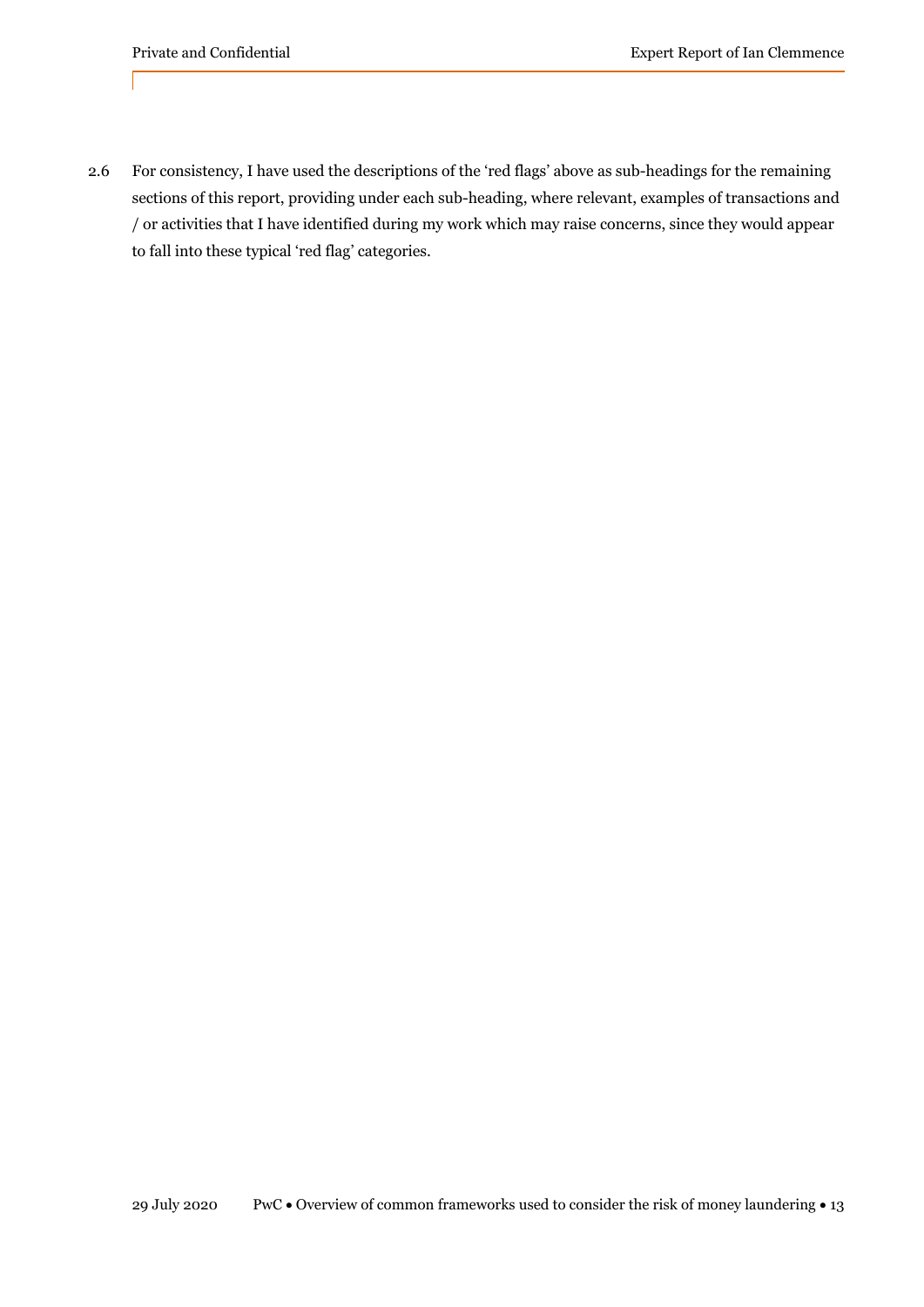2.6 For consistency, I have used the descriptions of the 'red flags' above as sub-headings for the remaining sections of this report, providing under each sub-heading, where relevant, examples of transactions and / or activities that I have identified during my work which may raise concerns, since they would appear to fall into these typical 'red flag' categories.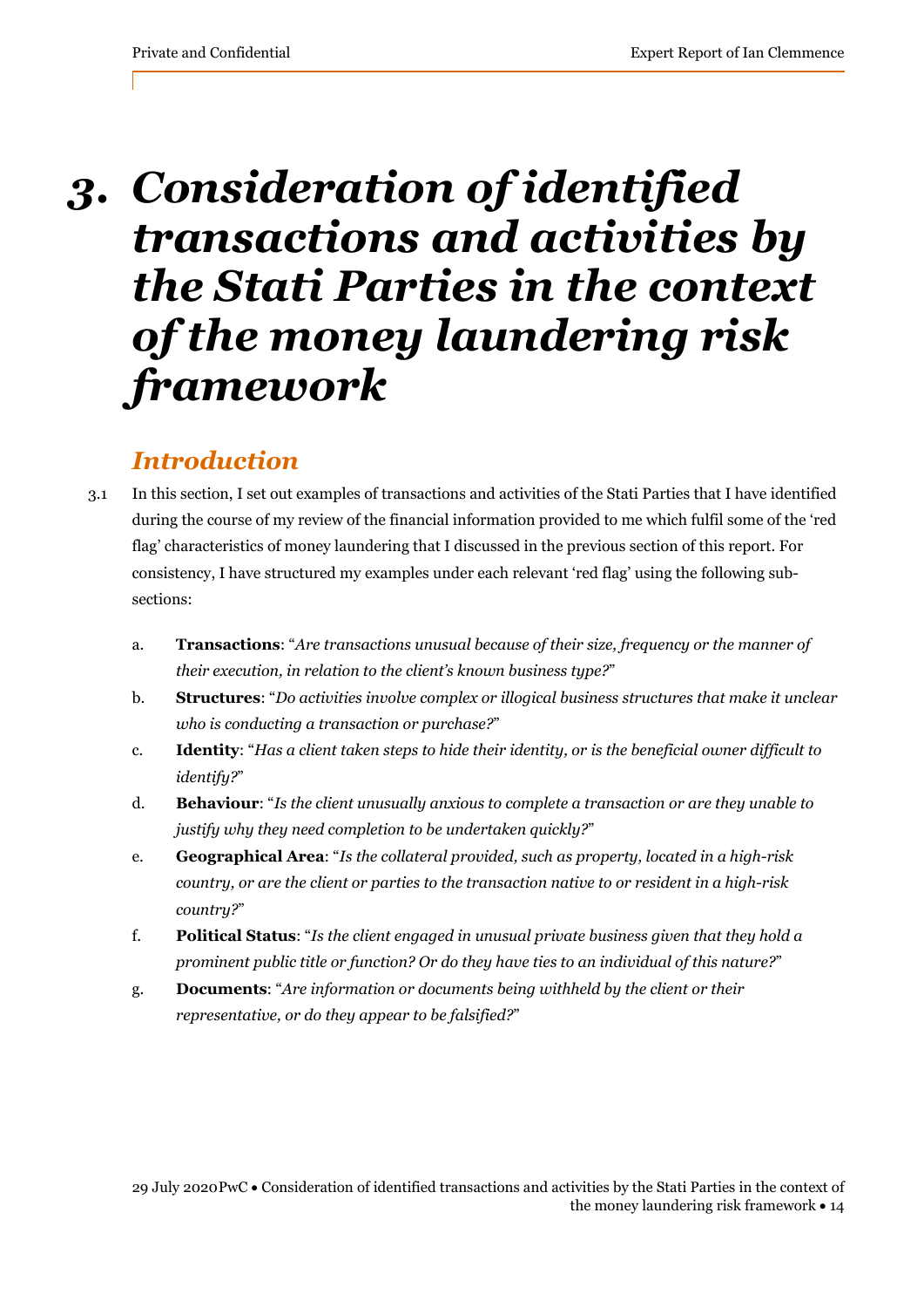# 3. *Consideration of identified transactions and activities by the Stati Parties in the context of the money laundering risk framework*

## *Introduction*

3.1 In this section, I set out examples of transactions and activities of the Stati Parties that I have identified during the course of my review of the financial information provided to me which fulfil some of the 'red flag' characteristics of money laundering that I discussed in the previous section of this report. For consistency, I have structured my examples under each relevant 'red flag' using the following sub-sections:

a. **Transactions**: "*Are transactions unusual because of their size, frequency or the manner of their execution, in relation to the client's known business type?*"

b. **Structures**: "*Do activities involve complex or illogical business structures that make it unclear who is conducting a transaction or purchase?*"

c. **Identity**: "*Has a client taken steps to hide their identity, or is the beneficial owner difficult to identify?*"

d. **Behaviour**: "*Is the client unusually anxious to complete a transaction or are they unable to justify why they need completion to be undertaken quickly?*"

e. **Geographical Area**: "*Is the collateral provided, such as property, located in a high-risk country, or are the client or parties to the transaction native to or resident in a high-risk country?*"

f. **Political Status**: "*Is the client engaged in unusual private business given that they hold a prominent public title or function? Or do they have ties to an individual of this nature?*"

g. **Documents**: "*Are information or documents being withheld by the client or their representative, or do they appear to be falsified?*"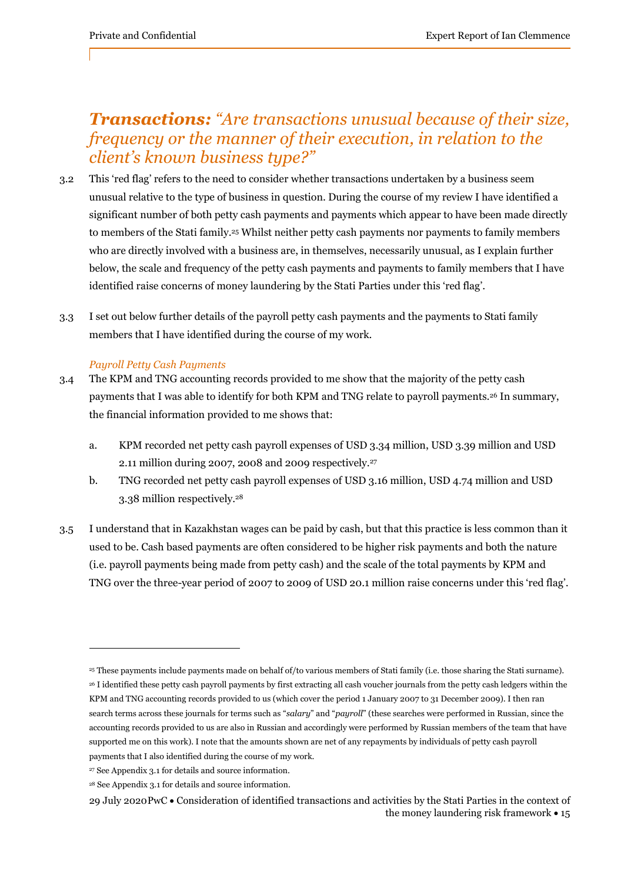## ***Transactions:*** *"Are transactions unusual because of their size, frequency or the manner of their execution, in relation to the client's known business type?"*

3.2 This 'red flag' refers to the need to consider whether transactions undertaken by a business seem unusual relative to the type of business in question. During the course of my review I have identified a significant number of both petty cash payments and payments which appear to have been made directly to members of the Stati family.[25] Whilst neither petty cash payments nor payments to family members who are directly involved with a business are, in themselves, necessarily unusual, as I explain further below, the scale and frequency of the petty cash payments and payments to family members that I have identified raise concerns of money laundering by the Stati Parties under this 'red flag'.

3.3 I set out below further details of the payroll petty cash payments and the payments to Stati family members that I have identified during the course of my work.

*Payroll Petty Cash Payments*

3.4 The KPM and TNG accounting records provided to me show that the majority of the petty cash payments that I was able to identify for both KPM and TNG relate to payroll payments.[26] In summary, the financial information provided to me shows that:

a. KPM recorded net petty cash payroll expenses of USD 3.34 million, USD 3.39 million and USD 2.11 million during 2007, 2008 and 2009 respectively.[27]

b. TNG recorded net petty cash payroll expenses of USD 3.16 million, USD 4.74 million and USD 3.38 million respectively.[28]

3.5 I understand that in Kazakhstan wages can be paid by cash, but that this practice is less common than it used to be. Cash based payments are often considered to be higher risk payments and both the nature (i.e. payroll payments being made from petty cash) and the scale of the total payments by KPM and TNG over the three-year period of 2007 to 2009 of USD 20.1 million raise concerns under this 'red flag'.

---

[25] These payments include payments made on behalf of/to various members of Stati family (i.e. those sharing the Stati surname).

[26] I identified these petty cash payroll payments by first extracting all cash voucher journals from the petty cash ledgers within the KPM and TNG accounting records provided to us (which cover the period 1 January 2007 to 31 December 2009). I then ran search terms across these journals for terms such as "*salary*" and "*payroll*" (these searches were performed in Russian, since the accounting records provided to us are also in Russian and accordingly were performed by Russian members of the team that have supported me on this work). I note that the amounts shown are net of any repayments by individuals of petty cash payroll payments that I also identified during the course of my work.

[27] See Appendix 3.1 for details and source information.

[28] See Appendix 3.1 for details and source information.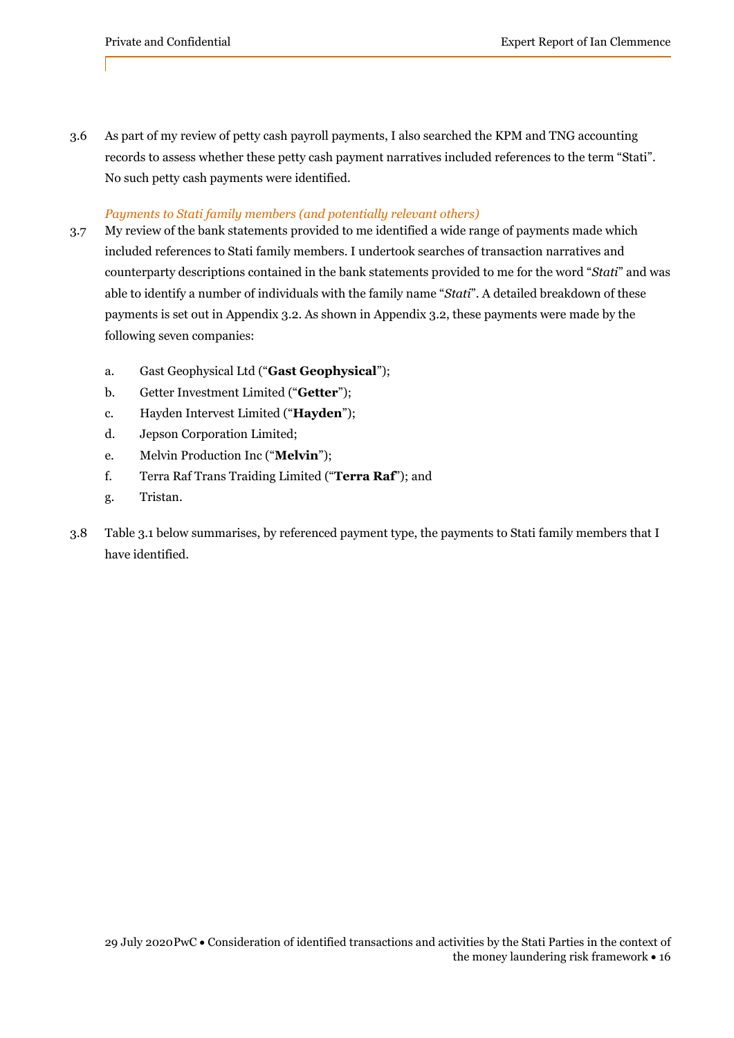3.6 As part of my review of petty cash payroll payments, I also searched the KPM and TNG accounting records to assess whether these petty cash payment narratives included references to the term "Stati". No such petty cash payments were identified.

*Payments to Stati family members (and potentially relevant others)*

3.7 My review of the bank statements provided to me identified a wide range of payments made which included references to Stati family members. I undertook searches of transaction narratives and counterparty descriptions contained in the bank statements provided to me for the word "*Stati*" and was able to identify a number of individuals with the family name "*Stati*". A detailed breakdown of these payments is set out in Appendix 3.2. As shown in Appendix 3.2, these payments were made by the following seven companies:

a. Gast Geophysical Ltd ("**Gast Geophysical**");

b. Getter Investment Limited ("**Getter**");

c. Hayden Intervest Limited ("**Hayden**");

d. Jepson Corporation Limited;

e. Melvin Production Inc ("**Melvin**");

f. Terra Raf Trans Traiding Limited ("**Terra Raf**"); and

g. Tristan.

3.8 Table 3.1 below summarises, by referenced payment type, the payments to Stati family members that I have identified.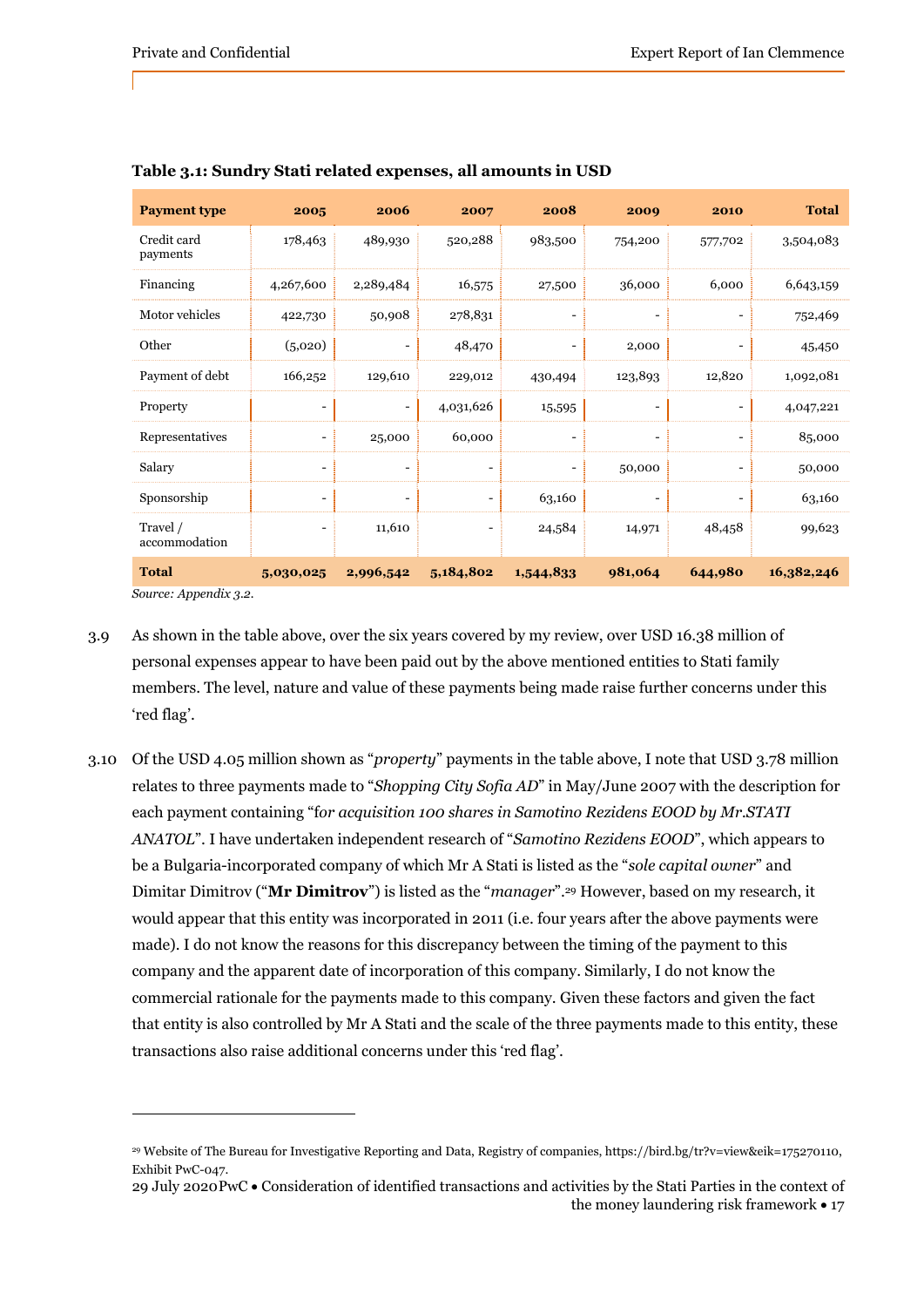**Table 3.1: Sundry Stati related expenses, all amounts in USD**

| Payment type | 2005 | 2006 | 2007 | 2008 | 2009 | 2010 | Total |
|---|---|---|---|---|---|---|---|
| Credit card payments | 178,463 | 489,930 | 520,288 | 983,500 | 754,200 | 577,702 | 3,504,083 |
| Financing | 4,267,600 | 2,289,484 | 16,575 | 27,500 | 36,000 | 6,000 | 6,643,159 |
| Motor vehicles | 422,730 | 50,908 | 278,831 | - | - | - | 752,469 |
| Other | (5,020) | - | 48,470 | - | 2,000 | - | 45,450 |
| Payment of debt | 166,252 | 129,610 | 229,012 | 430,494 | 123,893 | 12,820 | 1,092,081 |
| Property | - | - | 4,031,626 | 15,595 | - | - | 4,047,221 |
| Representatives | - | 25,000 | 60,000 | - | - | - | 85,000 |
| Salary | - | - | - | - | 50,000 | - | 50,000 |
| Sponsorship | - | - | - | 63,160 | - | - | 63,160 |
| Travel / accommodation | - | 11,610 | - | 24,584 | 14,971 | 48,458 | 99,623 |
| **Total** | **5,030,025** | **2,996,542** | **5,184,802** | **1,544,833** | **981,064** | **644,980** | **16,382,246** |

*Source: Appendix 3.2.*

3.9 As shown in the table above, over the six years covered by my review, over USD 16.38 million of personal expenses appear to have been paid out by the above mentioned entities to Stati family members. The level, nature and value of these payments being made raise further concerns under this 'red flag'.

3.10 Of the USD 4.05 million shown as "*property*" payments in the table above, I note that USD 3.78 million relates to three payments made to "*Shopping City Sofia AD*" in May/June 2007 with the description for each payment containing "f*or acquisition 100 shares in Samotino Rezidens EOOD by Mr.STATI ANATOL*". I have undertaken independent research of "*Samotino Rezidens EOOD*", which appears to be a Bulgaria-incorporated company of which Mr A Stati is listed as the "*sole capital owner*" and Dimitar Dimitrov ("**Mr Dimitrov**") is listed as the "*manager*".[29] However, based on my research, it would appear that this entity was incorporated in 2011 (i.e. four years after the above payments were made). I do not know the reasons for this discrepancy between the timing of the payment to this company and the apparent date of incorporation of this company. Similarly, I do not know the commercial rationale for the payments made to this company. Given these factors and given the fact that entity is also controlled by Mr A Stati and the scale of the three payments made to this entity, these transactions also raise additional concerns under this 'red flag'.

[29] Website of The Bureau for Investigative Reporting and Data, Registry of companies, https://bird.bg/tr?v=view&eik=175270110, Exhibit PwC-047.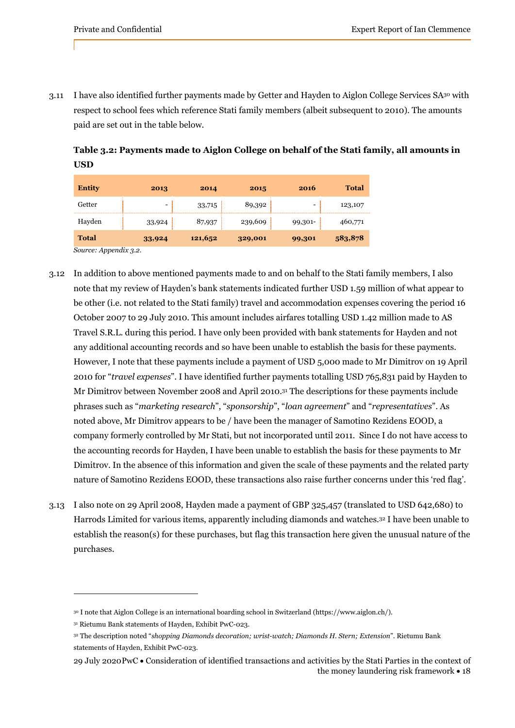3.11 I have also identified further payments made by Getter and Hayden to Aiglon College Services SA[30] with respect to school fees which reference Stati family members (albeit subsequent to 2010). The amounts paid are set out in the table below.

**Table 3.2: Payments made to Aiglon College on behalf of the Stati family, all amounts in USD**

| Entity | 2013 | 2014 | 2015 | 2016 | Total |
|---|---|---|---|---|---|
| Getter | - | 33,715 | 89,392 | - | 123,107 |
| Hayden | 33,924 | 87,937 | 239,609 | 99,301- | 460,771 |
| **Total** | **33,924** | **121,652** | **329,001** | **99,301** | **583,878** |

*Source: Appendix 3.2.*

3.12 In addition to above mentioned payments made to and on behalf to the Stati family members, I also note that my review of Hayden's bank statements indicated further USD 1.59 million of what appear to be other (i.e. not related to the Stati family) travel and accommodation expenses covering the period 16 October 2007 to 29 July 2010. This amount includes airfares totalling USD 1.42 million made to AS Travel S.R.L. during this period. I have only been provided with bank statements for Hayden and not any additional accounting records and so have been unable to establish the basis for these payments. However, I note that these payments include a payment of USD 5,000 made to Mr Dimitrov on 19 April 2010 for "*travel expenses*". I have identified further payments totalling USD 765,831 paid by Hayden to Mr Dimitrov between November 2008 and April 2010.[31] The descriptions for these payments include phrases such as "*marketing research*", "*sponsorship*", "*loan agreement*" and "*representatives*". As noted above, Mr Dimitrov appears to be / have been the manager of Samotino Rezidens EOOD, a company formerly controlled by Mr Stati, but not incorporated until 2011. Since I do not have access to the accounting records for Hayden, I have been unable to establish the basis for these payments to Mr Dimitrov. In the absence of this information and given the scale of these payments and the related party nature of Samotino Rezidens EOOD, these transactions also raise further concerns under this 'red flag'.

3.13 I also note on 29 April 2008, Hayden made a payment of GBP 325,457 (translated to USD 642,680) to Harrods Limited for various items, apparently including diamonds and watches.[32] I have been unable to establish the reason(s) for these purchases, but flag this transaction here given the unusual nature of the purchases.

---

[30] I note that Aiglon College is an international boarding school in Switzerland (https://www.aiglon.ch/).

[31] Rietumu Bank statements of Hayden, Exhibit PwC-023.

[32] The description noted "*shopping Diamonds decoration; wrist-watch; Diamonds H. Stern; Extension*". Rietumu Bank statements of Hayden, Exhibit PwC-023.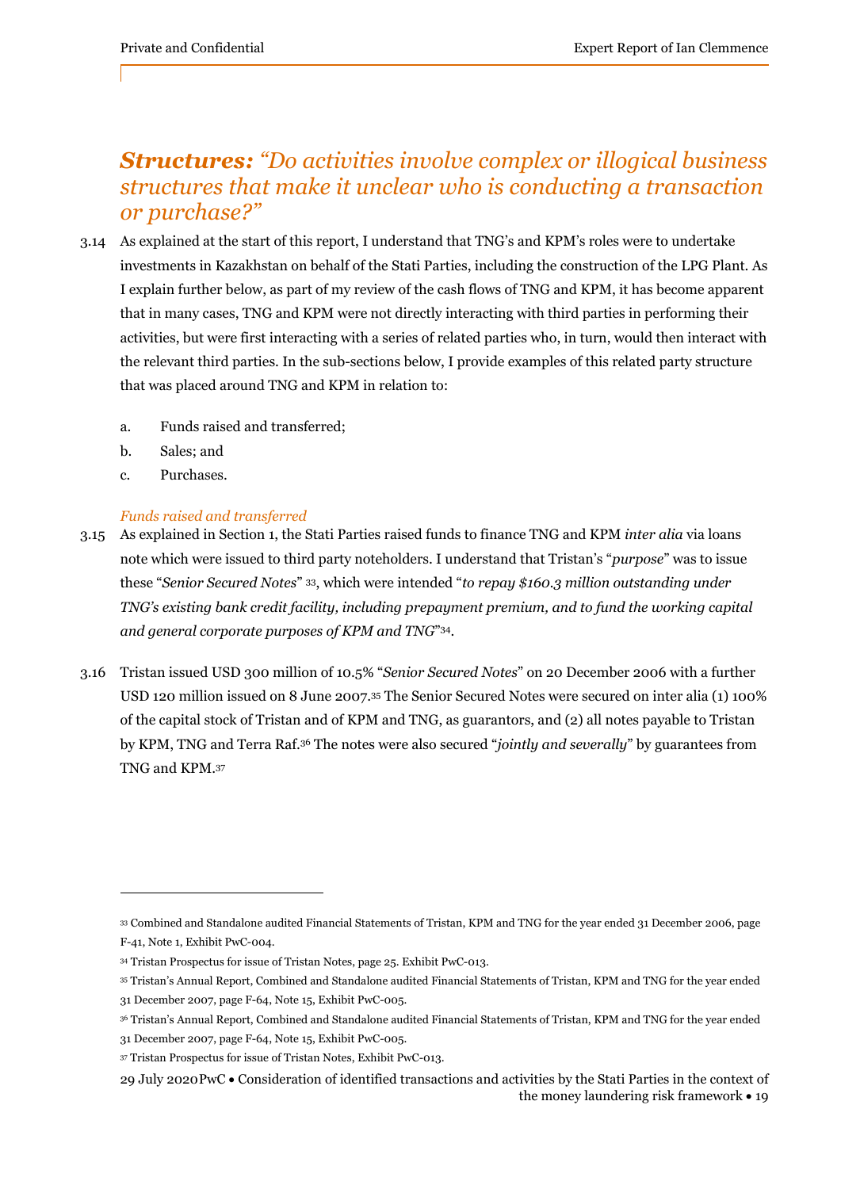## ***Structures:*** *"Do activities involve complex or illogical business structures that make it unclear who is conducting a transaction or purchase?"*

3.14 As explained at the start of this report, I understand that TNG's and KPM's roles were to undertake investments in Kazakhstan on behalf of the Stati Parties, including the construction of the LPG Plant. As I explain further below, as part of my review of the cash flows of TNG and KPM, it has become apparent that in many cases, TNG and KPM were not directly interacting with third parties in performing their activities, but were first interacting with a series of related parties who, in turn, would then interact with the relevant third parties. In the sub-sections below, I provide examples of this related party structure that was placed around TNG and KPM in relation to:

a. Funds raised and transferred;

b. Sales; and

c. Purchases.

*Funds raised and transferred*

3.15 As explained in Section 1, the Stati Parties raised funds to finance TNG and KPM *inter alia* via loans note which were issued to third party noteholders. I understand that Tristan's "*purpose*" was to issue these "*Senior Secured Notes*" [33], which were intended "*to repay $160.3 million outstanding under TNG's existing bank credit facility, including prepayment premium, and to fund the working capital and general corporate purposes of KPM and TNG*"[34].

3.16 Tristan issued USD 300 million of 10.5% "*Senior Secured Notes*" on 20 December 2006 with a further USD 120 million issued on 8 June 2007.[35] The Senior Secured Notes were secured on inter alia (1) 100% of the capital stock of Tristan and of KPM and TNG, as guarantors, and (2) all notes payable to Tristan by KPM, TNG and Terra Raf.[36] The notes were also secured "*jointly and severally*" by guarantees from TNG and KPM.[37]

---

[33] Combined and Standalone audited Financial Statements of Tristan, KPM and TNG for the year ended 31 December 2006, page F-41, Note 1, Exhibit PwC-004.

[34] Tristan Prospectus for issue of Tristan Notes, page 25. Exhibit PwC-013.

[35] Tristan's Annual Report, Combined and Standalone audited Financial Statements of Tristan, KPM and TNG for the year ended 31 December 2007, page F-64, Note 15, Exhibit PwC-005.

[36] Tristan's Annual Report, Combined and Standalone audited Financial Statements of Tristan, KPM and TNG for the year ended 31 December 2007, page F-64, Note 15, Exhibit PwC-005.

[37] Tristan Prospectus for issue of Tristan Notes, Exhibit PwC-013.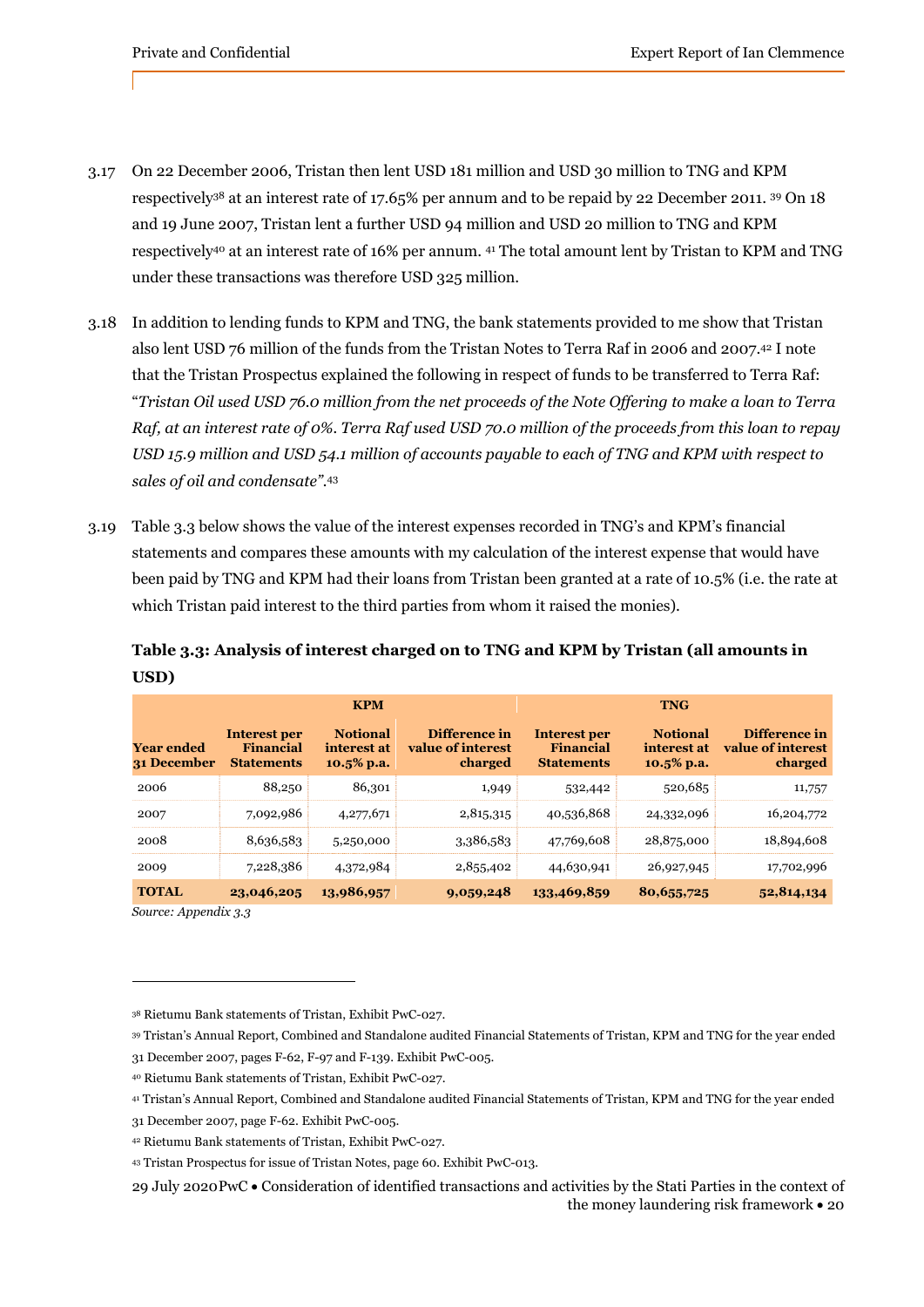3.17 On 22 December 2006, Tristan then lent USD 181 million and USD 30 million to TNG and KPM respectively[38] at an interest rate of 17.65% per annum and to be repaid by 22 December 2011. [39] On 18 and 19 June 2007, Tristan lent a further USD 94 million and USD 20 million to TNG and KPM respectively[40] at an interest rate of 16% per annum. [41] The total amount lent by Tristan to KPM and TNG under these transactions was therefore USD 325 million.

3.18 In addition to lending funds to KPM and TNG, the bank statements provided to me show that Tristan also lent USD 76 million of the funds from the Tristan Notes to Terra Raf in 2006 and 2007.[42] I note that the Tristan Prospectus explained the following in respect of funds to be transferred to Terra Raf: "*Tristan Oil used USD 76.0 million from the net proceeds of the Note Offering to make a loan to Terra Raf, at an interest rate of 0%. Terra Raf used USD 70.0 million of the proceeds from this loan to repay USD 15.9 million and USD 54.1 million of accounts payable to each of TNG and KPM with respect to sales of oil and condensate*".[43]

3.19 Table 3.3 below shows the value of the interest expenses recorded in TNG's and KPM's financial statements and compares these amounts with my calculation of the interest expense that would have been paid by TNG and KPM had their loans from Tristan been granted at a rate of 10.5% (i.e. the rate at which Tristan paid interest to the third parties from whom it raised the monies).

**Table 3.3: Analysis of interest charged on to TNG and KPM by Tristan (all amounts in USD)**

| | KPM | | | TNG | | |
|---|---|---|---|---|---|---|
| **Year ended 31 December** | **Interest per Financial Statements** | **Notional interest at 10.5% p.a.** | **Difference in value of interest charged** | **Interest per Financial Statements** | **Notional interest at 10.5% p.a.** | **Difference in value of interest charged** |
| 2006 | 88,250 | 86,301 | 1,949 | 532,442 | 520,685 | 11,757 |
| 2007 | 7,092,986 | 4,277,671 | 2,815,315 | 40,536,868 | 24,332,096 | 16,204,772 |
| 2008 | 8,636,583 | 5,250,000 | 3,386,583 | 47,769,608 | 28,875,000 | 18,894,608 |
| 2009 | 7,228,386 | 4,372,984 | 2,855,402 | 44,630,941 | 26,927,945 | 17,702,996 |
| **TOTAL** | **23,046,205** | **13,986,957** | **9,059,248** | **133,469,859** | **80,655,725** | **52,814,134** |

*Source: Appendix 3.3*

[38] Rietumu Bank statements of Tristan, Exhibit PwC-027.

[39] Tristan's Annual Report, Combined and Standalone audited Financial Statements of Tristan, KPM and TNG for the year ended 31 December 2007, pages F-62, F-97 and F-139. Exhibit PwC-005.

[40] Rietumu Bank statements of Tristan, Exhibit PwC-027.

[41] Tristan's Annual Report, Combined and Standalone audited Financial Statements of Tristan, KPM and TNG for the year ended 31 December 2007, page F-62. Exhibit PwC-005.

[42] Rietumu Bank statements of Tristan, Exhibit PwC-027.

[43] Tristan Prospectus for issue of Tristan Notes, page 60. Exhibit PwC-013.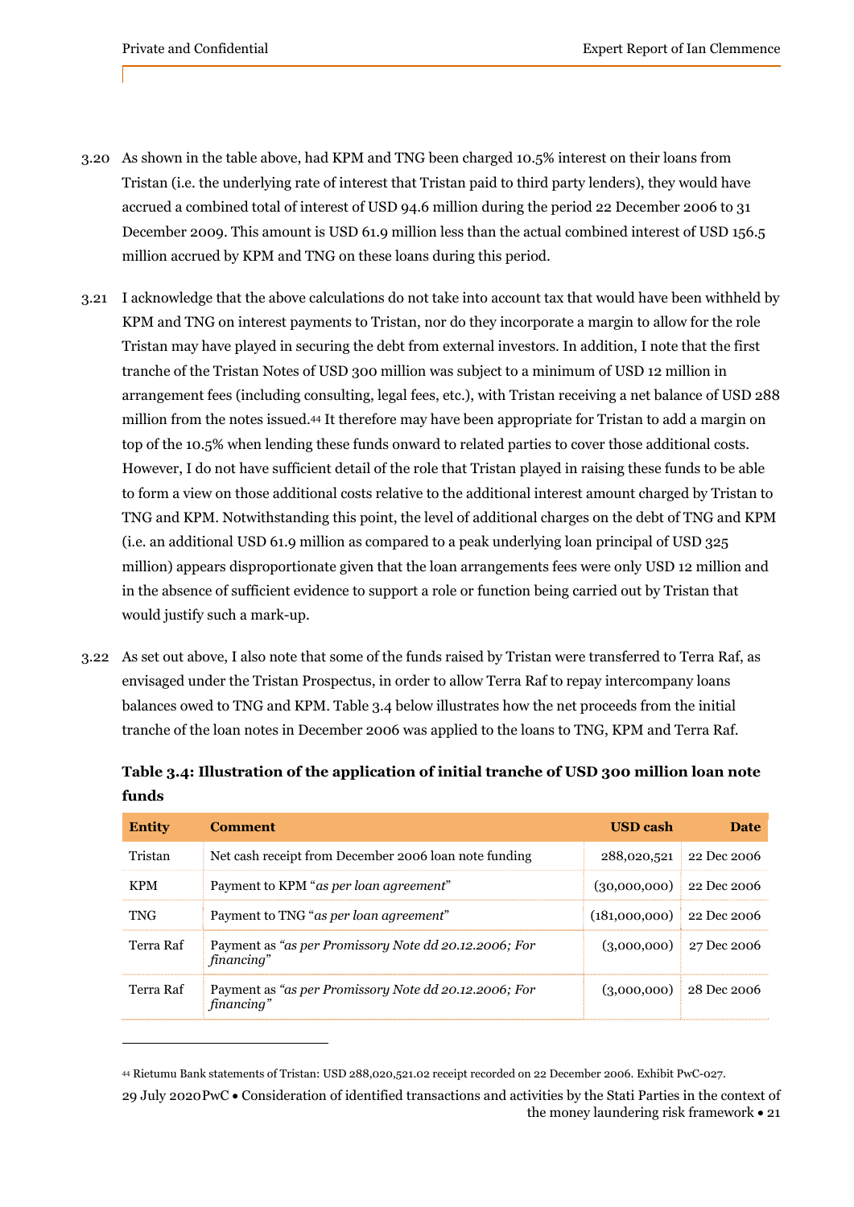3.20 As shown in the table above, had KPM and TNG been charged 10.5% interest on their loans from Tristan (i.e. the underlying rate of interest that Tristan paid to third party lenders), they would have accrued a combined total of interest of USD 94.6 million during the period 22 December 2006 to 31 December 2009. This amount is USD 61.9 million less than the actual combined interest of USD 156.5 million accrued by KPM and TNG on these loans during this period.

3.21 I acknowledge that the above calculations do not take into account tax that would have been withheld by KPM and TNG on interest payments to Tristan, nor do they incorporate a margin to allow for the role Tristan may have played in securing the debt from external investors. In addition, I note that the first tranche of the Tristan Notes of USD 300 million was subject to a minimum of USD 12 million in arrangement fees (including consulting, legal fees, etc.), with Tristan receiving a net balance of USD 288 million from the notes issued.[44] It therefore may have been appropriate for Tristan to add a margin on top of the 10.5% when lending these funds onward to related parties to cover those additional costs. However, I do not have sufficient detail of the role that Tristan played in raising these funds to be able to form a view on those additional costs relative to the additional interest amount charged by Tristan to TNG and KPM. Notwithstanding this point, the level of additional charges on the debt of TNG and KPM (i.e. an additional USD 61.9 million as compared to a peak underlying loan principal of USD 325 million) appears disproportionate given that the loan arrangements fees were only USD 12 million and in the absence of sufficient evidence to support a role or function being carried out by Tristan that would justify such a mark-up.

3.22 As set out above, I also note that some of the funds raised by Tristan were transferred to Terra Raf, as envisaged under the Tristan Prospectus, in order to allow Terra Raf to repay intercompany loans balances owed to TNG and KPM. Table 3.4 below illustrates how the net proceeds from the initial tranche of the loan notes in December 2006 was applied to the loans to TNG, KPM and Terra Raf.

**Table 3.4: Illustration of the application of initial tranche of USD 300 million loan note funds**

| Entity | Comment | USD cash | Date |
|---|---|---:|---:|
| Tristan | Net cash receipt from December 2006 loan note funding | 288,020,521 | 22 Dec 2006 |
| KPM | Payment to KPM "*as per loan agreement*" | (30,000,000) | 22 Dec 2006 |
| TNG | Payment to TNG "*as per loan agreement*" | (181,000,000) | 22 Dec 2006 |
| Terra Raf | Payment as *"as per Promissory Note dd 20.12.2006; For financing"* | (3,000,000) | 27 Dec 2006 |
| Terra Raf | Payment as *"as per Promissory Note dd 20.12.2006; For financing"* | (3,000,000) | 28 Dec 2006 |

[44] Rietumu Bank statements of Tristan: USD 288,020,521.02 receipt recorded on 22 December 2006. Exhibit PwC-027.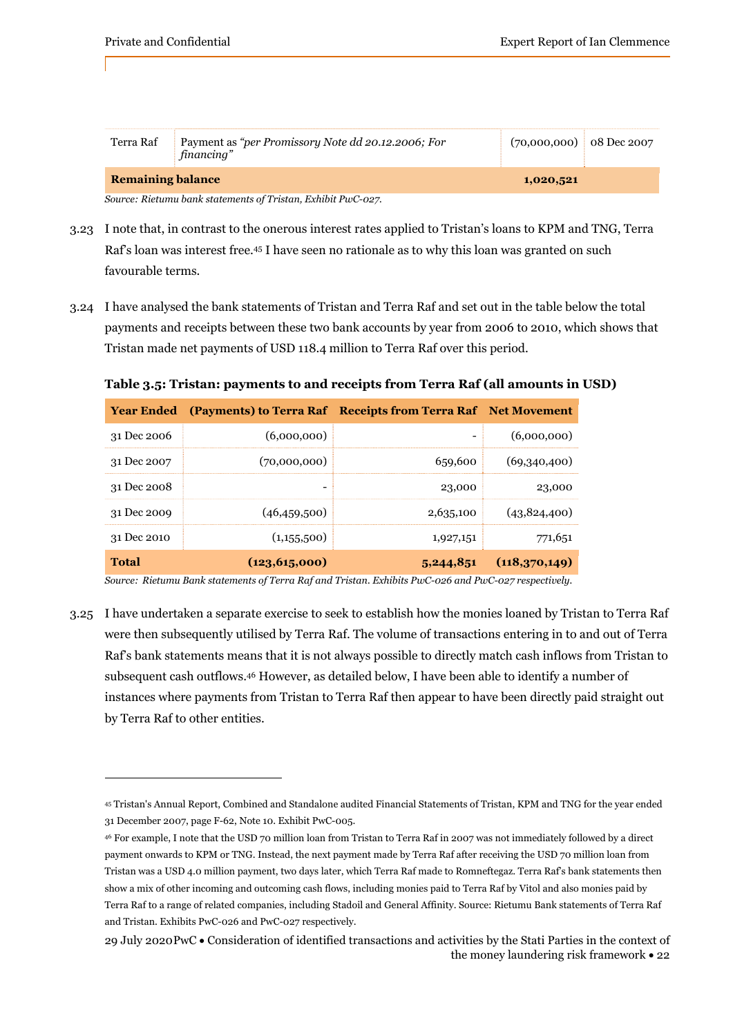| Terra Raf | Payment as *"per Promissory Note dd 20.12.2006; For financing"* | (70,000,000) | 08 Dec 2007 |
|---|---|---|---|
| **Remaining balance** | | **1,020,521** | |

*Source: Rietumu bank statements of Tristan, Exhibit PwC-027.*

3.23 I note that, in contrast to the onerous interest rates applied to Tristan's loans to KPM and TNG, Terra Raf's loan was interest free.[45] I have seen no rationale as to why this loan was granted on such favourable terms.

3.24 I have analysed the bank statements of Tristan and Terra Raf and set out in the table below the total payments and receipts between these two bank accounts by year from 2006 to 2010, which shows that Tristan made net payments of USD 118.4 million to Terra Raf over this period.

**Table 3.5: Tristan: payments to and receipts from Terra Raf (all amounts in USD)**

| Year Ended | (Payments) to Terra Raf | Receipts from Terra Raf | Net Movement |
|---|---|---|---|
| 31 Dec 2006 | (6,000,000) | - | (6,000,000) |
| 31 Dec 2007 | (70,000,000) | 659,600 | (69,340,400) |
| 31 Dec 2008 | - | 23,000 | 23,000 |
| 31 Dec 2009 | (46,459,500) | 2,635,100 | (43,824,400) |
| 31 Dec 2010 | (1,155,500) | 1,927,151 | 771,651 |
| **Total** | **(123,615,000)** | **5,244,851** | **(118,370,149)** |

*Source: Rietumu Bank statements of Terra Raf and Tristan. Exhibits PwC-026 and PwC-027 respectively.*

3.25 I have undertaken a separate exercise to seek to establish how the monies loaned by Tristan to Terra Raf were then subsequently utilised by Terra Raf. The volume of transactions entering in to and out of Terra Raf's bank statements means that it is not always possible to directly match cash inflows from Tristan to subsequent cash outflows.[46] However, as detailed below, I have been able to identify a number of instances where payments from Tristan to Terra Raf then appear to have been directly paid straight out by Terra Raf to other entities.

---

[45] Tristan's Annual Report, Combined and Standalone audited Financial Statements of Tristan, KPM and TNG for the year ended 31 December 2007, page F-62, Note 10. Exhibit PwC-005.

[46] For example, I note that the USD 70 million loan from Tristan to Terra Raf in 2007 was not immediately followed by a direct payment onwards to KPM or TNG. Instead, the next payment made by Terra Raf after receiving the USD 70 million loan from Tristan was a USD 4.0 million payment, two days later, which Terra Raf made to Romneftegaz. Terra Raf's bank statements then show a mix of other incoming and outcoming cash flows, including monies paid to Terra Raf by Vitol and also monies paid by Terra Raf to a range of related companies, including Stadoil and General Affinity. Source: Rietumu Bank statements of Terra Raf and Tristan. Exhibits PwC-026 and PwC-027 respectively.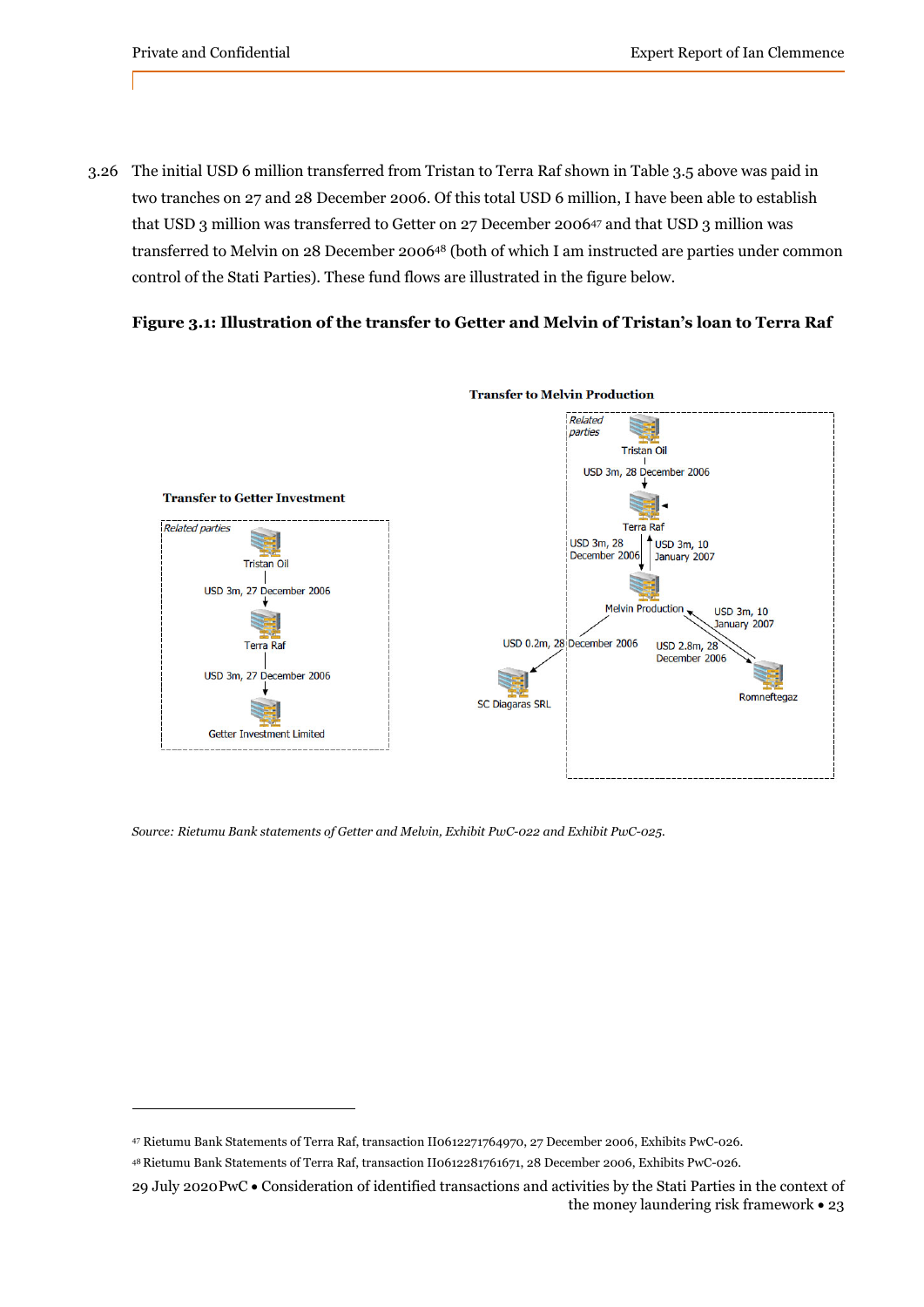3.26 The initial USD 6 million transferred from Tristan to Terra Raf shown in Table 3.5 above was paid in two tranches on 27 and 28 December 2006. Of this total USD 6 million, I have been able to establish that USD 3 million was transferred to Getter on 27 December 2006[47] and that USD 3 million was transferred to Melvin on 28 December 2006[48] (both of which I am instructed are parties under common control of the Stati Parties). These fund flows are illustrated in the figure below.

**Figure 3.1: Illustration of the transfer to Getter and Melvin of Tristan's loan to Terra Raf**

**Transfer to Getter Investment**

*Related parties*

- Tristan Oil → Terra Raf: USD 3m, 27 December 2006
- Terra Raf → Getter Investment Limited: USD 3m, 27 December 2006

**Transfer to Melvin Production**

*Related parties*

- Tristan Oil → Terra Raf: USD 3m, 28 December 2006
- Terra Raf → Melvin Production: USD 3m, 28 December 2006
- Melvin Production → Terra Raf: USD 3m, 10 January 2007
- Melvin Production → SC Diagaras SRL: USD 0.2m, 28 December 2006
- Melvin Production → Romneftegaz: USD 2.8m, 28 December 2006
- Romneftegaz → Melvin Production: USD 3m, 10 January 2007

*Source: Rietumu Bank statements of Getter and Melvin, Exhibit PwC-022 and Exhibit PwC-025.*

---

[47] Rietumu Bank Statements of Terra Raf, transaction II0612271764970, 27 December 2006, Exhibits PwC-026.

[48] Rietumu Bank Statements of Terra Raf, transaction II0612281761671, 28 December 2006, Exhibits PwC-026.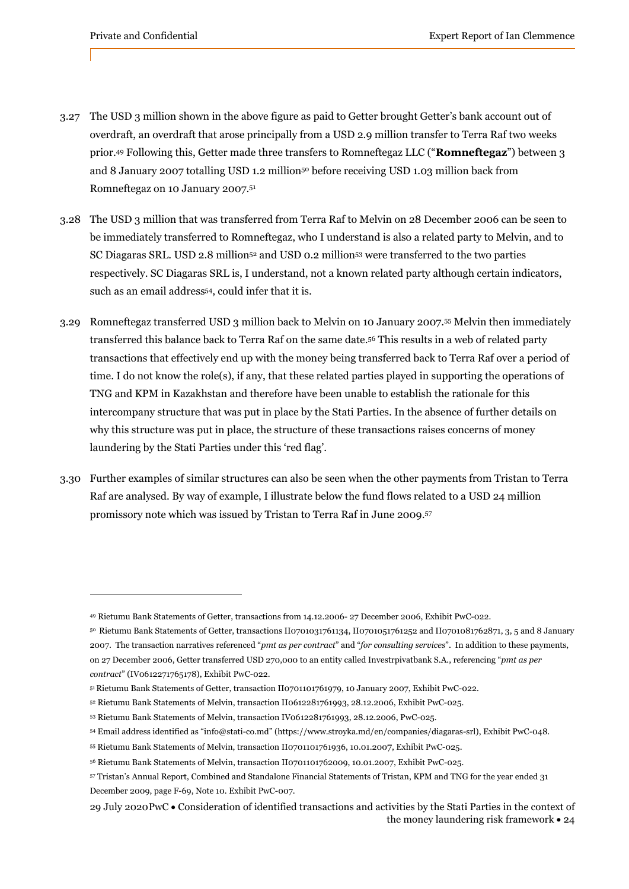3.27 The USD 3 million shown in the above figure as paid to Getter brought Getter's bank account out of overdraft, an overdraft that arose principally from a USD 2.9 million transfer to Terra Raf two weeks prior.[49] Following this, Getter made three transfers to Romneftegaz LLC ("**Romneftegaz**") between 3 and 8 January 2007 totalling USD 1.2 million[50] before receiving USD 1.03 million back from Romneftegaz on 10 January 2007.[51]

3.28 The USD 3 million that was transferred from Terra Raf to Melvin on 28 December 2006 can be seen to be immediately transferred to Romneftegaz, who I understand is also a related party to Melvin, and to SC Diagaras SRL. USD 2.8 million[52] and USD 0.2 million[53] were transferred to the two parties respectively. SC Diagaras SRL is, I understand, not a known related party although certain indicators, such as an email address[54], could infer that it is.

3.29 Romneftegaz transferred USD 3 million back to Melvin on 10 January 2007.[55] Melvin then immediately transferred this balance back to Terra Raf on the same date.[56] This results in a web of related party transactions that effectively end up with the money being transferred back to Terra Raf over a period of time. I do not know the role(s), if any, that these related parties played in supporting the operations of TNG and KPM in Kazakhstan and therefore have been unable to establish the rationale for this intercompany structure that was put in place by the Stati Parties. In the absence of further details on why this structure was put in place, the structure of these transactions raises concerns of money laundering by the Stati Parties under this 'red flag'.

3.30 Further examples of similar structures can also be seen when the other payments from Tristan to Terra Raf are analysed. By way of example, I illustrate below the fund flows related to a USD 24 million promissory note which was issued by Tristan to Terra Raf in June 2009.[57]

---

[49] Rietumu Bank Statements of Getter, transactions from 14.12.2006- 27 December 2006, Exhibit PwC-022.

[50] Rietumu Bank Statements of Getter, transactions II0701031761134, II0701051761252 and II0701081762871, 3, 5 and 8 January 2007. The transaction narratives referenced "*pmt as per contract*" and "*for consulting services*". In addition to these payments, on 27 December 2006, Getter transferred USD 270,000 to an entity called Investrpivatbank S.A., referencing "*pmt as per contract*" (IV0612271765178), Exhibit PwC-022.

[51] Rietumu Bank Statements of Getter, transaction II0701101761979, 10 January 2007, Exhibit PwC-022.

[52] Rietumu Bank Statements of Melvin, transaction II0612281761993, 28.12.2006, Exhibit PwC-025.

[53] Rietumu Bank Statements of Melvin, transaction IV0612281761993, 28.12.2006, PwC-025.

[54] Email address identified as "info@stati-co.md" (https://www.stroyka.md/en/companies/diagaras-srl), Exhibit PwC-048.

[55] Rietumu Bank Statements of Melvin, transaction II0701101761936, 10.01.2007, Exhibit PwC-025.

[56] Rietumu Bank Statements of Melvin, transaction II0701101762009, 10.01.2007, Exhibit PwC-025.

[57] Tristan's Annual Report, Combined and Standalone Financial Statements of Tristan, KPM and TNG for the year ended 31 December 2009, page F-69, Note 10. Exhibit PwC-007.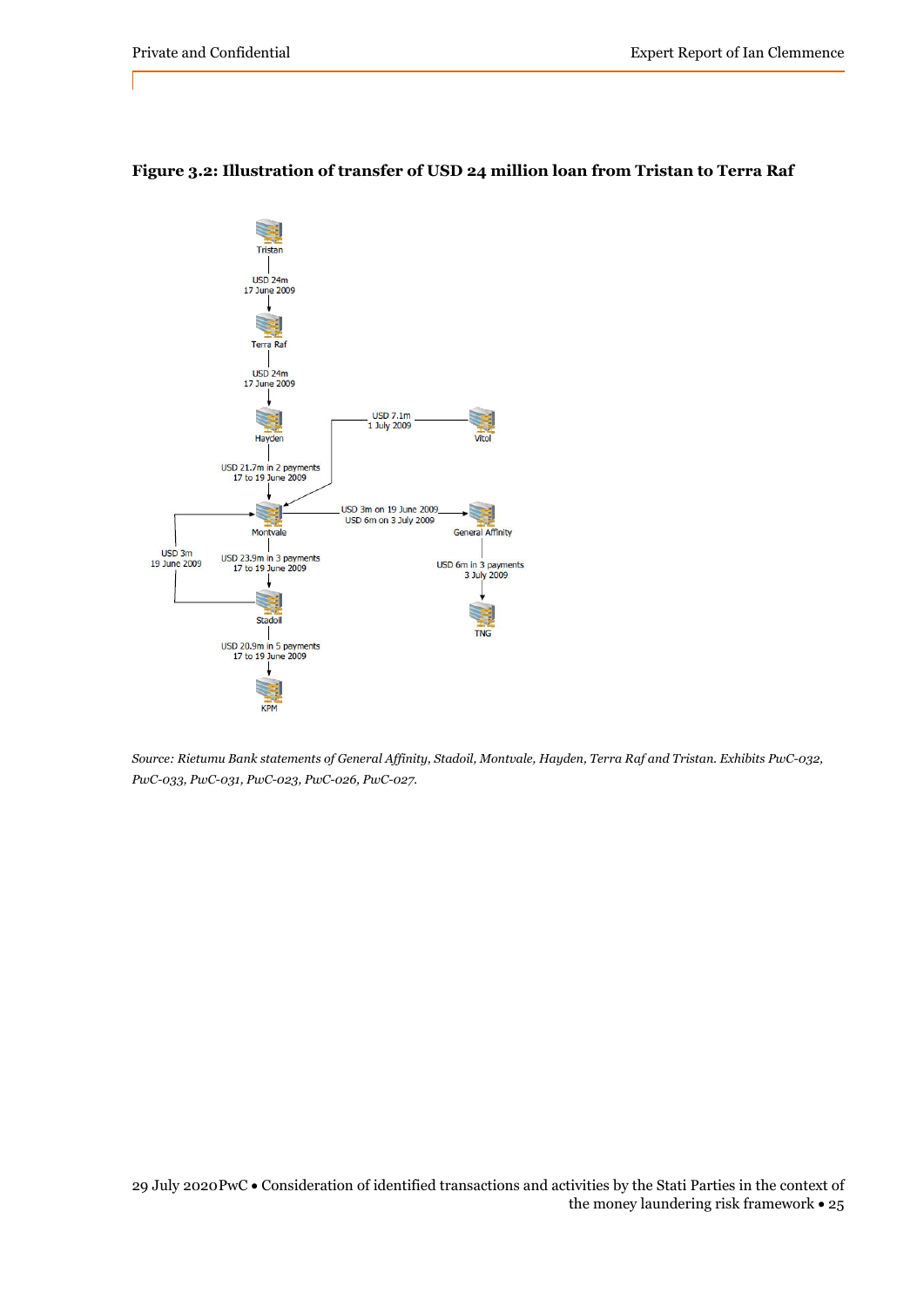**Figure 3.2: Illustration of transfer of USD 24 million loan from Tristan to Terra Raf**

Tristan

USD 24m
17 June 2009

Terra Raf

USD 24m
17 June 2009

Hayden

USD 7.1m
1 July 2009

Vitol

USD 21.7m in 2 payments
17 to 19 June 2009

Montvale

USD 3m on 19 June 2009
USD 6m on 3 July 2009

General Affinity

USD 3m
19 June 2009

USD 23.9m in 3 payments
17 to 19 June 2009

USD 6m in 3 payments
3 July 2009

Stadoil

TNG

USD 20.9m in 5 payments
17 to 19 June 2009

KPM

*Source: Rietumu Bank statements of General Affinity, Stadoil, Montvale, Hayden, Terra Raf and Tristan. Exhibits PwC-032, PwC-033, PwC-031, PwC-023, PwC-026, PwC-027.*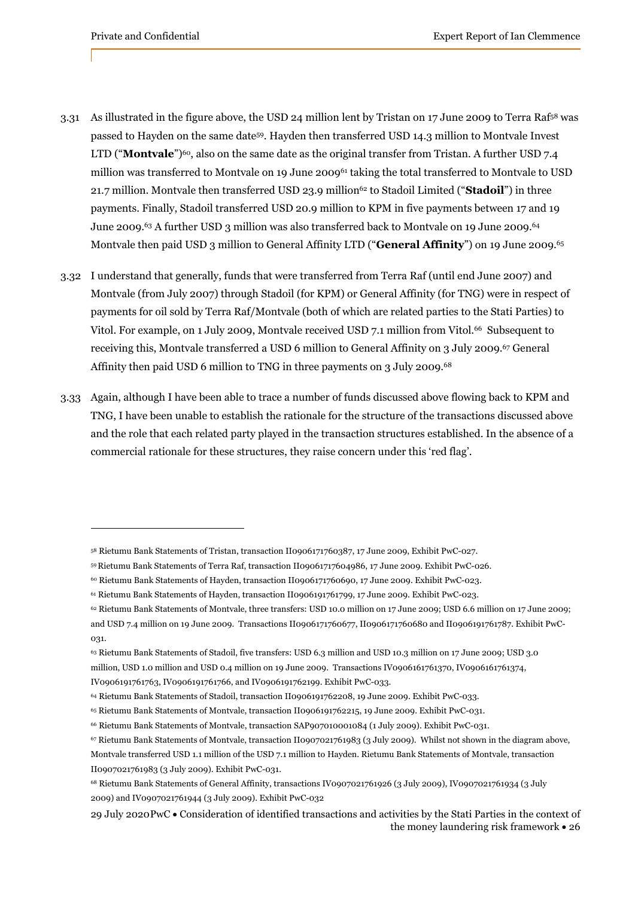3.31 As illustrated in the figure above, the USD 24 million lent by Tristan on 17 June 2009 to Terra Raf[58] was passed to Hayden on the same date[59]. Hayden then transferred USD 14.3 million to Montvale Invest LTD ("**Montvale**")[60], also on the same date as the original transfer from Tristan. A further USD 7.4 million was transferred to Montvale on 19 June 2009[61] taking the total transferred to Montvale to USD 21.7 million. Montvale then transferred USD 23.9 million[62] to Stadoil Limited ("**Stadoil**") in three payments. Finally, Stadoil transferred USD 20.9 million to KPM in five payments between 17 and 19 June 2009.[63] A further USD 3 million was also transferred back to Montvale on 19 June 2009.[64] Montvale then paid USD 3 million to General Affinity LTD ("**General Affinity**") on 19 June 2009.[65]

3.32 I understand that generally, funds that were transferred from Terra Raf (until end June 2007) and Montvale (from July 2007) through Stadoil (for KPM) or General Affinity (for TNG) were in respect of payments for oil sold by Terra Raf/Montvale (both of which are related parties to the Stati Parties) to Vitol. For example, on 1 July 2009, Montvale received USD 7.1 million from Vitol.[66] Subsequent to receiving this, Montvale transferred a USD 6 million to General Affinity on 3 July 2009.[67] General Affinity then paid USD 6 million to TNG in three payments on 3 July 2009.[68]

3.33 Again, although I have been able to trace a number of funds discussed above flowing back to KPM and TNG, I have been unable to establish the rationale for the structure of the transactions discussed above and the role that each related party played in the transaction structures established. In the absence of a commercial rationale for these structures, they raise concern under this 'red flag'.

---

[58] Rietumu Bank Statements of Tristan, transaction II0906171760387, 17 June 2009, Exhibit PwC-027.

[59] Rietumu Bank Statements of Terra Raf, transaction II09061717604986, 17 June 2009. Exhibit PwC-026.

[60] Rietumu Bank Statements of Hayden, transaction II0906171760690, 17 June 2009. Exhibit PwC-023.

[61] Rietumu Bank Statements of Hayden, transaction II0906191761799, 17 June 2009. Exhibit PwC-023.

[62] Rietumu Bank Statements of Montvale, three transfers: USD 10.0 million on 17 June 2009; USD 6.6 million on 17 June 2009; and USD 7.4 million on 19 June 2009. Transactions II0906171760677, II0906171760680 and II0906191761787. Exhibit PwC-031.

[63] Rietumu Bank Statements of Stadoil, five transfers: USD 6.3 million and USD 10.3 million on 17 June 2009; USD 3.0 million, USD 1.0 million and USD 0.4 million on 19 June 2009. Transactions IV0906161761370, IV0906161761374, IV0906191761763, IV0906191761766, and IV0906191762199. Exhibit PwC-033.

[64] Rietumu Bank Statements of Stadoil, transaction II0906191762208, 19 June 2009. Exhibit PwC-033.

[65] Rietumu Bank Statements of Montvale, transaction II0906191762215, 19 June 2009. Exhibit PwC-031.

[66] Rietumu Bank Statements of Montvale, transaction SAP907010001084 (1 July 2009). Exhibit PwC-031.

[67] Rietumu Bank Statements of Montvale, transaction II0907021761983 (3 July 2009). Whilst not shown in the diagram above, Montvale transferred USD 1.1 million of the USD 7.1 million to Hayden. Rietumu Bank Statements of Montvale, transaction II0907021761983 (3 July 2009). Exhibit PwC-031.

[68] Rietumu Bank Statements of General Affinity, transactions IV0907021761926 (3 July 2009), IV0907021761934 (3 July 2009) and IV0907021761944 (3 July 2009). Exhibit PwC-032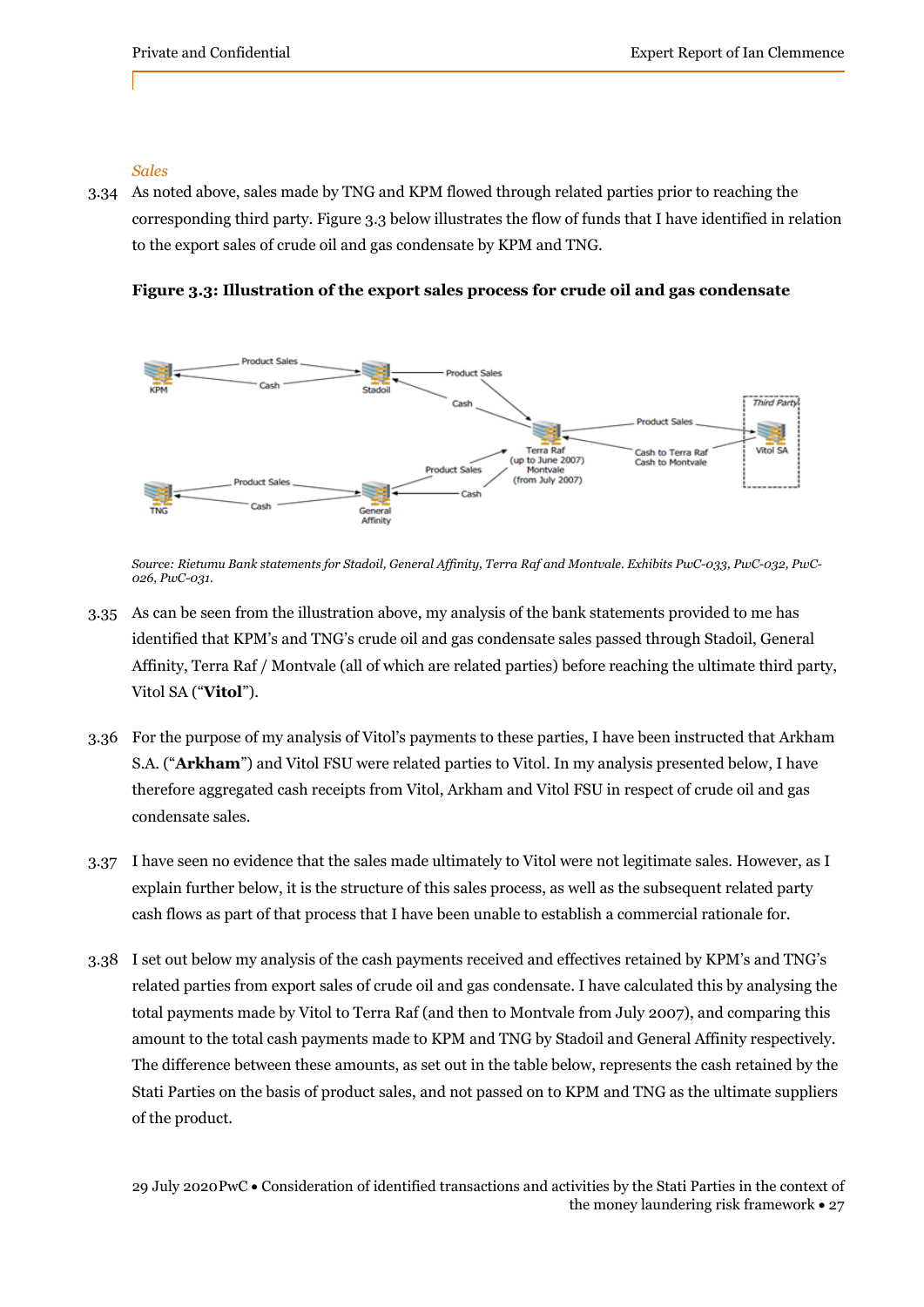*Sales*

3.34 As noted above, sales made by TNG and KPM flowed through related parties prior to reaching the corresponding third party. Figure 3.3 below illustrates the flow of funds that I have identified in relation to the export sales of crude oil and gas condensate by KPM and TNG.

**Figure 3.3: Illustration of the export sales process for crude oil and gas condensate**

*Source: Rietumu Bank statements for Stadoil, General Affinity, Terra Raf and Montvale. Exhibits PwC-033, PwC-032, PwC-026, PwC-031.*

3.35 As can be seen from the illustration above, my analysis of the bank statements provided to me has identified that KPM's and TNG's crude oil and gas condensate sales passed through Stadoil, General Affinity, Terra Raf / Montvale (all of which are related parties) before reaching the ultimate third party, Vitol SA ("**Vitol**").

3.36 For the purpose of my analysis of Vitol's payments to these parties, I have been instructed that Arkham S.A. ("**Arkham**") and Vitol FSU were related parties to Vitol. In my analysis presented below, I have therefore aggregated cash receipts from Vitol, Arkham and Vitol FSU in respect of crude oil and gas condensate sales.

3.37 I have seen no evidence that the sales made ultimately to Vitol were not legitimate sales. However, as I explain further below, it is the structure of this sales process, as well as the subsequent related party cash flows as part of that process that I have been unable to establish a commercial rationale for.

3.38 I set out below my analysis of the cash payments received and effectives retained by KPM's and TNG's related parties from export sales of crude oil and gas condensate. I have calculated this by analysing the total payments made by Vitol to Terra Raf (and then to Montvale from July 2007), and comparing this amount to the total cash payments made to KPM and TNG by Stadoil and General Affinity respectively. The difference between these amounts, as set out in the table below, represents the cash retained by the Stati Parties on the basis of product sales, and not passed on to KPM and TNG as the ultimate suppliers of the product.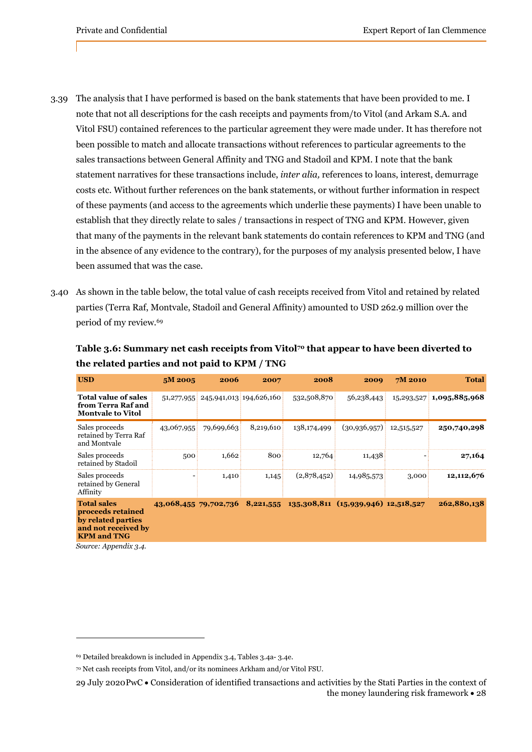3.39 The analysis that I have performed is based on the bank statements that have been provided to me. I note that not all descriptions for the cash receipts and payments from/to Vitol (and Arkam S.A. and Vitol FSU) contained references to the particular agreement they were made under. It has therefore not been possible to match and allocate transactions without references to particular agreements to the sales transactions between General Affinity and TNG and Stadoil and KPM. I note that the bank statement narratives for these transactions include, *inter alia,* references to loans, interest, demurrage costs etc. Without further references on the bank statements, or without further information in respect of these payments (and access to the agreements which underlie these payments) I have been unable to establish that they directly relate to sales / transactions in respect of TNG and KPM. However, given that many of the payments in the relevant bank statements do contain references to KPM and TNG (and in the absence of any evidence to the contrary), for the purposes of my analysis presented below, I have been assumed that was the case.

3.40 As shown in the table below, the total value of cash receipts received from Vitol and retained by related parties (Terra Raf, Montvale, Stadoil and General Affinity) amounted to USD 262.9 million over the period of my review.[69]

**Table 3.6: Summary net cash receipts from Vitol[70] that appear to have been diverted to the related parties and not paid to KPM / TNG**

| USD | 5M 2005 | 2006 | 2007 | 2008 | 2009 | 7M 2010 | Total |
|---|---|---|---|---|---|---|---|
| **Total value of sales from Terra Raf and Montvale to Vitol** | 51,277,955 | 245,941,013 | 194,626,160 | 532,508,870 | 56,238,443 | 15,293,527 | **1,095,885,968** |
| Sales proceeds retained by Terra Raf and Montvale | 43,067,955 | 79,699,663 | 8,219,610 | 138,174,499 | (30,936,957) | 12,515,527 | **250,740,298** |
| Sales proceeds retained by Stadoil | 500 | 1,662 | 800 | 12,764 | 11,438 | - | **27,164** |
| Sales proceeds retained by General Affinity | - | 1,410 | 1,145 | (2,878,452) | 14,985,573 | 3,000 | **12,112,676** |
| **Total sales proceeds retained by related parties and not received by KPM and TNG** | **43,068,455** | **79,702,736** | **8,221,555** | **135,308,811** | **(15,939,946)** | **12,518,527** | **262,880,138** |

*Source: Appendix 3.4.*

[69] Detailed breakdown is included in Appendix 3.4, Tables 3.4a- 3.4e.

[70] Net cash receipts from Vitol, and/or its nominees Arkham and/or Vitol FSU.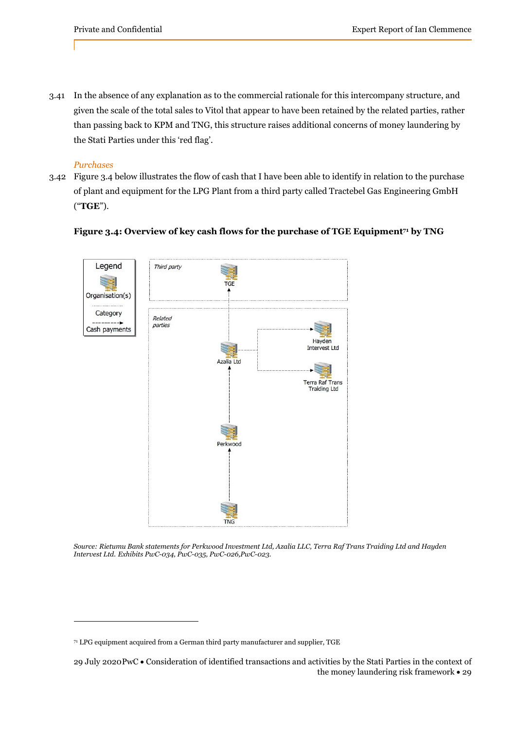3.41 In the absence of any explanation as to the commercial rationale for this intercompany structure, and given the scale of the total sales to Vitol that appear to have been retained by the related parties, rather than passing back to KPM and TNG, this structure raises additional concerns of money laundering by the Stati Parties under this 'red flag'.

*Purchases*

3.42 Figure 3.4 below illustrates the flow of cash that I have been able to identify in relation to the purchase of plant and equipment for the LPG Plant from a third party called Tractebel Gas Engineering GmbH ("**TGE**").

**Figure 3.4: Overview of key cash flows for the purchase of TGE Equipment[71] by TNG**

Legend: Organisation(s); Category; Cash payments

Third party: TGE

Related parties: Azalia Ltd; Hayden Intervest Ltd; Terra Raf Trans Traiding Ltd; Perkwood; TNG

*Source: Rietumu Bank statements for Perkwood Investment Ltd, Azalia LLC, Terra Raf Trans Traiding Ltd and Hayden Intervest Ltd. Exhibits PwC-034, PwC-035, PwC-026,PwC-023.*

[71] LPG equipment acquired from a German third party manufacturer and supplier, TGE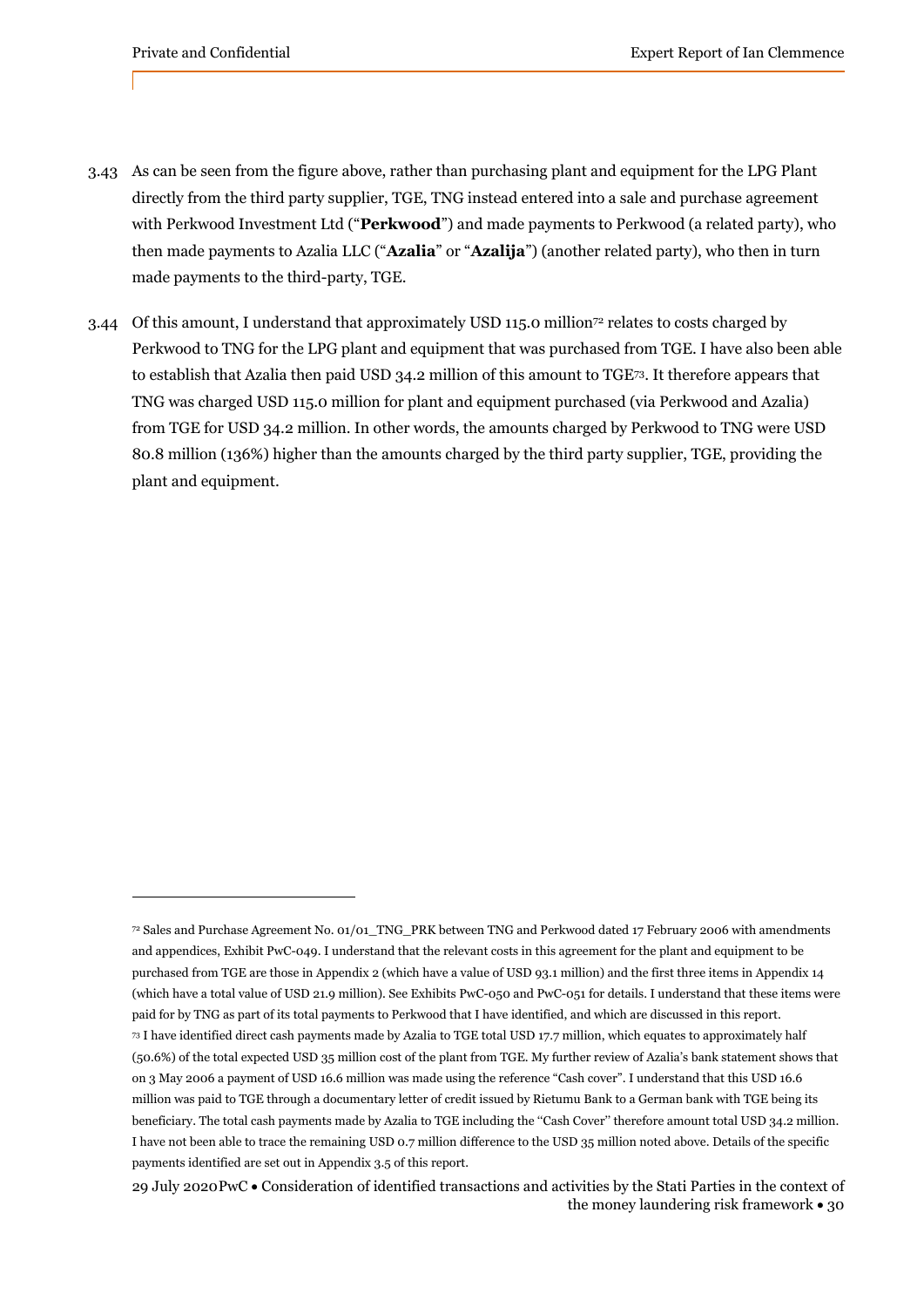3.43 As can be seen from the figure above, rather than purchasing plant and equipment for the LPG Plant directly from the third party supplier, TGE, TNG instead entered into a sale and purchase agreement with Perkwood Investment Ltd ("**Perkwood**") and made payments to Perkwood (a related party), who then made payments to Azalia LLC ("**Azalia**" or "**Azalija**") (another related party), who then in turn made payments to the third-party, TGE.

3.44 Of this amount, I understand that approximately USD 115.0 million[72] relates to costs charged by Perkwood to TNG for the LPG plant and equipment that was purchased from TGE. I have also been able to establish that Azalia then paid USD 34.2 million of this amount to TGE[73]. It therefore appears that TNG was charged USD 115.0 million for plant and equipment purchased (via Perkwood and Azalia) from TGE for USD 34.2 million. In other words, the amounts charged by Perkwood to TNG were USD 80.8 million (136%) higher than the amounts charged by the third party supplier, TGE, providing the plant and equipment.

---

[72] Sales and Purchase Agreement No. 01/01_TNG_PRK between TNG and Perkwood dated 17 February 2006 with amendments and appendices, Exhibit PwC-049. I understand that the relevant costs in this agreement for the plant and equipment to be purchased from TGE are those in Appendix 2 (which have a value of USD 93.1 million) and the first three items in Appendix 14 (which have a total value of USD 21.9 million). See Exhibits PwC-050 and PwC-051 for details. I understand that these items were paid for by TNG as part of its total payments to Perkwood that I have identified, and which are discussed in this report.

[73] I have identified direct cash payments made by Azalia to TGE total USD 17.7 million, which equates to approximately half (50.6%) of the total expected USD 35 million cost of the plant from TGE. My further review of Azalia's bank statement shows that on 3 May 2006 a payment of USD 16.6 million was made using the reference "Cash cover". I understand that this USD 16.6 million was paid to TGE through a documentary letter of credit issued by Rietumu Bank to a German bank with TGE being its beneficiary. The total cash payments made by Azalia to TGE including the "Cash Cover" therefore amount total USD 34.2 million. I have not been able to trace the remaining USD 0.7 million difference to the USD 35 million noted above. Details of the specific payments identified are set out in Appendix 3.5 of this report.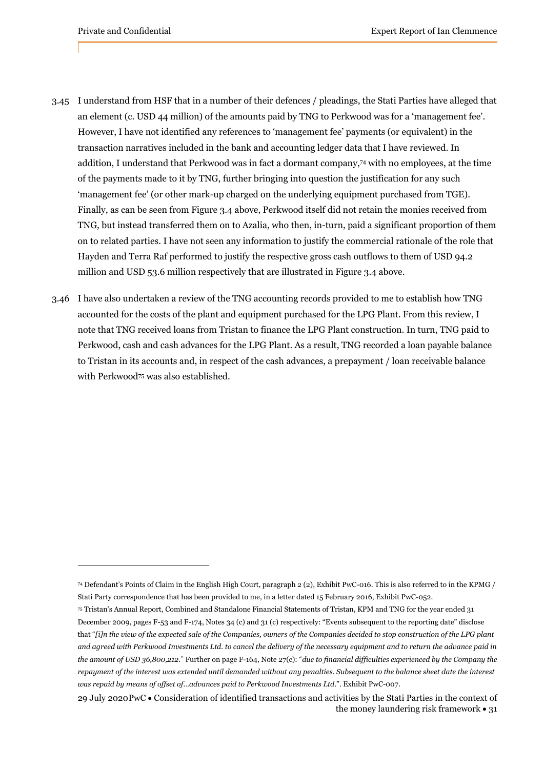3.45 I understand from HSF that in a number of their defences / pleadings, the Stati Parties have alleged that an element (c. USD 44 million) of the amounts paid by TNG to Perkwood was for a 'management fee'. However, I have not identified any references to 'management fee' payments (or equivalent) in the transaction narratives included in the bank and accounting ledger data that I have reviewed. In addition, I understand that Perkwood was in fact a dormant company,[74] with no employees, at the time of the payments made to it by TNG, further bringing into question the justification for any such 'management fee' (or other mark-up charged on the underlying equipment purchased from TGE). Finally, as can be seen from Figure 3.4 above, Perkwood itself did not retain the monies received from TNG, but instead transferred them on to Azalia, who then, in-turn, paid a significant proportion of them on to related parties. I have not seen any information to justify the commercial rationale of the role that Hayden and Terra Raf performed to justify the respective gross cash outflows to them of USD 94.2 million and USD 53.6 million respectively that are illustrated in Figure 3.4 above.

3.46 I have also undertaken a review of the TNG accounting records provided to me to establish how TNG accounted for the costs of the plant and equipment purchased for the LPG Plant. From this review, I note that TNG received loans from Tristan to finance the LPG Plant construction. In turn, TNG paid to Perkwood, cash and cash advances for the LPG Plant. As a result, TNG recorded a loan payable balance to Tristan in its accounts and, in respect of the cash advances, a prepayment / loan receivable balance with Perkwood[75] was also established.

---

[74] Defendant's Points of Claim in the English High Court, paragraph 2 (2), Exhibit PwC-016. This is also referred to in the KPMG / Stati Party correspondence that has been provided to me, in a letter dated 15 February 2016, Exhibit PwC-052.

[75] Tristan's Annual Report, Combined and Standalone Financial Statements of Tristan, KPM and TNG for the year ended 31 December 2009, pages F-53 and F-174, Notes 34 (c) and 31 (c) respectively: "Events subsequent to the reporting date" disclose that "*[i]n the view of the expected sale of the Companies, owners of the Companies decided to stop construction of the LPG plant and agreed with Perkwood Investments Ltd. to cancel the delivery of the necessary equipment and to return the advance paid in the amount of USD 36,800,212.*" Further on page F-164, Note 27(c): "*due to financial difficulties experienced by the Company the repayment of the interest was extended until demanded without any penalties. Subsequent to the balance sheet date the interest was repaid by means of offset of…advances paid to Perkwood Investments Ltd.*". Exhibit PwC-007.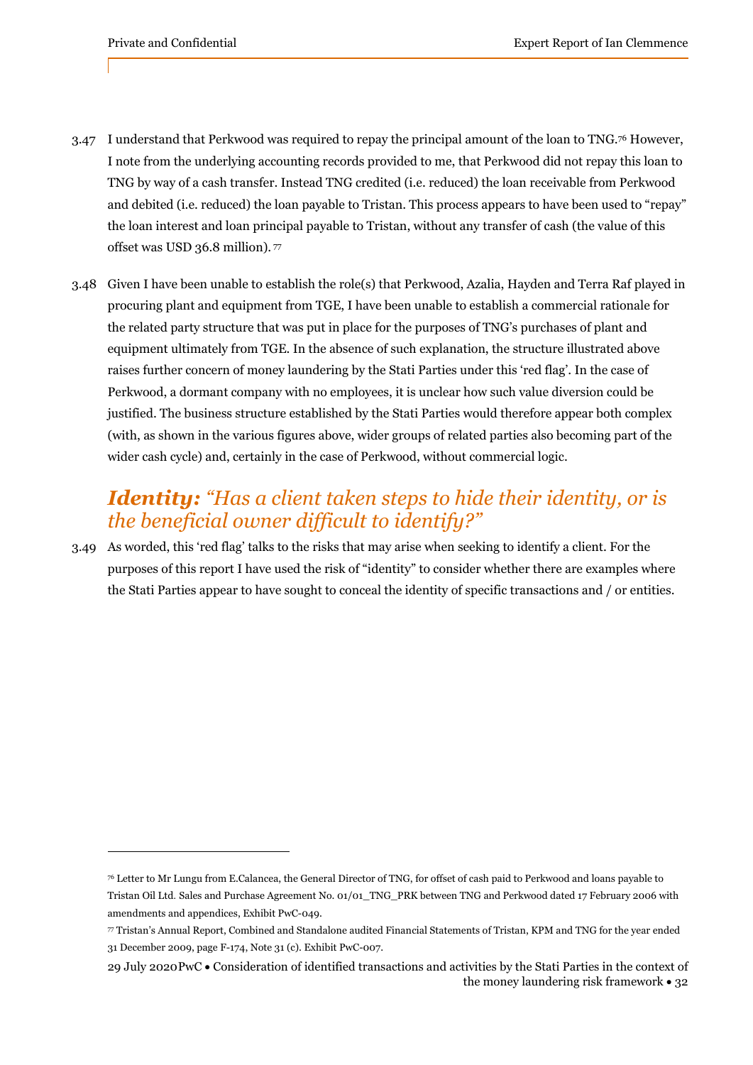3.47 I understand that Perkwood was required to repay the principal amount of the loan to TNG.[76] However, I note from the underlying accounting records provided to me, that Perkwood did not repay this loan to TNG by way of a cash transfer. Instead TNG credited (i.e. reduced) the loan receivable from Perkwood and debited (i.e. reduced) the loan payable to Tristan. This process appears to have been used to "repay" the loan interest and loan principal payable to Tristan, without any transfer of cash (the value of this offset was USD 36.8 million).[77]

3.48 Given I have been unable to establish the role(s) that Perkwood, Azalia, Hayden and Terra Raf played in procuring plant and equipment from TGE, I have been unable to establish a commercial rationale for the related party structure that was put in place for the purposes of TNG's purchases of plant and equipment ultimately from TGE. In the absence of such explanation, the structure illustrated above raises further concern of money laundering by the Stati Parties under this 'red flag'. In the case of Perkwood, a dormant company with no employees, it is unclear how such value diversion could be justified. The business structure established by the Stati Parties would therefore appear both complex (with, as shown in the various figures above, wider groups of related parties also becoming part of the wider cash cycle) and, certainly in the case of Perkwood, without commercial logic.

## ***Identity:*** *"Has a client taken steps to hide their identity, or is the beneficial owner difficult to identify?"*

3.49 As worded, this 'red flag' talks to the risks that may arise when seeking to identify a client. For the purposes of this report I have used the risk of "identity" to consider whether there are examples where the Stati Parties appear to have sought to conceal the identity of specific transactions and / or entities.

---

[76] Letter to Mr Lungu from E.Calancea, the General Director of TNG, for offset of cash paid to Perkwood and loans payable to Tristan Oil Ltd. Sales and Purchase Agreement No. 01/01_TNG_PRK between TNG and Perkwood dated 17 February 2006 with amendments and appendices, Exhibit PwC-049.

[77] Tristan's Annual Report, Combined and Standalone audited Financial Statements of Tristan, KPM and TNG for the year ended 31 December 2009, page F-174, Note 31 (c). Exhibit PwC-007.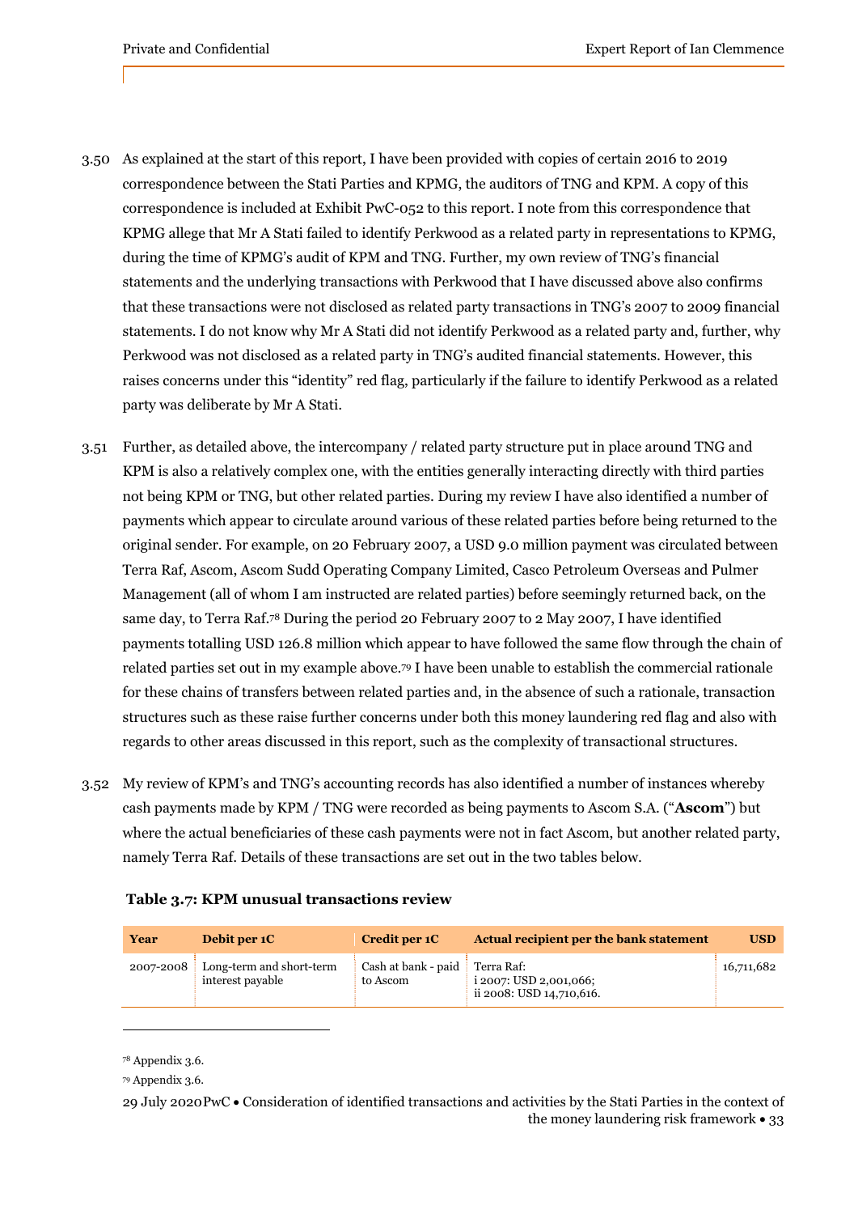3.50 As explained at the start of this report, I have been provided with copies of certain 2016 to 2019 correspondence between the Stati Parties and KPMG, the auditors of TNG and KPM. A copy of this correspondence is included at Exhibit PwC-052 to this report. I note from this correspondence that KPMG allege that Mr A Stati failed to identify Perkwood as a related party in representations to KPMG, during the time of KPMG's audit of KPM and TNG. Further, my own review of TNG's financial statements and the underlying transactions with Perkwood that I have discussed above also confirms that these transactions were not disclosed as related party transactions in TNG's 2007 to 2009 financial statements. I do not know why Mr A Stati did not identify Perkwood as a related party and, further, why Perkwood was not disclosed as a related party in TNG's audited financial statements. However, this raises concerns under this "identity" red flag, particularly if the failure to identify Perkwood as a related party was deliberate by Mr A Stati.

3.51 Further, as detailed above, the intercompany / related party structure put in place around TNG and KPM is also a relatively complex one, with the entities generally interacting directly with third parties not being KPM or TNG, but other related parties. During my review I have also identified a number of payments which appear to circulate around various of these related parties before being returned to the original sender. For example, on 20 February 2007, a USD 9.0 million payment was circulated between Terra Raf, Ascom, Ascom Sudd Operating Company Limited, Casco Petroleum Overseas and Pulmer Management (all of whom I am instructed are related parties) before seemingly returned back, on the same day, to Terra Raf.[78] During the period 20 February 2007 to 2 May 2007, I have identified payments totalling USD 126.8 million which appear to have followed the same flow through the chain of related parties set out in my example above.[79] I have been unable to establish the commercial rationale for these chains of transfers between related parties and, in the absence of such a rationale, transaction structures such as these raise further concerns under both this money laundering red flag and also with regards to other areas discussed in this report, such as the complexity of transactional structures.

3.52 My review of KPM's and TNG's accounting records has also identified a number of instances whereby cash payments made by KPM / TNG were recorded as being payments to Ascom S.A. ("**Ascom**") but where the actual beneficiaries of these cash payments were not in fact Ascom, but another related party, namely Terra Raf. Details of these transactions are set out in the two tables below.

**Table 3.7: KPM unusual transactions review**

| Year | Debit per 1C | Credit per 1C | Actual recipient per the bank statement | USD |
|---|---|---|---|---|
| 2007-2008 | Long-term and short-term interest payable | Cash at bank - paid to Ascom | Terra Raf:<br>i 2007: USD 2,001,066;<br>ii 2008: USD 14,710,616. | 16,711,682 |

[78] Appendix 3.6.

[79] Appendix 3.6.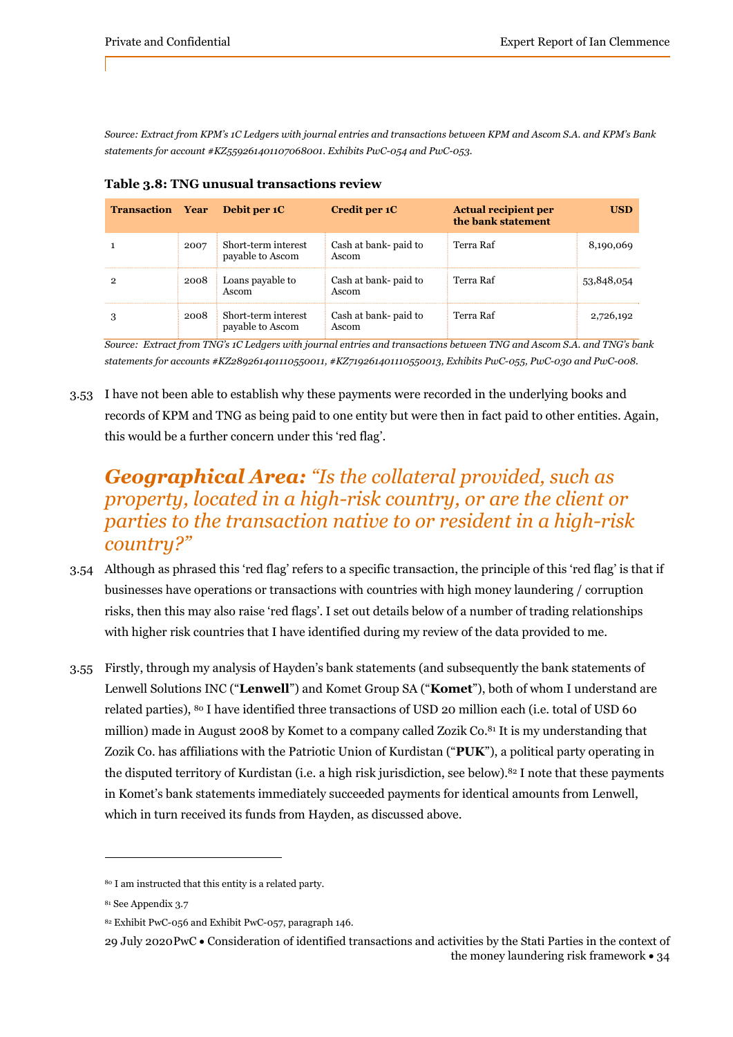*Source: Extract from KPM's 1C Ledgers with journal entries and transactions between KPM and Ascom S.A. and KPM's Bank statements for account #KZ559261401107068001. Exhibits PwC-054 and PwC-053.*

**Table 3.8: TNG unusual transactions review**

| Transaction | Year | Debit per 1C | Credit per 1C | Actual recipient per the bank statement | USD |
|---|---|---|---|---|---|
| 1 | 2007 | Short-term interest payable to Ascom | Cash at bank- paid to Ascom | Terra Raf | 8,190,069 |
| 2 | 2008 | Loans payable to Ascom | Cash at bank- paid to Ascom | Terra Raf | 53,848,054 |
| 3 | 2008 | Short-term interest payable to Ascom | Cash at bank- paid to Ascom | Terra Raf | 2,726,192 |

*Source: Extract from TNG's 1C Ledgers with journal entries and transactions between TNG and Ascom S.A. and TNG's bank statements for accounts #KZ289261401110550011, #KZ719261401110550013, Exhibits PwC-055, PwC-030 and PwC-008.*

3.53 I have not been able to establish why these payments were recorded in the underlying books and records of KPM and TNG as being paid to one entity but were then in fact paid to other entities. Again, this would be a further concern under this 'red flag'.

## *Geographical Area: "Is the collateral provided, such as property, located in a high-risk country, or are the client or parties to the transaction native to or resident in a high-risk country?"*

3.54 Although as phrased this 'red flag' refers to a specific transaction, the principle of this 'red flag' is that if businesses have operations or transactions with countries with high money laundering / corruption risks, then this may also raise 'red flags'. I set out details below of a number of trading relationships with higher risk countries that I have identified during my review of the data provided to me.

3.55 Firstly, through my analysis of Hayden's bank statements (and subsequently the bank statements of Lenwell Solutions INC ("**Lenwell**") and Komet Group SA ("**Komet**"), both of whom I understand are related parties), [80] I have identified three transactions of USD 20 million each (i.e. total of USD 60 million) made in August 2008 by Komet to a company called Zozik Co.[81] It is my understanding that Zozik Co. has affiliations with the Patriotic Union of Kurdistan ("**PUK**"), a political party operating in the disputed territory of Kurdistan (i.e. a high risk jurisdiction, see below).[82] I note that these payments in Komet's bank statements immediately succeeded payments for identical amounts from Lenwell, which in turn received its funds from Hayden, as discussed above.

---

[80] I am instructed that this entity is a related party.

[81] See Appendix 3.7

[82] Exhibit PwC-056 and Exhibit PwC-057, paragraph 146.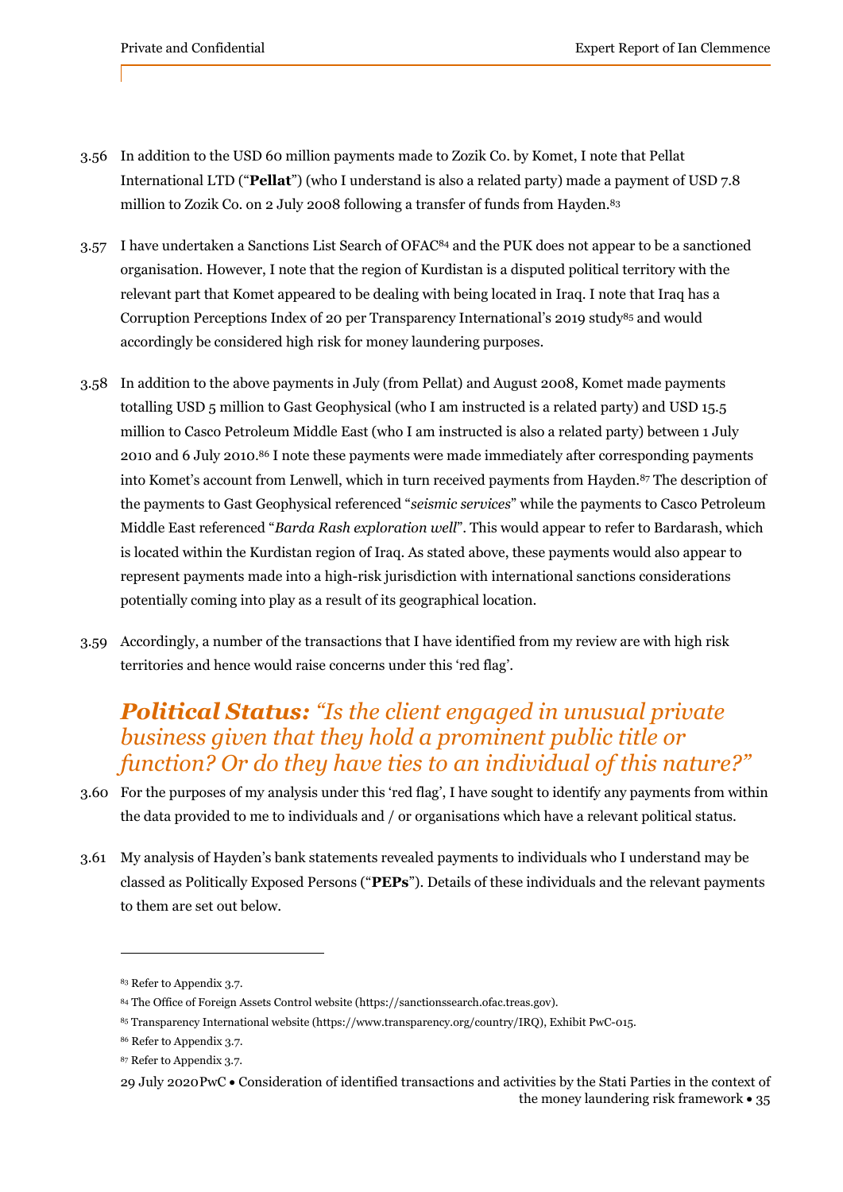3.56 In addition to the USD 60 million payments made to Zozik Co. by Komet, I note that Pellat International LTD ("**Pellat**") (who I understand is also a related party) made a payment of USD 7.8 million to Zozik Co. on 2 July 2008 following a transfer of funds from Hayden.[83]

3.57 I have undertaken a Sanctions List Search of OFAC[84] and the PUK does not appear to be a sanctioned organisation. However, I note that the region of Kurdistan is a disputed political territory with the relevant part that Komet appeared to be dealing with being located in Iraq. I note that Iraq has a Corruption Perceptions Index of 20 per Transparency International's 2019 study[85] and would accordingly be considered high risk for money laundering purposes.

3.58 In addition to the above payments in July (from Pellat) and August 2008, Komet made payments totalling USD 5 million to Gast Geophysical (who I am instructed is a related party) and USD 15.5 million to Casco Petroleum Middle East (who I am instructed is also a related party) between 1 July 2010 and 6 July 2010.[86] I note these payments were made immediately after corresponding payments into Komet's account from Lenwell, which in turn received payments from Hayden.[87] The description of the payments to Gast Geophysical referenced "*seismic services*" while the payments to Casco Petroleum Middle East referenced "*Barda Rash exploration well*". This would appear to refer to Bardarash, which is located within the Kurdistan region of Iraq. As stated above, these payments would also appear to represent payments made into a high-risk jurisdiction with international sanctions considerations potentially coming into play as a result of its geographical location.

3.59 Accordingly, a number of the transactions that I have identified from my review are with high risk territories and hence would raise concerns under this 'red flag'.

## ***Political Status:*** *"Is the client engaged in unusual private business given that they hold a prominent public title or function? Or do they have ties to an individual of this nature?"*

3.60 For the purposes of my analysis under this 'red flag', I have sought to identify any payments from within the data provided to me to individuals and / or organisations which have a relevant political status.

3.61 My analysis of Hayden's bank statements revealed payments to individuals who I understand may be classed as Politically Exposed Persons ("**PEPs**"). Details of these individuals and the relevant payments to them are set out below.

---

[83] Refer to Appendix 3.7.

[84] The Office of Foreign Assets Control website (https://sanctionssearch.ofac.treas.gov).

[85] Transparency International website (https://www.transparency.org/country/IRQ), Exhibit PwC-015.

[86] Refer to Appendix 3.7.

[87] Refer to Appendix 3.7.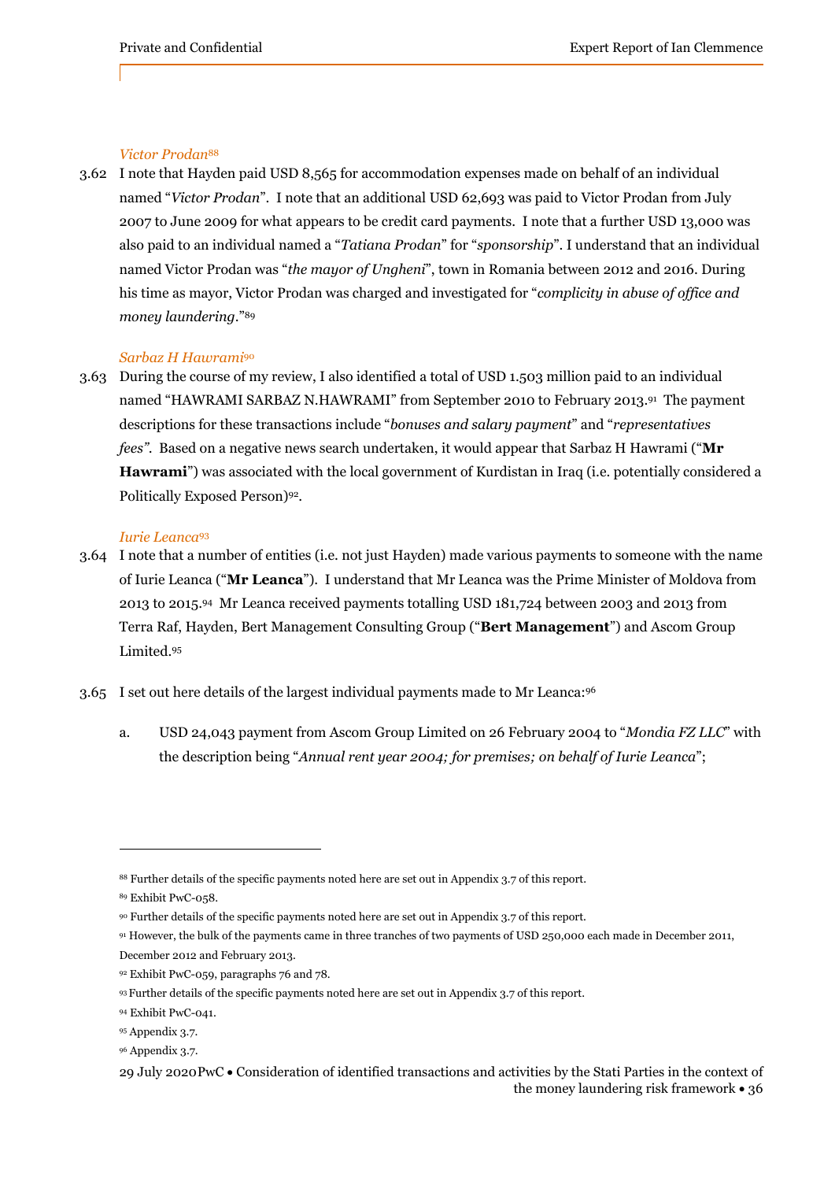*Victor Prodan*[88]

3.62 I note that Hayden paid USD 8,565 for accommodation expenses made on behalf of an individual named "*Victor Prodan*". I note that an additional USD 62,693 was paid to Victor Prodan from July 2007 to June 2009 for what appears to be credit card payments. I note that a further USD 13,000 was also paid to an individual named a "*Tatiana Prodan*" for "*sponsorship*". I understand that an individual named Victor Prodan was "*the mayor of Ungheni*", town in Romania between 2012 and 2016. During his time as mayor, Victor Prodan was charged and investigated for "*complicity in abuse of office and money laundering*."[89]

*Sarbaz H Hawrami*[90]

3.63 During the course of my review, I also identified a total of USD 1.503 million paid to an individual named "HAWRAMI SARBAZ N.HAWRAMI" from September 2010 to February 2013.[91] The payment descriptions for these transactions include "*bonuses and salary payment*" and "*representatives fees*". Based on a negative news search undertaken, it would appear that Sarbaz H Hawrami ("**Mr Hawrami**") was associated with the local government of Kurdistan in Iraq (i.e. potentially considered a Politically Exposed Person)[92].

*Iurie Leanca*[93]

3.64 I note that a number of entities (i.e. not just Hayden) made various payments to someone with the name of Iurie Leanca ("**Mr Leanca**"). I understand that Mr Leanca was the Prime Minister of Moldova from 2013 to 2015.[94] Mr Leanca received payments totalling USD 181,724 between 2003 and 2013 from Terra Raf, Hayden, Bert Management Consulting Group ("**Bert Management**") and Ascom Group Limited.[95]

3.65 I set out here details of the largest individual payments made to Mr Leanca:[96]

a. USD 24,043 payment from Ascom Group Limited on 26 February 2004 to "*Mondia FZ LLC*" with the description being "*Annual rent year 2004; for premises; on behalf of Iurie Leanca*";

---

[88] Further details of the specific payments noted here are set out in Appendix 3.7 of this report.

[89] Exhibit PwC-058.

[90] Further details of the specific payments noted here are set out in Appendix 3.7 of this report.

[91] However, the bulk of the payments came in three tranches of two payments of USD 250,000 each made in December 2011, December 2012 and February 2013.

[92] Exhibit PwC-059, paragraphs 76 and 78.

[93] Further details of the specific payments noted here are set out in Appendix 3.7 of this report.

[94] Exhibit PwC-041.

[95] Appendix 3.7.

[96] Appendix 3.7.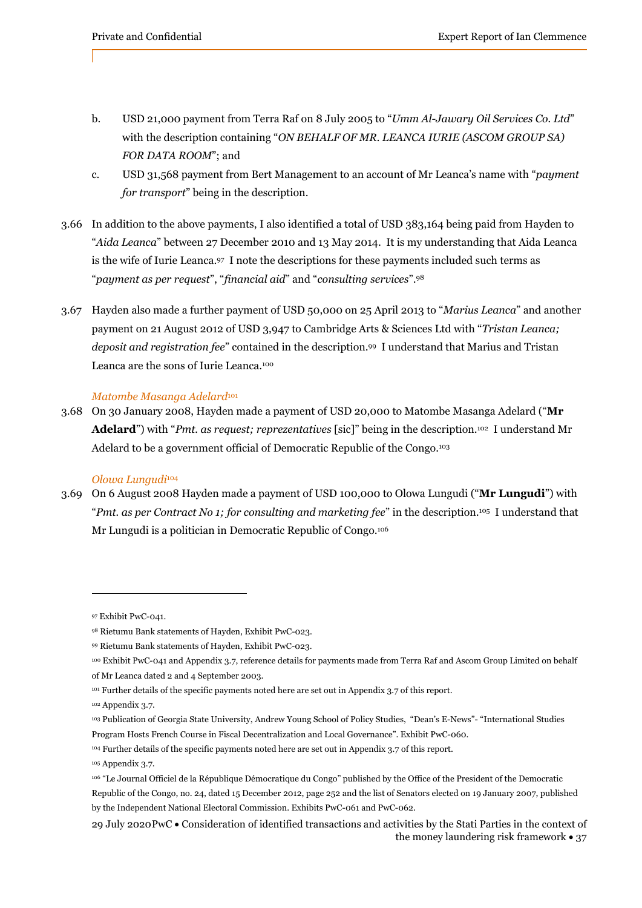b. USD 21,000 payment from Terra Raf on 8 July 2005 to "*Umm Al-Jawary Oil Services Co. Ltd*" with the description containing "*ON BEHALF OF MR. LEANCA IURIE (ASCOM GROUP SA) FOR DATA ROOM*"; and

c. USD 31,568 payment from Bert Management to an account of Mr Leanca's name with "*payment for transport*" being in the description.

3.66 In addition to the above payments, I also identified a total of USD 383,164 being paid from Hayden to "*Aida Leanca*" between 27 December 2010 and 13 May 2014. It is my understanding that Aida Leanca is the wife of Iurie Leanca.[97] I note the descriptions for these payments included such terms as "*payment as per request*", "*financial aid*" and "*consulting services*".[98]

3.67 Hayden also made a further payment of USD 50,000 on 25 April 2013 to "*Marius Leanca*" and another payment on 21 August 2012 of USD 3,947 to Cambridge Arts & Sciences Ltd with "*Tristan Leanca; deposit and registration fee*" contained in the description.[99] I understand that Marius and Tristan Leanca are the sons of Iurie Leanca.[100]

*Matombe Masanga Adelard*[101]

3.68 On 30 January 2008, Hayden made a payment of USD 20,000 to Matombe Masanga Adelard ("**Mr Adelard**") with "*Pmt. as request; reprezentatives* [sic]" being in the description.[102] I understand Mr Adelard to be a government official of Democratic Republic of the Congo.[103]

*Olowa Lungudi*[104]

3.69 On 6 August 2008 Hayden made a payment of USD 100,000 to Olowa Lungudi ("**Mr Lungudi**") with "*Pmt. as per Contract No 1; for consulting and marketing fee*" in the description.[105] I understand that Mr Lungudi is a politician in Democratic Republic of Congo.[106]

---

[97] Exhibit PwC-041.

[98] Rietumu Bank statements of Hayden, Exhibit PwC-023.

[99] Rietumu Bank statements of Hayden, Exhibit PwC-023.

[100] Exhibit PwC-041 and Appendix 3.7, reference details for payments made from Terra Raf and Ascom Group Limited on behalf of Mr Leanca dated 2 and 4 September 2003.

[101] Further details of the specific payments noted here are set out in Appendix 3.7 of this report.

[102] Appendix 3.7.

[103] Publication of Georgia State University, Andrew Young School of Policy Studies, "Dean's E-News"- "International Studies Program Hosts French Course in Fiscal Decentralization and Local Governance". Exhibit PwC-060.

[104] Further details of the specific payments noted here are set out in Appendix 3.7 of this report.

[105] Appendix 3.7.

[106] "Le Journal Officiel de la République Démocratique du Congo" published by the Office of the President of the Democratic Republic of the Congo, no. 24, dated 15 December 2012, page 252 and the list of Senators elected on 19 January 2007, published by the Independent National Electoral Commission. Exhibits PwC-061 and PwC-062.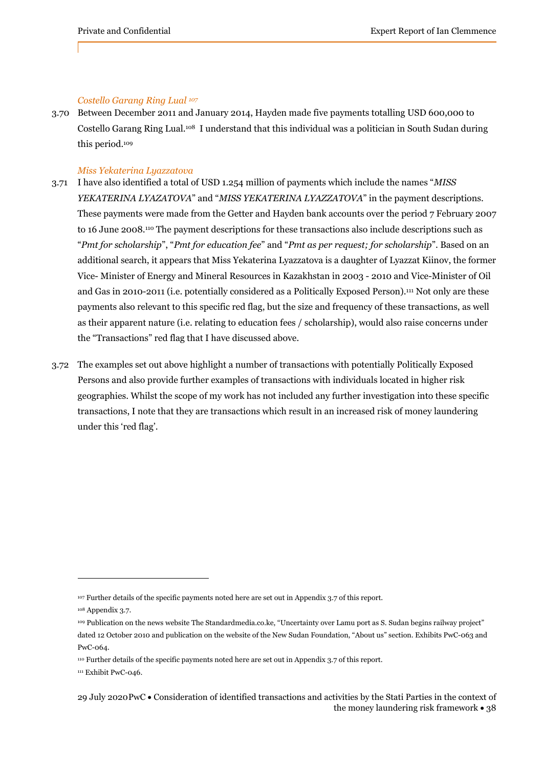*Costello Garang Ring Lual* [107]

3.70 Between December 2011 and January 2014, Hayden made five payments totalling USD 600,000 to Costello Garang Ring Lual.[108] I understand that this individual was a politician in South Sudan during this period.[109]

*Miss Yekaterina Lyazzatova*

3.71 I have also identified a total of USD 1.254 million of payments which include the names "*MISS YEKATERINA LYAZATOVA*" and "*MISS YEKATERINA LYAZZATOVA*" in the payment descriptions. These payments were made from the Getter and Hayden bank accounts over the period 7 February 2007 to 16 June 2008.[110] The payment descriptions for these transactions also include descriptions such as "*Pmt for scholarship*", "*Pmt for education fee*" and "*Pmt as per request; for scholarship*". Based on an additional search, it appears that Miss Yekaterina Lyazzatova is a daughter of Lyazzat Kiinov, the former Vice- Minister of Energy and Mineral Resources in Kazakhstan in 2003 - 2010 and Vice-Minister of Oil and Gas in 2010-2011 (i.e. potentially considered as a Politically Exposed Person).[111] Not only are these payments also relevant to this specific red flag, but the size and frequency of these transactions, as well as their apparent nature (i.e. relating to education fees / scholarship), would also raise concerns under the "Transactions" red flag that I have discussed above.

3.72 The examples set out above highlight a number of transactions with potentially Politically Exposed Persons and also provide further examples of transactions with individuals located in higher risk geographies. Whilst the scope of my work has not included any further investigation into these specific transactions, I note that they are transactions which result in an increased risk of money laundering under this 'red flag'.

---

[107] Further details of the specific payments noted here are set out in Appendix 3.7 of this report.

[108] Appendix 3.7.

[109] Publication on the news website The Standardmedia.co.ke, "Uncertainty over Lamu port as S. Sudan begins railway project" dated 12 October 2010 and publication on the website of the New Sudan Foundation, "About us" section. Exhibits PwC-063 and PwC-064.

[110] Further details of the specific payments noted here are set out in Appendix 3.7 of this report.

[111] Exhibit PwC-046.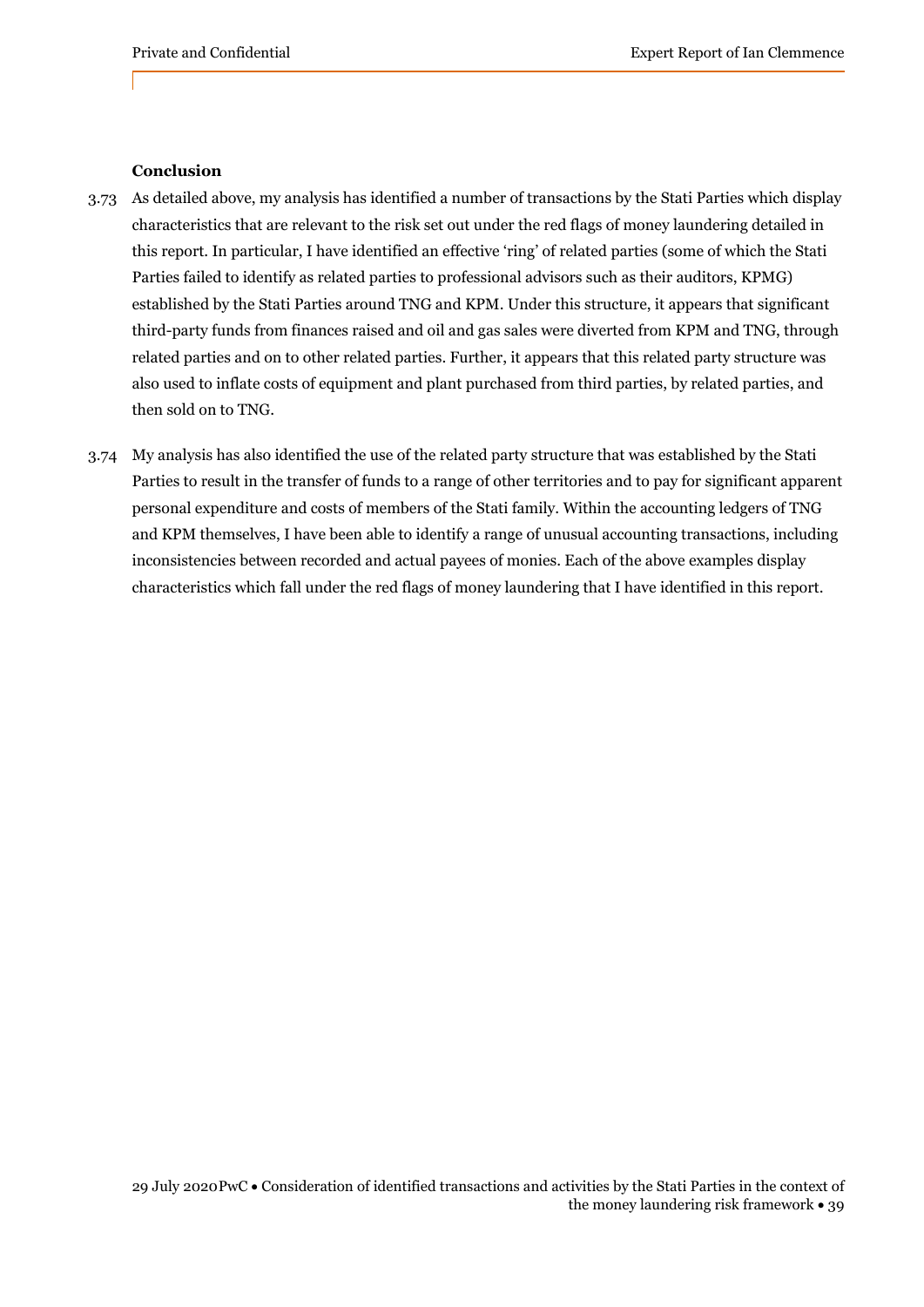**Conclusion**

3.73 As detailed above, my analysis has identified a number of transactions by the Stati Parties which display characteristics that are relevant to the risk set out under the red flags of money laundering detailed in this report. In particular, I have identified an effective 'ring' of related parties (some of which the Stati Parties failed to identify as related parties to professional advisors such as their auditors, KPMG) established by the Stati Parties around TNG and KPM. Under this structure, it appears that significant third-party funds from finances raised and oil and gas sales were diverted from KPM and TNG, through related parties and on to other related parties. Further, it appears that this related party structure was also used to inflate costs of equipment and plant purchased from third parties, by related parties, and then sold on to TNG.

3.74 My analysis has also identified the use of the related party structure that was established by the Stati Parties to result in the transfer of funds to a range of other territories and to pay for significant apparent personal expenditure and costs of members of the Stati family. Within the accounting ledgers of TNG and KPM themselves, I have been able to identify a range of unusual accounting transactions, including inconsistencies between recorded and actual payees of monies. Each of the above examples display characteristics which fall under the red flags of money laundering that I have identified in this report.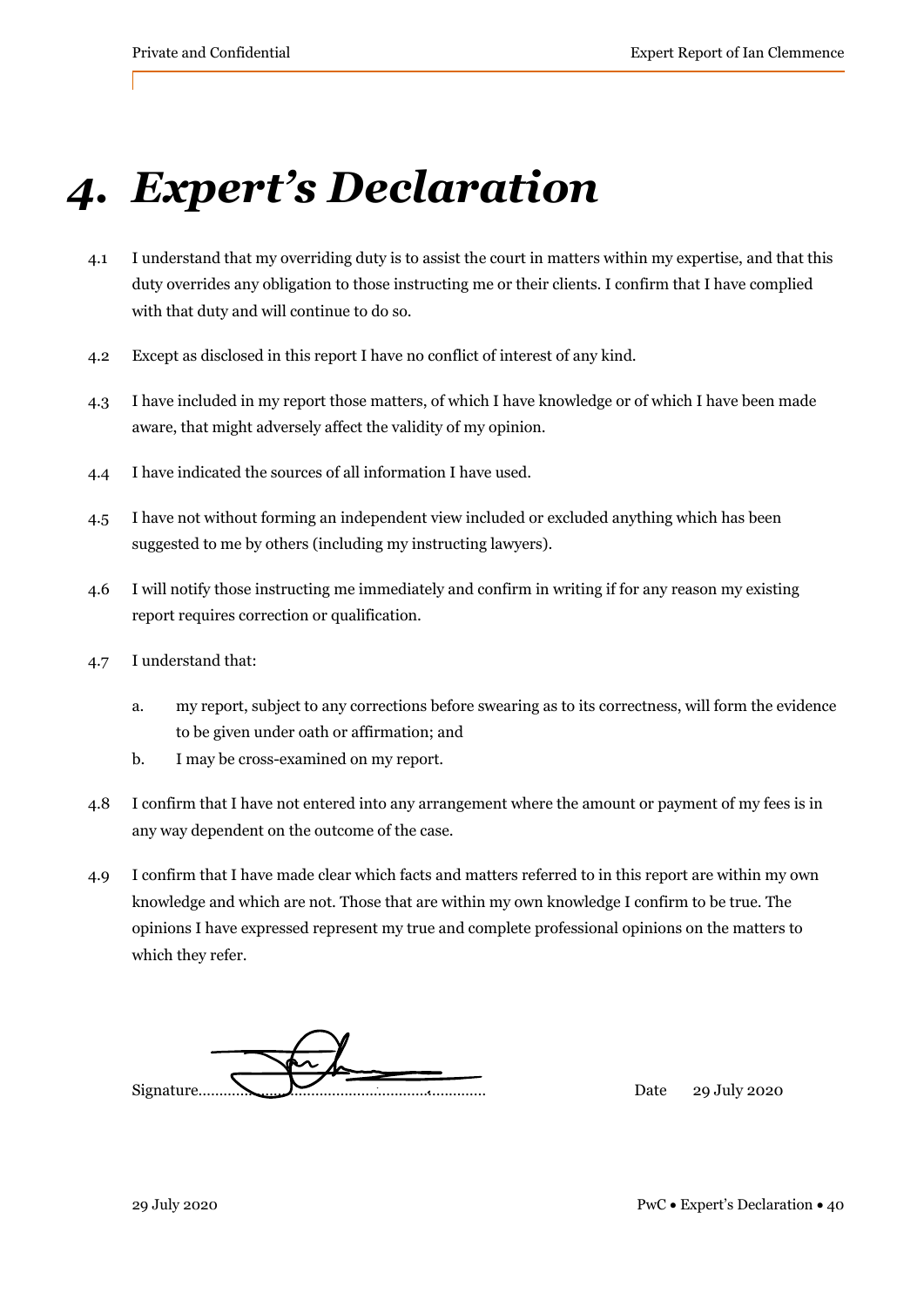# 4. Expert's Declaration

4.1 I understand that my overriding duty is to assist the court in matters within my expertise, and that this duty overrides any obligation to those instructing me or their clients. I confirm that I have complied with that duty and will continue to do so.

4.2 Except as disclosed in this report I have no conflict of interest of any kind.

4.3 I have included in my report those matters, of which I have knowledge or of which I have been made aware, that might adversely affect the validity of my opinion.

4.4 I have indicated the sources of all information I have used.

4.5 I have not without forming an independent view included or excluded anything which has been suggested to me by others (including my instructing lawyers).

4.6 I will notify those instructing me immediately and confirm in writing if for any reason my existing report requires correction or qualification.

4.7 I understand that:

a. my report, subject to any corrections before swearing as to its correctness, will form the evidence to be given under oath or affirmation; and

b. I may be cross-examined on my report.

4.8 I confirm that I have not entered into any arrangement where the amount or payment of my fees is in any way dependent on the outcome of the case.

4.9 I confirm that I have made clear which facts and matters referred to in this report are within my own knowledge and which are not. Those that are within my own knowledge I confirm to be true. The opinions I have expressed represent my true and complete professional opinions on the matters to which they refer.

Signature.................................................................... Date 29 July 2020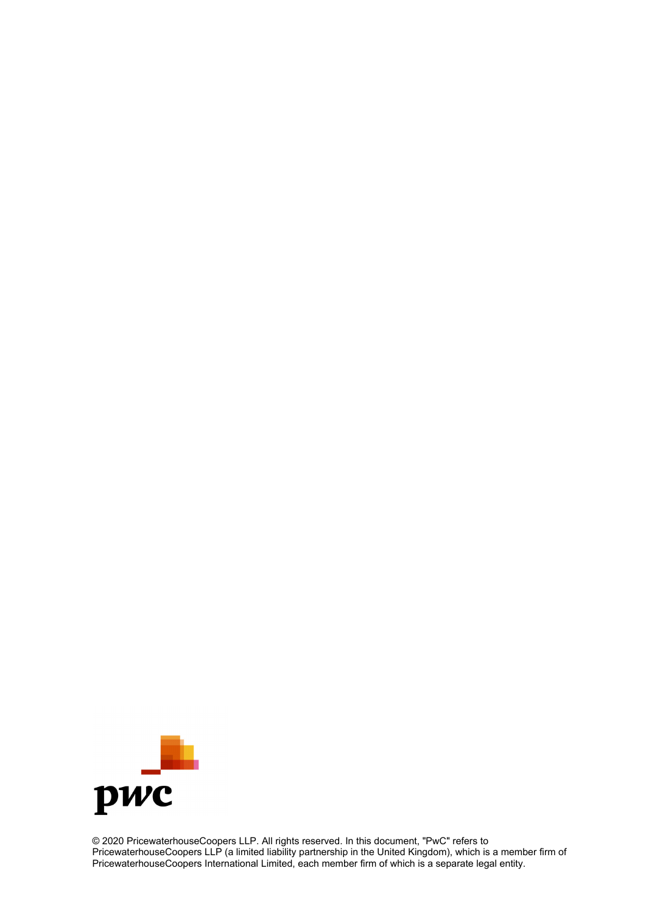© 2020 PricewaterhouseCoopers LLP. All rights reserved. In this document, "PwC" refers to PricewaterhouseCoopers LLP (a limited liability partnership in the United Kingdom), which is a member firm of PricewaterhouseCoopers International Limited, each member firm of which is a separate legal entity.